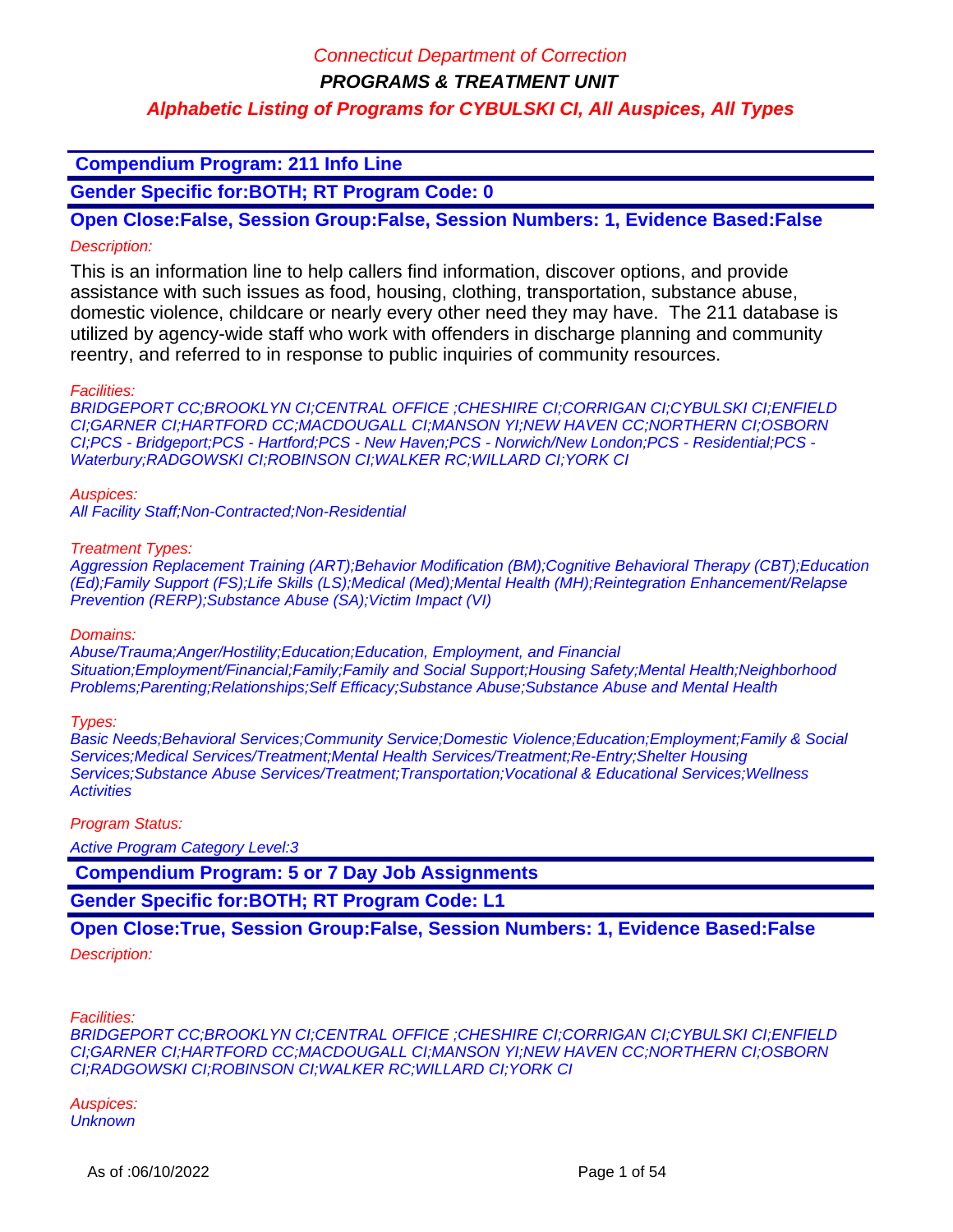# Connecticut Department of Correction

## PROGRAMS & TREATMENT UNIT

### Alphabetic Listing of Programs for CYBULSKI CI, All Auspices, All Types

**Compendium Program: 211 Info Line**

**Gender Specific for:BOTH; RT Program Code: 0**

**Open Close:False, Session Group:False, Session Numbers: 1, Evidence Based:False**

*Description:*

This is an information line to help callers find information, discover options, and provide assistance with such issues as food, housing, clothing, transportation, substance abuse, domestic violence, childcare or nearly every other need they may have. The 211 database is utilized by agency-wide staff who work with offenders in discharge planning and community reentry, and referred to in response to public inquiries of community resources.

*Facilities:*

*BRIDGEPORT CC;BROOKLYN CI;CENTRAL OFFICE ;CHESHIRE CI;CORRIGAN CI;CYBULSKI CI;ENFIELD CI;GARNER CI;HARTFORD CC;MACDOUGALL CI;MANSON YI;NEW HAVEN CC;NORTHERN CI;OSBORN CI;PCS - Bridgeport;PCS - Hartford;PCS - New Haven;PCS - Norwich/New London;PCS - Residential;PCS - Waterbury;RADGOWSKI CI;ROBINSON CI;WALKER RC;WILLARD CI;YORK CI*

*Auspices:*

*All Facility Staff;Non-Contracted;Non-Residential*

*Treatment Types:*

*Aggression Replacement Training (ART);Behavior Modification (BM);Cognitive Behavioral Therapy (CBT);Education (Ed);Family Support (FS);Life Skills (LS);Medical (Med);Mental Health (MH);Reintegration Enhancement/Relapse Prevention (RERP);Substance Abuse (SA);Victim Impact (VI)*

*Domains:*

*Abuse/Trauma;Anger/Hostility;Education;Education, Employment, and Financial Situation;Employment/Financial;Family;Family and Social Support;Housing Safety;Mental Health;Neighborhood Problems;Parenting;Relationships;Self Efficacy;Substance Abuse;Substance Abuse and Mental Health*

*Types:*

*Basic Needs;Behavioral Services;Community Service;Domestic Violence;Education;Employment;Family & Social Services;Medical Services/Treatment;Mental Health Services/Treatment;Re-Entry;Shelter Housing Services;Substance Abuse Services/Treatment;Transportation;Vocational & Educational Services;Wellness Activities*

*Program Status:*

*Active Program Category Level:3*

**Compendium Program: 5 or 7 Day Job Assignments**

**Gender Specific for:BOTH; RT Program Code: L1**

**Open Close:True, Session Group:False, Session Numbers: 1, Evidence Based:False**

*Description:*

*Facilities:*

*BRIDGEPORT CC;BROOKLYN CI;CENTRAL OFFICE ;CHESHIRE CI;CORRIGAN CI;CYBULSKI CI;ENFIELD CI;GARNER CI;HARTFORD CC;MACDOUGALL CI;MANSON YI;NEW HAVEN CC;NORTHERN CI;OSBORN CI;RADGOWSKI CI;ROBINSON CI;WALKER RC;WILLARD CI;YORK CI*

*Auspices:*

*Unknown*

As of :06/10/2022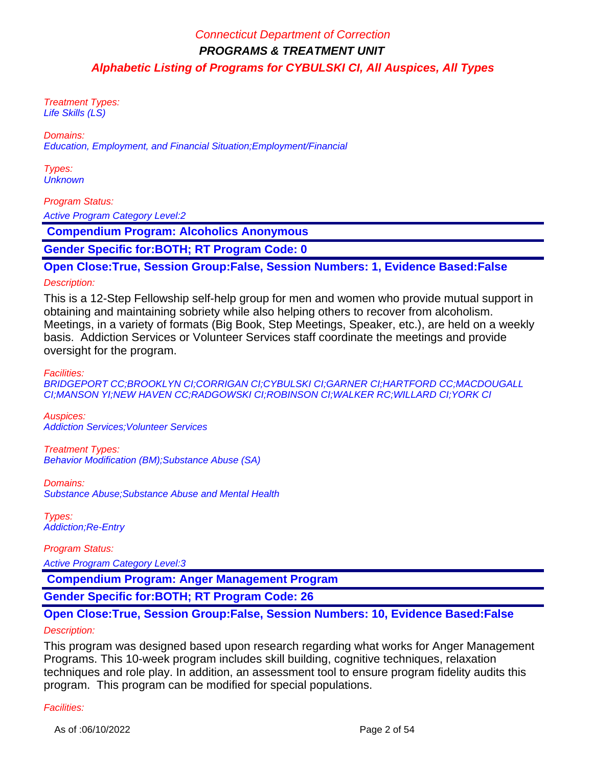Treatment Types:
Life Skills (LS)

Domains:
Education, Employment, and Financial Situation;Employment/Financial

Types:
Unknown

Program Status:

Active Program Category Level:2

**Compendium Program: Alcoholics Anonymous**

**Gender Specific for:BOTH; RT Program Code: 0**

**Open Close:True, Session Group:False, Session Numbers: 1, Evidence Based:False**

Description:

This is a 12-Step Fellowship self-help group for men and women who provide mutual support in obtaining and maintaining sobriety while also helping others to recover from alcoholism. Meetings, in a variety of formats (Big Book, Step Meetings, Speaker, etc.), are held on a weekly basis. Addiction Services or Volunteer Services staff coordinate the meetings and provide oversight for the program.

Facilities:
BRIDGEPORT CC;BROOKLYN CI;CORRIGAN CI;CYBULSKI CI;GARNER CI;HARTFORD CC;MACDOUGALL CI;MANSON YI;NEW HAVEN CC;RADGOWSKI CI;ROBINSON CI;WALKER RC;WILLARD CI;YORK CI

Auspices:
Addiction Services;Volunteer Services

Treatment Types:
Behavior Modification (BM);Substance Abuse (SA)

Domains:
Substance Abuse;Substance Abuse and Mental Health

Types:
Addiction;Re-Entry

Program Status:

Active Program Category Level:3

**Compendium Program: Anger Management Program**

**Gender Specific for:BOTH; RT Program Code: 26**

**Open Close:True, Session Group:False, Session Numbers: 10, Evidence Based:False**

Description:

This program was designed based upon research regarding what works for Anger Management Programs. This 10-week program includes skill building, cognitive techniques, relaxation techniques and role play. In addition, an assessment tool to ensure program fidelity audits this program. This program can be modified for special populations.

Facilities: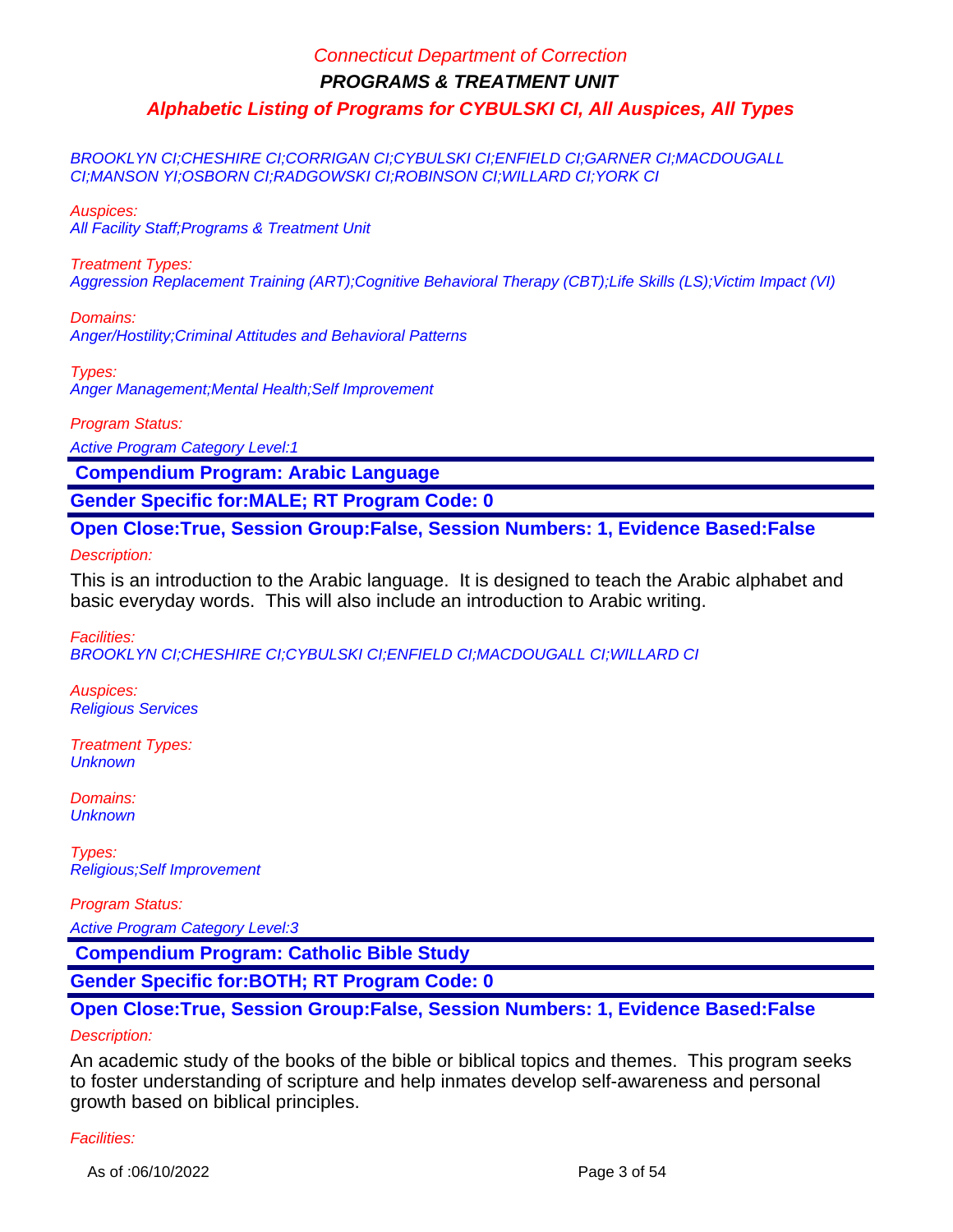# Connecticut Department of Correction

**PROGRAMS & TREATMENT UNIT**

## Alphabetic Listing of Programs for CYBULSKI CI, All Auspices, All Types

*BROOKLYN CI;CHESHIRE CI;CORRIGAN CI;CYBULSKI CI;ENFIELD CI;GARNER CI;MACDOUGALL CI;MANSON YI;OSBORN CI;RADGOWSKI CI;ROBINSON CI;WILLARD CI;YORK CI*

*Auspices:*
*All Facility Staff;Programs & Treatment Unit*

*Treatment Types:*
*Aggression Replacement Training (ART);Cognitive Behavioral Therapy (CBT);Life Skills (LS);Victim Impact (VI)*

*Domains:*
*Anger/Hostility;Criminal Attitudes and Behavioral Patterns*

*Types:*
*Anger Management;Mental Health;Self Improvement*

*Program Status:*
*Active Program Category Level:1*

### Compendium Program: Arabic Language

**Gender Specific for:MALE; RT Program Code: 0**

**Open Close:True, Session Group:False, Session Numbers: 1, Evidence Based:False**

*Description:*

This is an introduction to the Arabic language. It is designed to teach the Arabic alphabet and basic everyday words. This will also include an introduction to Arabic writing.

*Facilities:*
*BROOKLYN CI;CHESHIRE CI;CYBULSKI CI;ENFIELD CI;MACDOUGALL CI;WILLARD CI*

*Auspices:*
*Religious Services*

*Treatment Types:*
*Unknown*

*Domains:*
*Unknown*

*Types:*
*Religious;Self Improvement*

*Program Status:*
*Active Program Category Level:3*

### Compendium Program: Catholic Bible Study

**Gender Specific for:BOTH; RT Program Code: 0**

**Open Close:True, Session Group:False, Session Numbers: 1, Evidence Based:False**

*Description:*

An academic study of the books of the bible or biblical topics and themes. This program seeks to foster understanding of scripture and help inmates develop self-awareness and personal growth based on biblical principles.

*Facilities:*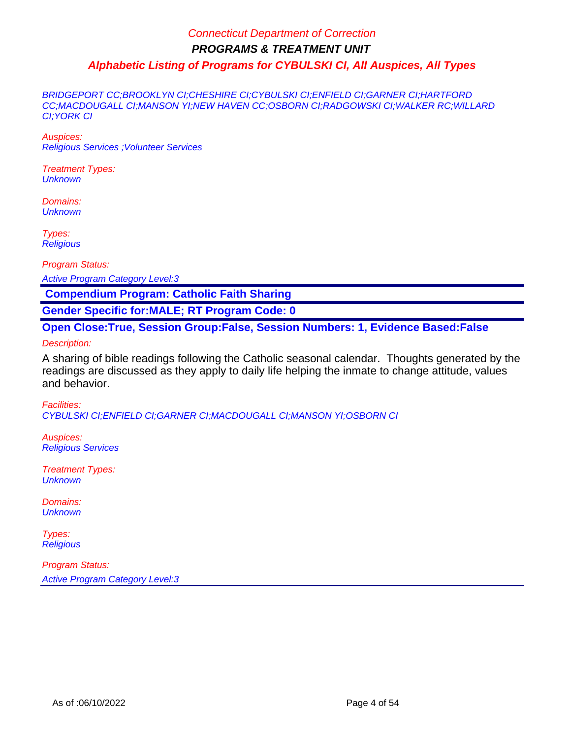BRIDGEPORT CC;BROOKLYN CI;CHESHIRE CI;CYBULSKI CI;ENFIELD CI;GARNER CI;HARTFORD CC;MACDOUGALL CI;MANSON YI;NEW HAVEN CC;OSBORN CI;RADGOWSKI CI;WALKER RC;WILLARD CI;YORK CI

*Auspices:*
*Religious Services ;Volunteer Services*

*Treatment Types:*
*Unknown*

*Domains:*
*Unknown*

*Types:*
*Religious*

*Program Status:*
*Active Program Category Level:3*

**Compendium Program: Catholic Faith Sharing**

**Gender Specific for:MALE; RT Program Code: 0**

**Open Close:True, Session Group:False, Session Numbers: 1, Evidence Based:False**

*Description:*

A sharing of bible readings following the Catholic seasonal calendar. Thoughts generated by the readings are discussed as they apply to daily life helping the inmate to change attitude, values and behavior.

*Facilities:*
*CYBULSKI CI;ENFIELD CI;GARNER CI;MACDOUGALL CI;MANSON YI;OSBORN CI*

*Auspices:*
*Religious Services*

*Treatment Types:*
*Unknown*

*Domains:*
*Unknown*

*Types:*
*Religious*

*Program Status:*
*Active Program Category Level:3*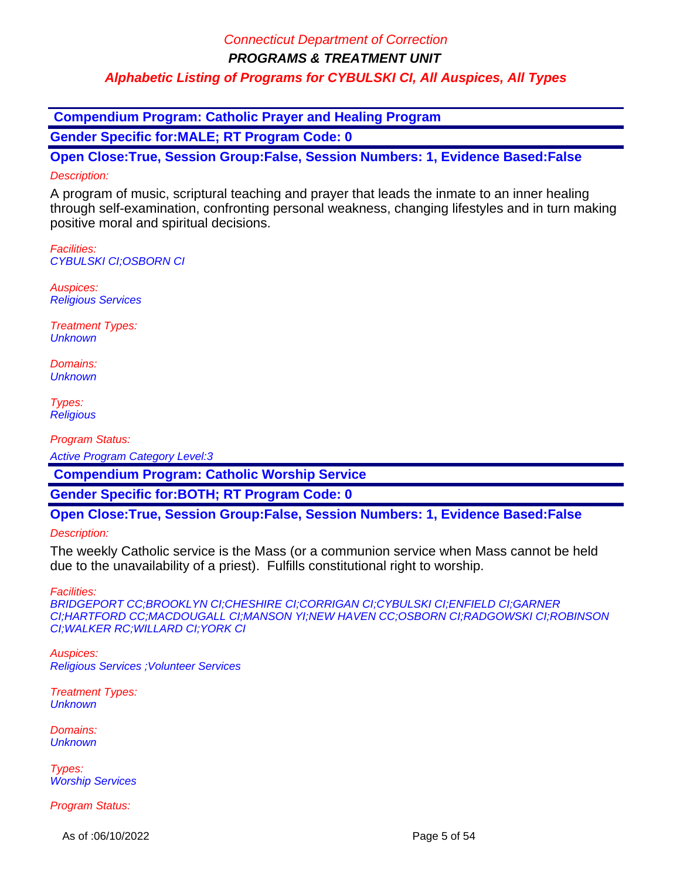**Compendium Program: Catholic Prayer and Healing Program**

**Gender Specific for:MALE; RT Program Code: 0**

**Open Close:True, Session Group:False, Session Numbers: 1, Evidence Based:False**

*Description:*

A program of music, scriptural teaching and prayer that leads the inmate to an inner healing through self-examination, confronting personal weakness, changing lifestyles and in turn making positive moral and spiritual decisions.

*Facilities:*
*CYBULSKI CI;OSBORN CI*

*Auspices:*
*Religious Services*

*Treatment Types:*
*Unknown*

*Domains:*
*Unknown*

*Types:*
*Religious*

*Program Status:*

*Active Program Category Level:3*

**Compendium Program: Catholic Worship Service**

**Gender Specific for:BOTH; RT Program Code: 0**

**Open Close:True, Session Group:False, Session Numbers: 1, Evidence Based:False**

*Description:*

The weekly Catholic service is the Mass (or a communion service when Mass cannot be held due to the unavailability of a priest). Fulfills constitutional right to worship.

*Facilities:*
*BRIDGEPORT CC;BROOKLYN CI;CHESHIRE CI;CORRIGAN CI;CYBULSKI CI;ENFIELD CI;GARNER CI;HARTFORD CC;MACDOUGALL CI;MANSON YI;NEW HAVEN CC;OSBORN CI;RADGOWSKI CI;ROBINSON CI;WALKER RC;WILLARD CI;YORK CI*

*Auspices:*
*Religious Services ;Volunteer Services*

*Treatment Types:*
*Unknown*

*Domains:*
*Unknown*

*Types:*
*Worship Services*

*Program Status:*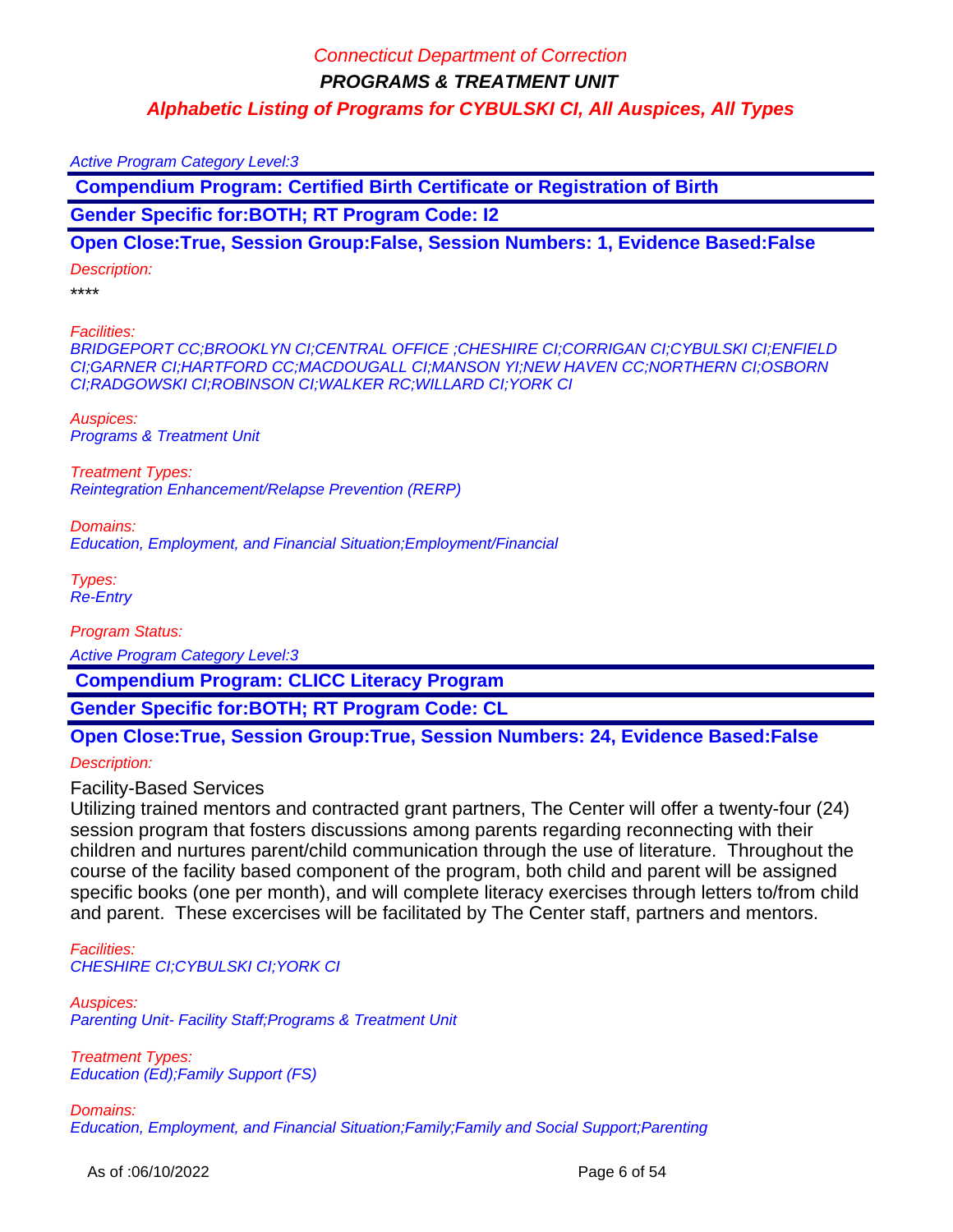Active Program Category Level:3

**Compendium Program: Certified Birth Certificate or Registration of Birth**

**Gender Specific for:BOTH; RT Program Code: I2**

**Open Close:True, Session Group:False, Session Numbers: 1, Evidence Based:False**

*Description:*

****

*Facilities:*

*BRIDGEPORT CC;BROOKLYN CI;CENTRAL OFFICE ;CHESHIRE CI;CORRIGAN CI;CYBULSKI CI;ENFIELD CI;GARNER CI;HARTFORD CC;MACDOUGALL CI;MANSON YI;NEW HAVEN CC;NORTHERN CI;OSBORN CI;RADGOWSKI CI;ROBINSON CI;WALKER RC;WILLARD CI;YORK CI*

*Auspices:*

*Programs & Treatment Unit*

*Treatment Types:*

*Reintegration Enhancement/Relapse Prevention (RERP)*

*Domains:*

*Education, Employment, and Financial Situation;Employment/Financial*

*Types:*

*Re-Entry*

*Program Status:*

Active Program Category Level:3

**Compendium Program: CLICC Literacy Program**

**Gender Specific for:BOTH; RT Program Code: CL**

**Open Close:True, Session Group:True, Session Numbers: 24, Evidence Based:False**

*Description:*

Facility-Based Services

Utilizing trained mentors and contracted grant partners, The Center will offer a twenty-four (24) session program that fosters discussions among parents regarding reconnecting with their children and nurtures parent/child communication through the use of literature. Throughout the course of the facility based component of the program, both child and parent will be assigned specific books (one per month), and will complete literacy exercises through letters to/from child and parent. These excercises will be facilitated by The Center staff, partners and mentors.

*Facilities:*

*CHESHIRE CI;CYBULSKI CI;YORK CI*

*Auspices:*

*Parenting Unit- Facility Staff;Programs & Treatment Unit*

*Treatment Types:*

*Education (Ed);Family Support (FS)*

*Domains:*

*Education, Employment, and Financial Situation;Family;Family and Social Support;Parenting*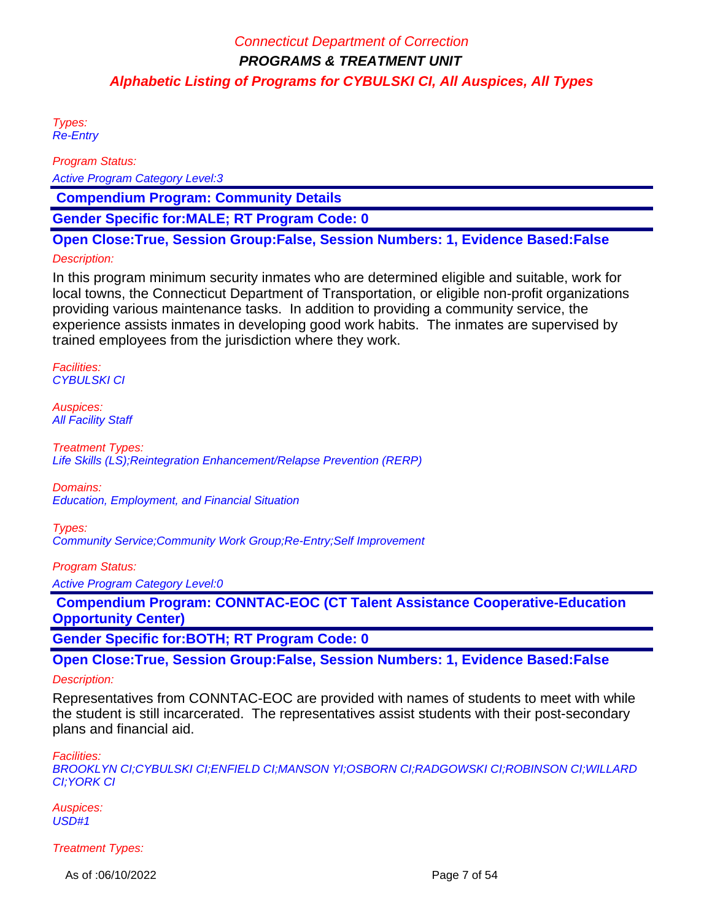Types:
Re-Entry

Program Status:

Active Program Category Level:3

**Compendium Program: Community Details**

**Gender Specific for:MALE; RT Program Code: 0**

**Open Close:True, Session Group:False, Session Numbers: 1, Evidence Based:False**

Description:

In this program minimum security inmates who are determined eligible and suitable, work for local towns, the Connecticut Department of Transportation, or eligible non-profit organizations providing various maintenance tasks. In addition to providing a community service, the experience assists inmates in developing good work habits. The inmates are supervised by trained employees from the jurisdiction where they work.

Facilities:
CYBULSKI CI

Auspices:
All Facility Staff

Treatment Types:
Life Skills (LS);Reintegration Enhancement/Relapse Prevention (RERP)

Domains:
Education, Employment, and Financial Situation

Types:
Community Service;Community Work Group;Re-Entry;Self Improvement

Program Status:

Active Program Category Level:0

**Compendium Program: CONNTAC-EOC (CT Talent Assistance Cooperative-Education Opportunity Center)**

**Gender Specific for:BOTH; RT Program Code: 0**

**Open Close:True, Session Group:False, Session Numbers: 1, Evidence Based:False**

Description:

Representatives from CONNTAC-EOC are provided with names of students to meet with while the student is still incarcerated. The representatives assist students with their post-secondary plans and financial aid.

Facilities:
BROOKLYN CI;CYBULSKI CI;ENFIELD CI;MANSON YI;OSBORN CI;RADGOWSKI CI;ROBINSON CI;WILLARD CI;YORK CI

Auspices:
USD#1

Treatment Types: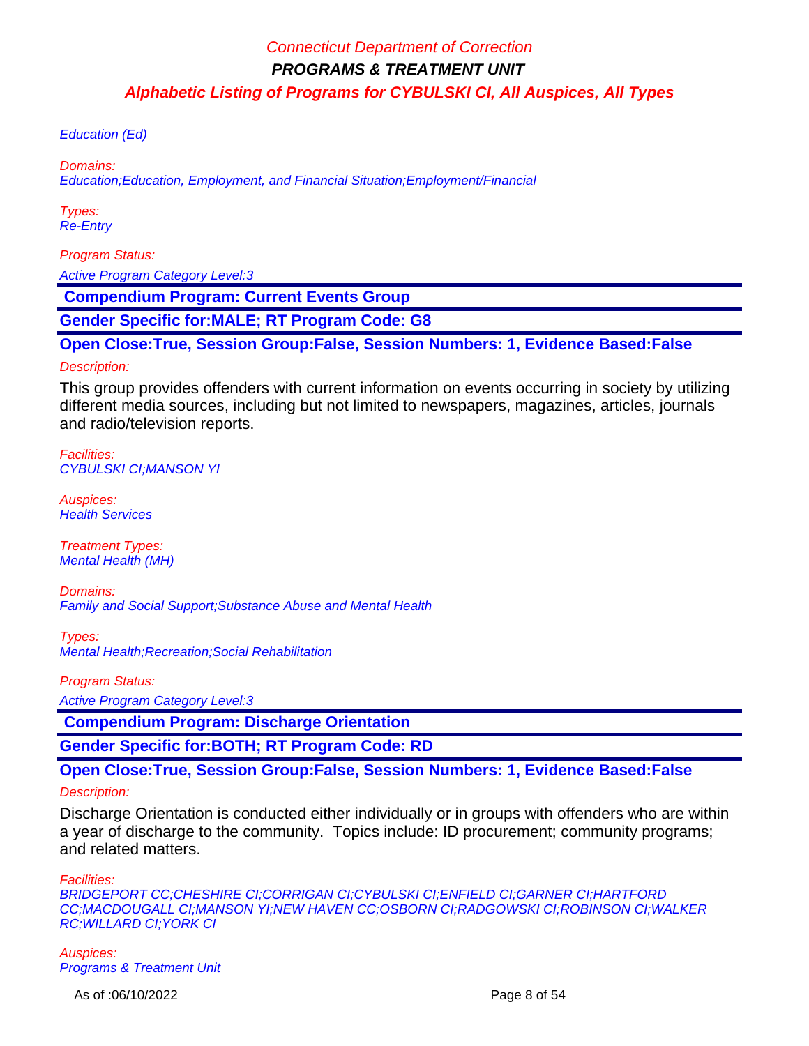Education (Ed)

*Domains:*
Education;Education, Employment, and Financial Situation;Employment/Financial

*Types:*
Re-Entry

*Program Status:*

Active Program Category Level:3

## Compendium Program: Current Events Group

**Gender Specific for:MALE; RT Program Code: G8**

**Open Close:True, Session Group:False, Session Numbers: 1, Evidence Based:False**

*Description:*

This group provides offenders with current information on events occurring in society by utilizing different media sources, including but not limited to newspapers, magazines, articles, journals and radio/television reports.

*Facilities:*
CYBULSKI CI;MANSON YI

*Auspices:*
Health Services

*Treatment Types:*
Mental Health (MH)

*Domains:*
Family and Social Support;Substance Abuse and Mental Health

*Types:*
Mental Health;Recreation;Social Rehabilitation

*Program Status:*

Active Program Category Level:3

## Compendium Program: Discharge Orientation

**Gender Specific for:BOTH; RT Program Code: RD**

**Open Close:True, Session Group:False, Session Numbers: 1, Evidence Based:False**

*Description:*

Discharge Orientation is conducted either individually or in groups with offenders who are within a year of discharge to the community. Topics include: ID procurement; community programs; and related matters.

*Facilities:*
BRIDGEPORT CC;CHESHIRE CI;CORRIGAN CI;CYBULSKI CI;ENFIELD CI;GARNER CI;HARTFORD CC;MACDOUGALL CI;MANSON YI;NEW HAVEN CC;OSBORN CI;RADGOWSKI CI;ROBINSON CI;WALKER RC;WILLARD CI;YORK CI

*Auspices:*
Programs & Treatment Unit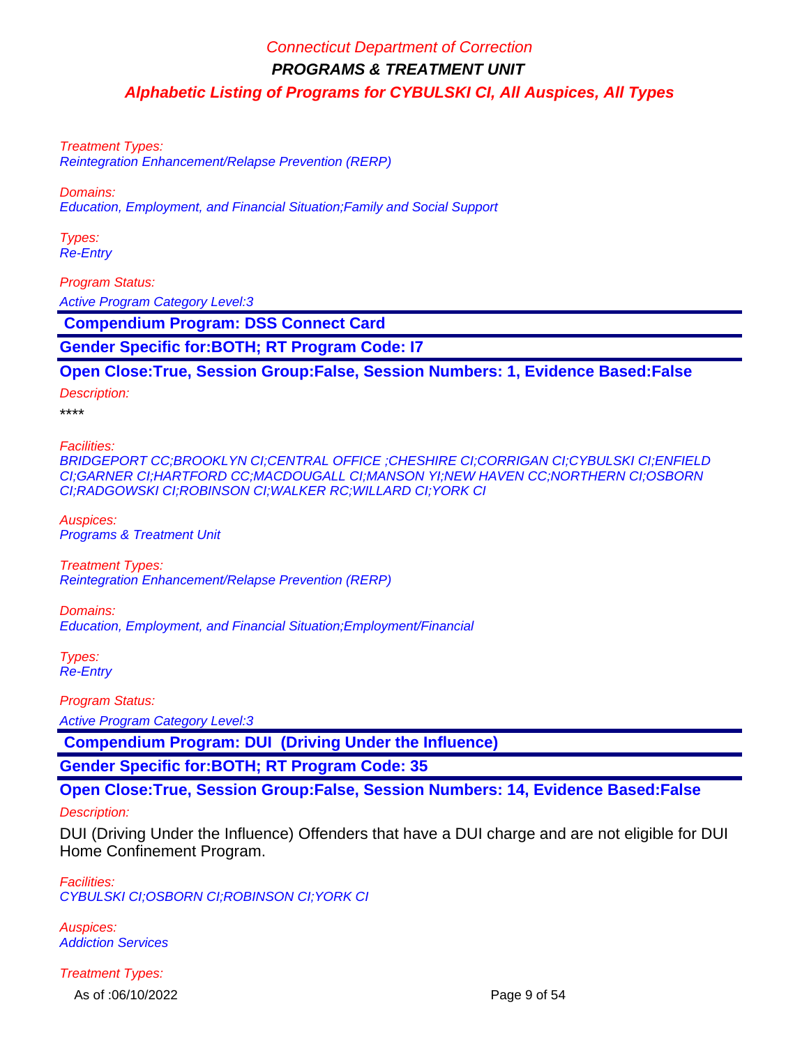Treatment Types:
Reintegration Enhancement/Relapse Prevention (RERP)

Domains:
Education, Employment, and Financial Situation;Family and Social Support

Types:
Re-Entry

Program Status:
Active Program Category Level:3

## Compendium Program: DSS Connect Card

**Gender Specific for:BOTH; RT Program Code: I7**

**Open Close:True, Session Group:False, Session Numbers: 1, Evidence Based:False**

Description:
****

Facilities:
BRIDGEPORT CC;BROOKLYN CI;CENTRAL OFFICE ;CHESHIRE CI;CORRIGAN CI;CYBULSKI CI;ENFIELD CI;GARNER CI;HARTFORD CC;MACDOUGALL CI;MANSON YI;NEW HAVEN CC;NORTHERN CI;OSBORN CI;RADGOWSKI CI;ROBINSON CI;WALKER RC;WILLARD CI;YORK CI

Auspices:
Programs & Treatment Unit

Treatment Types:
Reintegration Enhancement/Relapse Prevention (RERP)

Domains:
Education, Employment, and Financial Situation;Employment/Financial

Types:
Re-Entry

Program Status:
Active Program Category Level:3

## Compendium Program: DUI (Driving Under the Influence)

**Gender Specific for:BOTH; RT Program Code: 35**

**Open Close:True, Session Group:False, Session Numbers: 14, Evidence Based:False**

Description:
DUI (Driving Under the Influence) Offenders that have a DUI charge and are not eligible for DUI Home Confinement Program.

Facilities:
CYBULSKI CI;OSBORN CI;ROBINSON CI;YORK CI

Auspices:
Addiction Services

Treatment Types: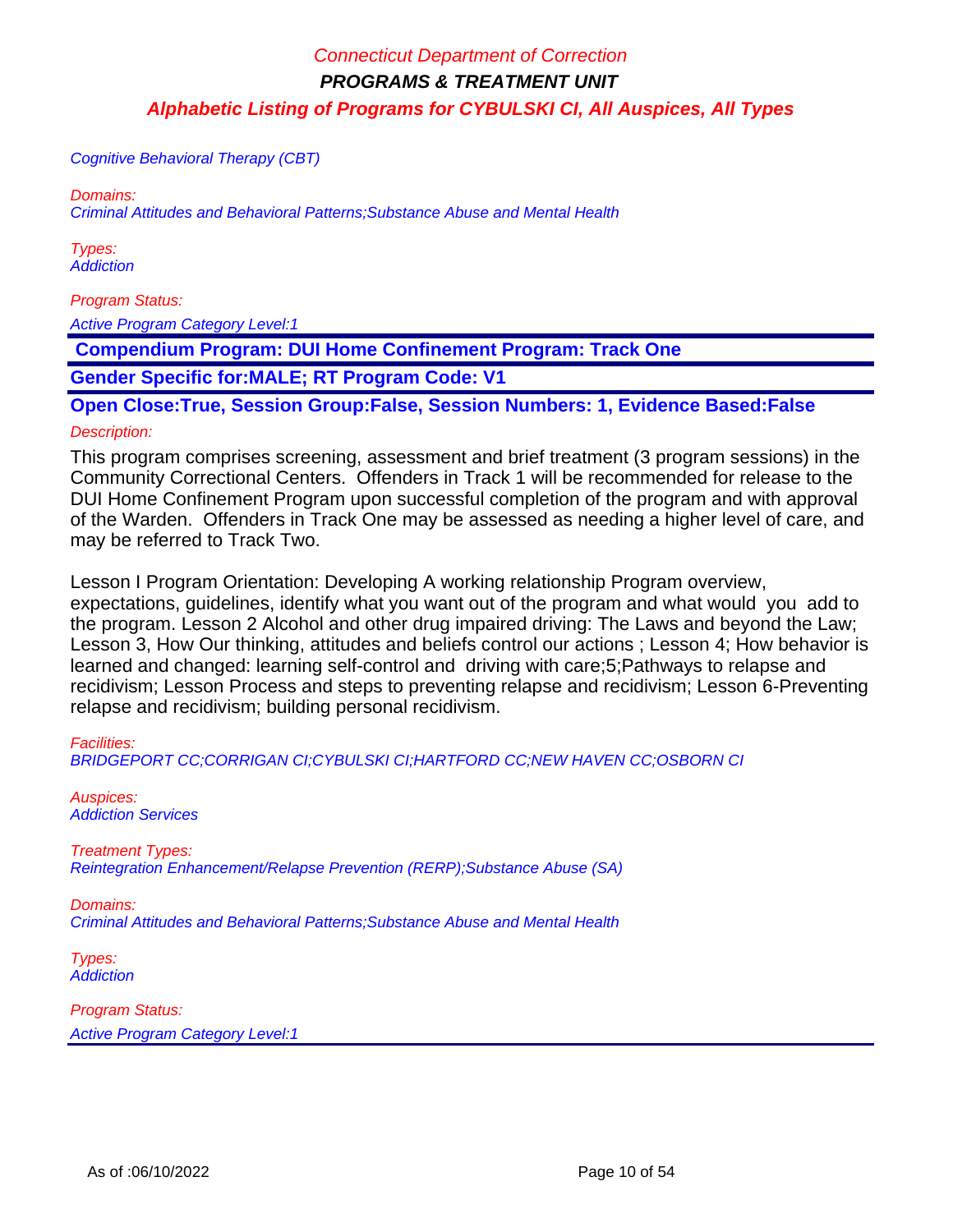Cognitive Behavioral Therapy (CBT)

Domains:
Criminal Attitudes and Behavioral Patterns;Substance Abuse and Mental Health

Types:
Addiction

Program Status:
Active Program Category Level:1

**Compendium Program: DUI Home Confinement Program: Track One**

**Gender Specific for:MALE; RT Program Code: V1**

**Open Close:True, Session Group:False, Session Numbers: 1, Evidence Based:False**

Description:

This program comprises screening, assessment and brief treatment (3 program sessions) in the Community Correctional Centers. Offenders in Track 1 will be recommended for release to the DUI Home Confinement Program upon successful completion of the program and with approval of the Warden. Offenders in Track One may be assessed as needing a higher level of care, and may be referred to Track Two.

Lesson I Program Orientation: Developing A working relationship Program overview, expectations, guidelines, identify what you want out of the program and what would you add to the program. Lesson 2 Alcohol and other drug impaired driving: The Laws and beyond the Law; Lesson 3, How Our thinking, attitudes and beliefs control our actions ; Lesson 4; How behavior is learned and changed: learning self-control and driving with care;5;Pathways to relapse and recidivism; Lesson Process and steps to preventing relapse and recidivism; Lesson 6-Preventing relapse and recidivism; building personal recidivism.

Facilities:
BRIDGEPORT CC;CORRIGAN CI;CYBULSKI CI;HARTFORD CC;NEW HAVEN CC;OSBORN CI

Auspices:
Addiction Services

Treatment Types:
Reintegration Enhancement/Relapse Prevention (RERP);Substance Abuse (SA)

Domains:
Criminal Attitudes and Behavioral Patterns;Substance Abuse and Mental Health

Types:
Addiction

Program Status:
Active Program Category Level:1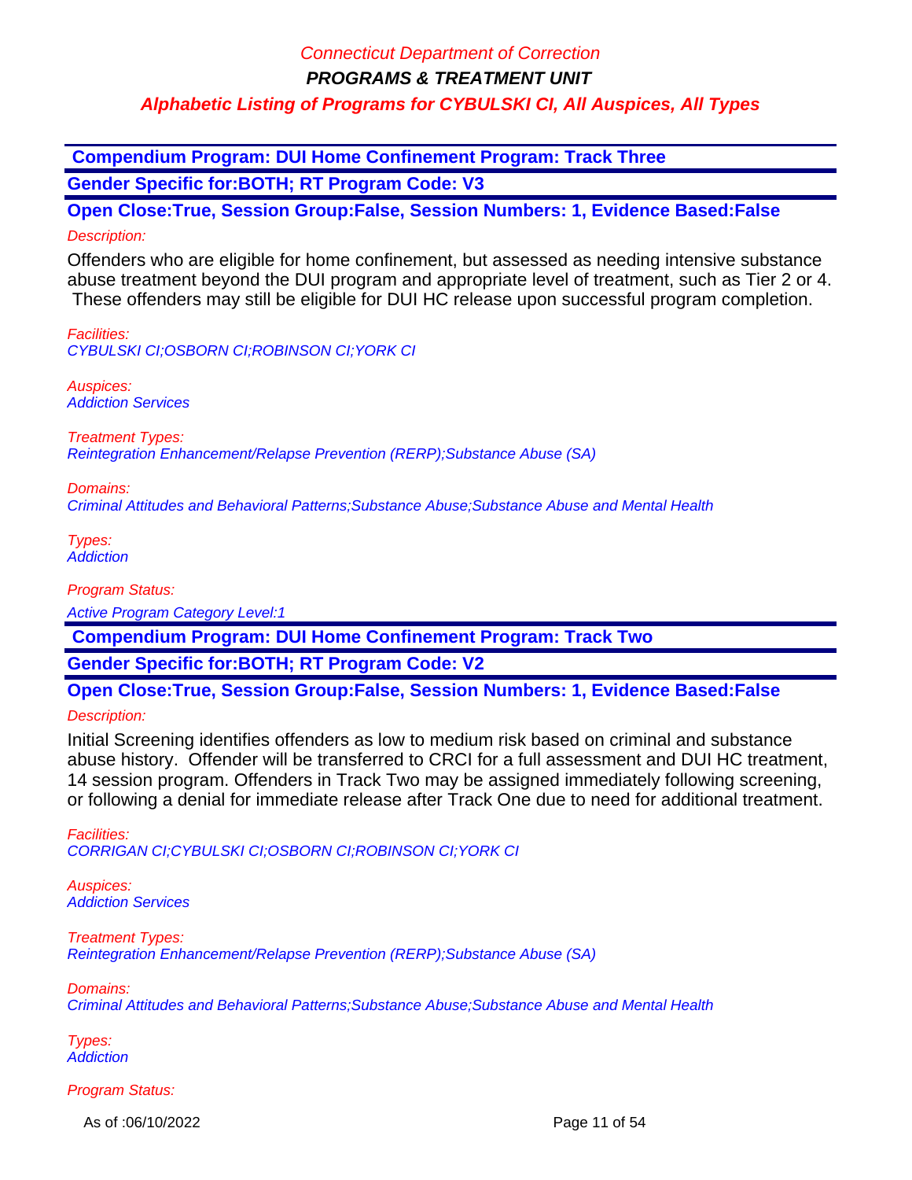**Compendium Program: DUI Home Confinement Program: Track Three**

**Gender Specific for:BOTH; RT Program Code: V3**

**Open Close:True, Session Group:False, Session Numbers: 1, Evidence Based:False**

*Description:*

Offenders who are eligible for home confinement, but assessed as needing intensive substance abuse treatment beyond the DUI program and appropriate level of treatment, such as Tier 2 or 4. These offenders may still be eligible for DUI HC release upon successful program completion.

*Facilities:*
*CYBULSKI CI;OSBORN CI;ROBINSON CI;YORK CI*

*Auspices:*
*Addiction Services*

*Treatment Types:*
*Reintegration Enhancement/Relapse Prevention (RERP);Substance Abuse (SA)*

*Domains:*
*Criminal Attitudes and Behavioral Patterns;Substance Abuse;Substance Abuse and Mental Health*

*Types:*
*Addiction*

*Program Status:*

*Active Program Category Level:1*

**Compendium Program: DUI Home Confinement Program: Track Two**

**Gender Specific for:BOTH; RT Program Code: V2**

**Open Close:True, Session Group:False, Session Numbers: 1, Evidence Based:False**

*Description:*

Initial Screening identifies offenders as low to medium risk based on criminal and substance abuse history. Offender will be transferred to CRCI for a full assessment and DUI HC treatment, 14 session program. Offenders in Track Two may be assigned immediately following screening, or following a denial for immediate release after Track One due to need for additional treatment.

*Facilities:*
*CORRIGAN CI;CYBULSKI CI;OSBORN CI;ROBINSON CI;YORK CI*

*Auspices:*
*Addiction Services*

*Treatment Types:*
*Reintegration Enhancement/Relapse Prevention (RERP);Substance Abuse (SA)*

*Domains:*
*Criminal Attitudes and Behavioral Patterns;Substance Abuse;Substance Abuse and Mental Health*

*Types:*
*Addiction*

*Program Status:*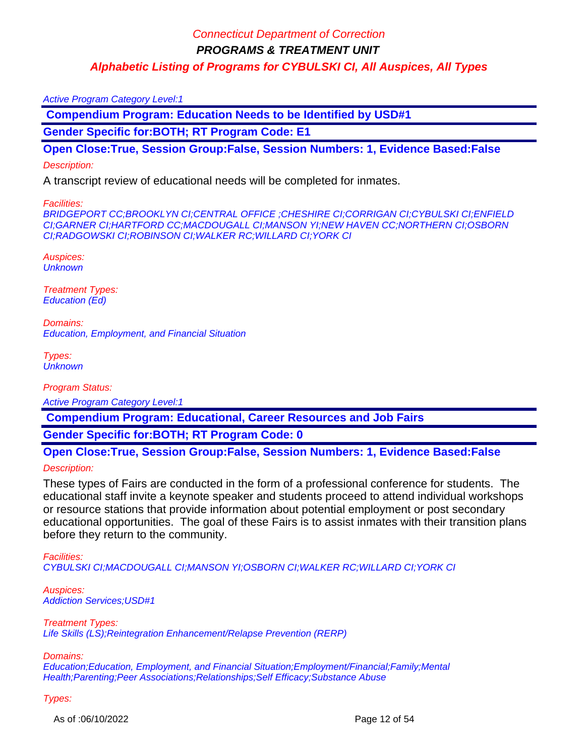Connecticut Department of Correction

**PROGRAMS & TREATMENT UNIT**

**Alphabetic Listing of Programs for CYBULSKI CI, All Auspices, All Types**

*Active Program Category Level:1*

**Compendium Program: Education Needs to be Identified by USD#1**

**Gender Specific for:BOTH; RT Program Code: E1**

**Open Close:True, Session Group:False, Session Numbers: 1, Evidence Based:False**

*Description:*

A transcript review of educational needs will be completed for inmates.

*Facilities:*
*BRIDGEPORT CC;BROOKLYN CI;CENTRAL OFFICE ;CHESHIRE CI;CORRIGAN CI;CYBULSKI CI;ENFIELD CI;GARNER CI;HARTFORD CC;MACDOUGALL CI;MANSON YI;NEW HAVEN CC;NORTHERN CI;OSBORN CI;RADGOWSKI CI;ROBINSON CI;WALKER RC;WILLARD CI;YORK CI*

*Auspices:*
*Unknown*

*Treatment Types:*
*Education (Ed)*

*Domains:*
*Education, Employment, and Financial Situation*

*Types:*
*Unknown*

*Program Status:*

*Active Program Category Level:1*

**Compendium Program: Educational, Career Resources and Job Fairs**

**Gender Specific for:BOTH; RT Program Code: 0**

**Open Close:True, Session Group:False, Session Numbers: 1, Evidence Based:False**

*Description:*

These types of Fairs are conducted in the form of a professional conference for students. The educational staff invite a keynote speaker and students proceed to attend individual workshops or resource stations that provide information about potential employment or post secondary educational opportunities. The goal of these Fairs is to assist inmates with their transition plans before they return to the community.

*Facilities:*
*CYBULSKI CI;MACDOUGALL CI;MANSON YI;OSBORN CI;WALKER RC;WILLARD CI;YORK CI*

*Auspices:*
*Addiction Services;USD#1*

*Treatment Types:*
*Life Skills (LS);Reintegration Enhancement/Relapse Prevention (RERP)*

*Domains:*
*Education;Education, Employment, and Financial Situation;Employment/Financial;Family;Mental Health;Parenting;Peer Associations;Relationships;Self Efficacy;Substance Abuse*

*Types:*

As of :06/10/2022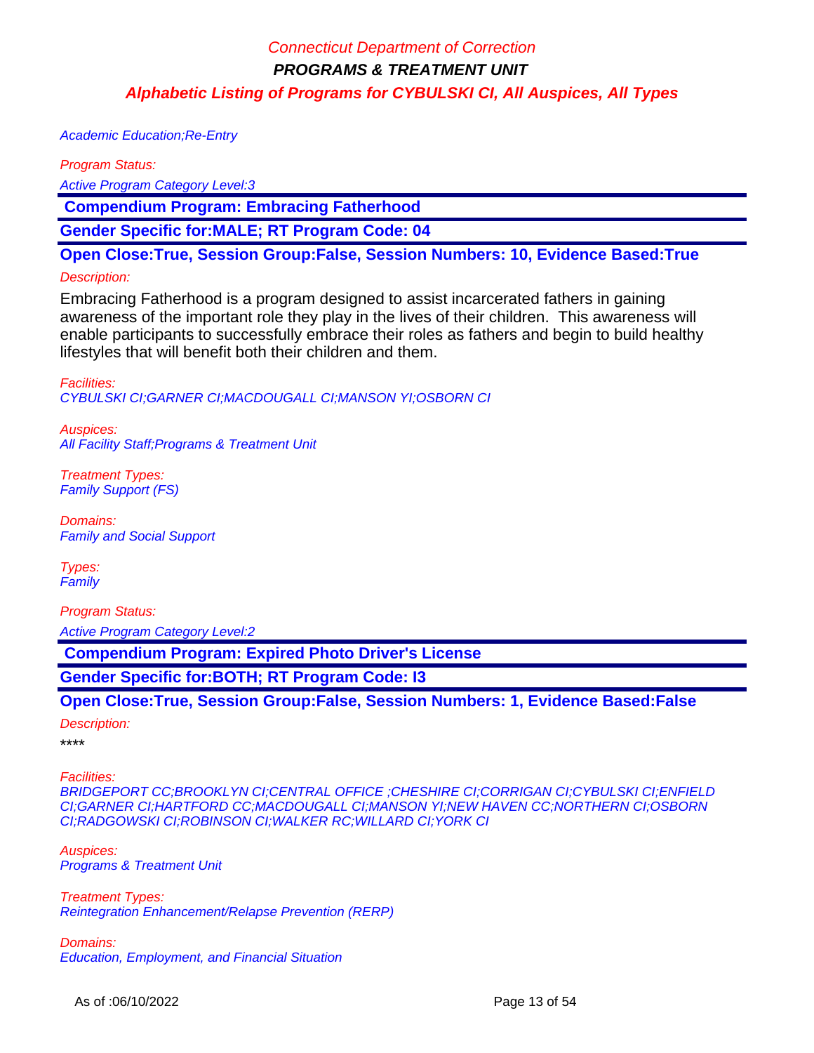Academic Education;Re-Entry

*Program Status:*

*Active Program Category Level:3*

**Compendium Program: Embracing Fatherhood**

**Gender Specific for:MALE; RT Program Code: 04**

**Open Close:True, Session Group:False, Session Numbers: 10, Evidence Based:True**

*Description:*

Embracing Fatherhood is a program designed to assist incarcerated fathers in gaining awareness of the important role they play in the lives of their children. This awareness will enable participants to successfully embrace their roles as fathers and begin to build healthy lifestyles that will benefit both their children and them.

*Facilities:*
*CYBULSKI CI;GARNER CI;MACDOUGALL CI;MANSON YI;OSBORN CI*

*Auspices:*
*All Facility Staff;Programs & Treatment Unit*

*Treatment Types:*
*Family Support (FS)*

*Domains:*
*Family and Social Support*

*Types:*
*Family*

*Program Status:*

*Active Program Category Level:2*

**Compendium Program: Expired Photo Driver's License**

**Gender Specific for:BOTH; RT Program Code: I3**

**Open Close:True, Session Group:False, Session Numbers: 1, Evidence Based:False**

*Description:*

****

*Facilities:*
*BRIDGEPORT CC;BROOKLYN CI;CENTRAL OFFICE ;CHESHIRE CI;CORRIGAN CI;CYBULSKI CI;ENFIELD CI;GARNER CI;HARTFORD CC;MACDOUGALL CI;MANSON YI;NEW HAVEN CC;NORTHERN CI;OSBORN CI;RADGOWSKI CI;ROBINSON CI;WALKER RC;WILLARD CI;YORK CI*

*Auspices:*
*Programs & Treatment Unit*

*Treatment Types:*
*Reintegration Enhancement/Relapse Prevention (RERP)*

*Domains:*
*Education, Employment, and Financial Situation*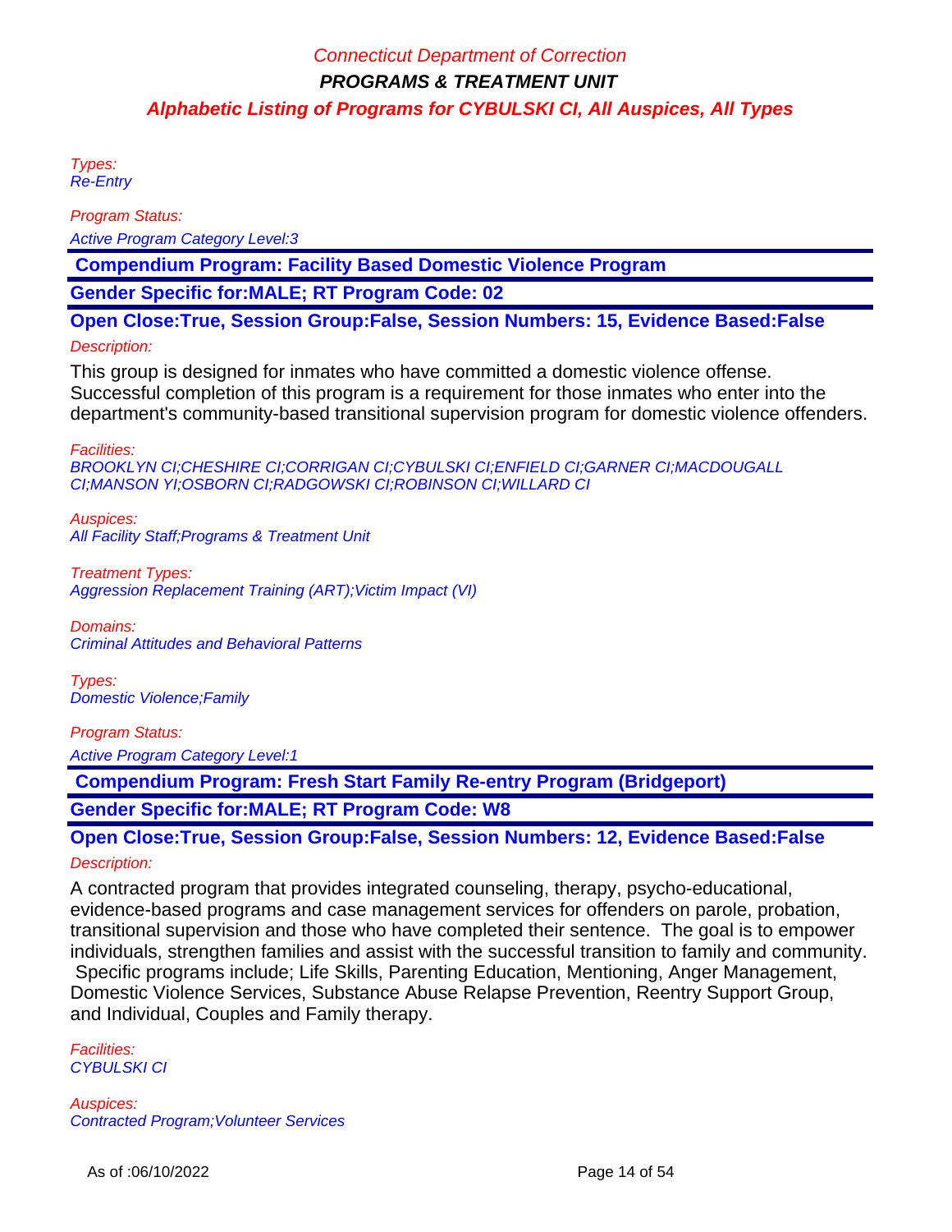*Types:*
*Re-Entry*

*Program Status:*
*Active Program Category Level:3*

**Compendium Program: Facility Based Domestic Violence Program**

**Gender Specific for:MALE; RT Program Code: 02**

**Open Close:True, Session Group:False, Session Numbers: 15, Evidence Based:False**

*Description:*

This group is designed for inmates who have committed a domestic violence offense. Successful completion of this program is a requirement for those inmates who enter into the department's community-based transitional supervision program for domestic violence offenders.

*Facilities:*
*BROOKLYN CI;CHESHIRE CI;CORRIGAN CI;CYBULSKI CI;ENFIELD CI;GARNER CI;MACDOUGALL CI;MANSON YI;OSBORN CI;RADGOWSKI CI;ROBINSON CI;WILLARD CI*

*Auspices:*
*All Facility Staff;Programs & Treatment Unit*

*Treatment Types:*
*Aggression Replacement Training (ART);Victim Impact (VI)*

*Domains:*
*Criminal Attitudes and Behavioral Patterns*

*Types:*
*Domestic Violence;Family*

*Program Status:*
*Active Program Category Level:1*

**Compendium Program: Fresh Start Family Re-entry Program (Bridgeport)**

**Gender Specific for:MALE; RT Program Code: W8**

**Open Close:True, Session Group:False, Session Numbers: 12, Evidence Based:False**

*Description:*

A contracted program that provides integrated counseling, therapy, psycho-educational, evidence-based programs and case management services for offenders on parole, probation, transitional supervision and those who have completed their sentence. The goal is to empower individuals, strengthen families and assist with the successful transition to family and community. Specific programs include; Life Skills, Parenting Education, Mentioning, Anger Management, Domestic Violence Services, Substance Abuse Relapse Prevention, Reentry Support Group, and Individual, Couples and Family therapy.

*Facilities:*
*CYBULSKI CI*

*Auspices:*
*Contracted Program;Volunteer Services*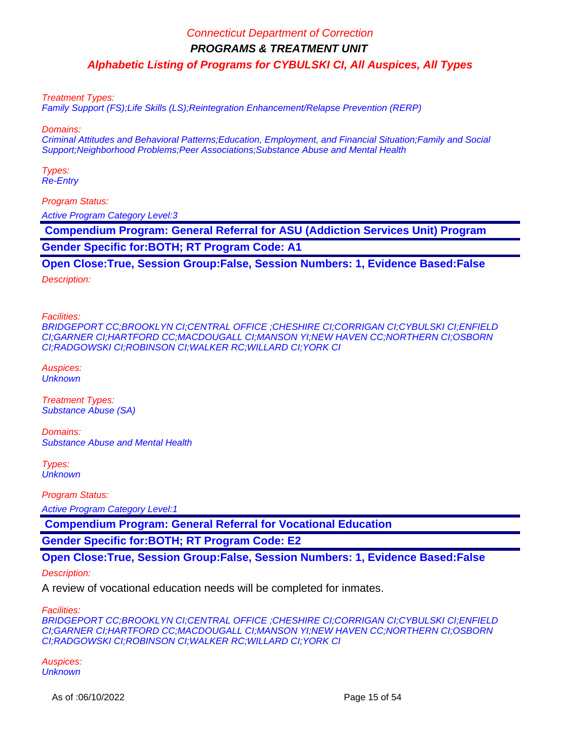Treatment Types:
Family Support (FS);Life Skills (LS);Reintegration Enhancement/Relapse Prevention (RERP)

Domains:
Criminal Attitudes and Behavioral Patterns;Education, Employment, and Financial Situation;Family and Social Support;Neighborhood Problems;Peer Associations;Substance Abuse and Mental Health

Types:
Re-Entry

Program Status:

Active Program Category Level:3

## Compendium Program: General Referral for ASU (Addiction Services Unit) Program

**Gender Specific for:BOTH; RT Program Code: A1**

**Open Close:True, Session Group:False, Session Numbers: 1, Evidence Based:False**

Description:

Facilities:
BRIDGEPORT CC;BROOKLYN CI;CENTRAL OFFICE ;CHESHIRE CI;CORRIGAN CI;CYBULSKI CI;ENFIELD CI;GARNER CI;HARTFORD CC;MACDOUGALL CI;MANSON YI;NEW HAVEN CC;NORTHERN CI;OSBORN CI;RADGOWSKI CI;ROBINSON CI;WALKER RC;WILLARD CI;YORK CI

Auspices:
Unknown

Treatment Types:
Substance Abuse (SA)

Domains:
Substance Abuse and Mental Health

Types:
Unknown

Program Status:

Active Program Category Level:1

## Compendium Program: General Referral for Vocational Education

**Gender Specific for:BOTH; RT Program Code: E2**

**Open Close:True, Session Group:False, Session Numbers: 1, Evidence Based:False**

Description:

A review of vocational education needs will be completed for inmates.

Facilities:
BRIDGEPORT CC;BROOKLYN CI;CENTRAL OFFICE ;CHESHIRE CI;CORRIGAN CI;CYBULSKI CI;ENFIELD CI;GARNER CI;HARTFORD CC;MACDOUGALL CI;MANSON YI;NEW HAVEN CC;NORTHERN CI;OSBORN CI;RADGOWSKI CI;ROBINSON CI;WALKER RC;WILLARD CI;YORK CI

Auspices:
Unknown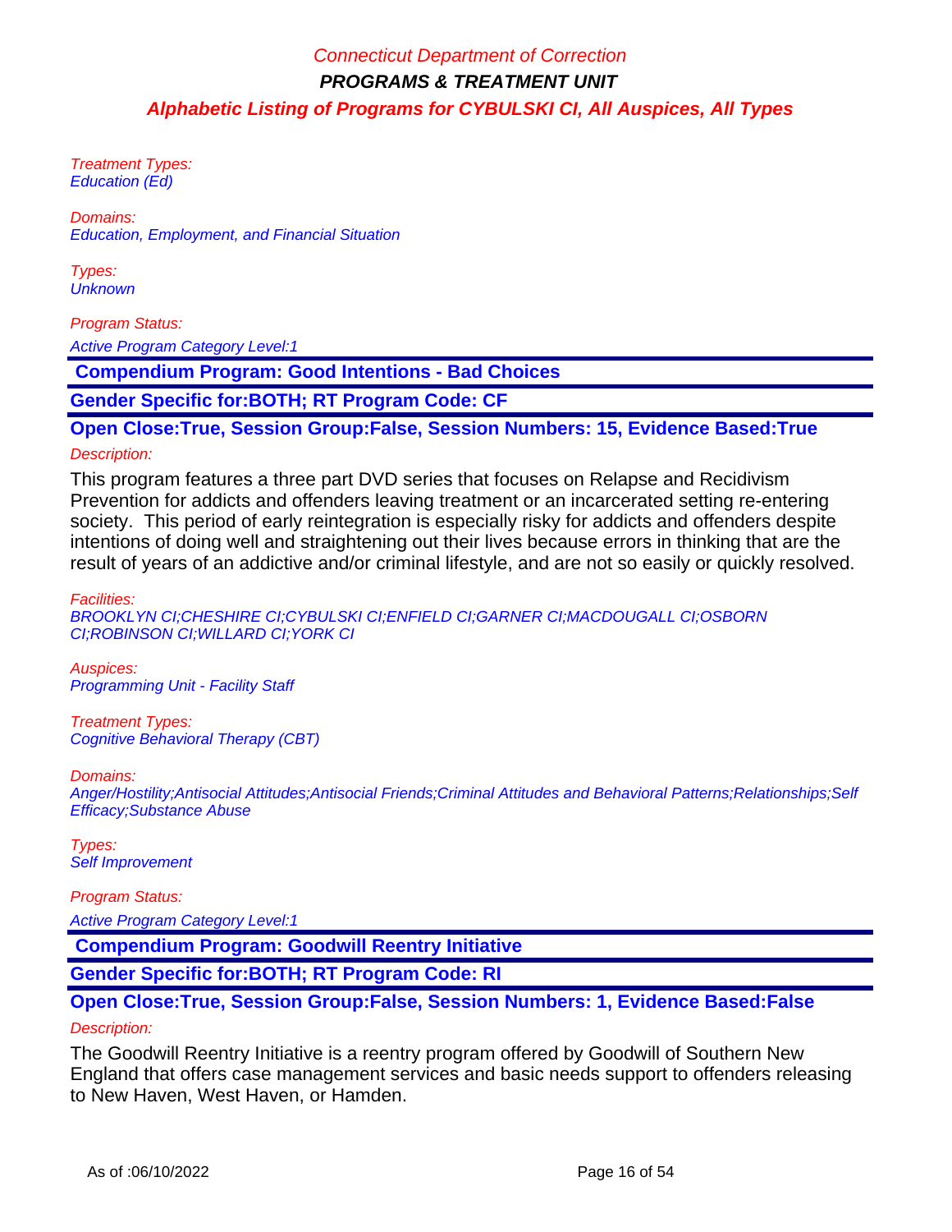Treatment Types:
Education (Ed)

Domains:
Education, Employment, and Financial Situation

Types:
Unknown

Program Status:

Active Program Category Level:1

## Compendium Program: Good Intentions - Bad Choices

**Gender Specific for:BOTH; RT Program Code: CF**

**Open Close:True, Session Group:False, Session Numbers: 15, Evidence Based:True**

Description:

This program features a three part DVD series that focuses on Relapse and Recidivism Prevention for addicts and offenders leaving treatment or an incarcerated setting re-entering society. This period of early reintegration is especially risky for addicts and offenders despite intentions of doing well and straightening out their lives because errors in thinking that are the result of years of an addictive and/or criminal lifestyle, and are not so easily or quickly resolved.

Facilities:
BROOKLYN CI;CHESHIRE CI;CYBULSKI CI;ENFIELD CI;GARNER CI;MACDOUGALL CI;OSBORN CI;ROBINSON CI;WILLARD CI;YORK CI

Auspices:
Programming Unit - Facility Staff

Treatment Types:
Cognitive Behavioral Therapy (CBT)

Domains:
Anger/Hostility;Antisocial Attitudes;Antisocial Friends;Criminal Attitudes and Behavioral Patterns;Relationships;Self Efficacy;Substance Abuse

Types:
Self Improvement

Program Status:

Active Program Category Level:1

## Compendium Program: Goodwill Reentry Initiative

**Gender Specific for:BOTH; RT Program Code: RI**

**Open Close:True, Session Group:False, Session Numbers: 1, Evidence Based:False**

Description:

The Goodwill Reentry Initiative is a reentry program offered by Goodwill of Southern New England that offers case management services and basic needs support to offenders releasing to New Haven, West Haven, or Hamden.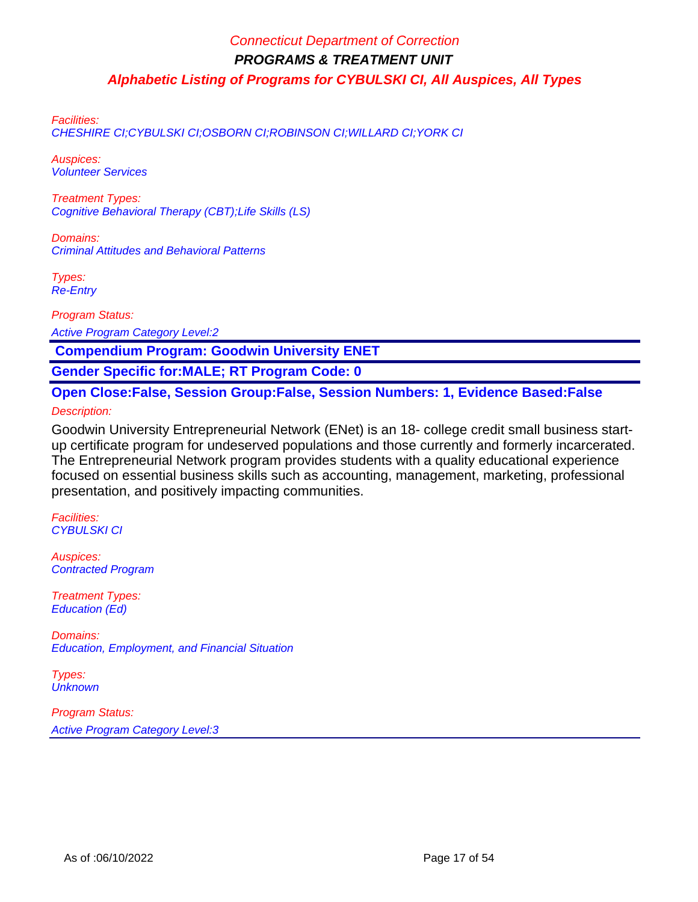Facilities:
CHESHIRE CI;CYBULSKI CI;OSBORN CI;ROBINSON CI;WILLARD CI;YORK CI

Auspices:
Volunteer Services

Treatment Types:
Cognitive Behavioral Therapy (CBT);Life Skills (LS)

Domains:
Criminal Attitudes and Behavioral Patterns

Types:
Re-Entry

Program Status:
Active Program Category Level:2

---

**Compendium Program: Goodwin University ENET**

**Gender Specific for:MALE; RT Program Code: 0**

**Open Close:False, Session Group:False, Session Numbers: 1, Evidence Based:False**

Description:

Goodwin University Entrepreneurial Network (ENet) is an 18- college credit small business start-up certificate program for undeserved populations and those currently and formerly incarcerated. The Entrepreneurial Network program provides students with a quality educational experience focused on essential business skills such as accounting, management, marketing, professional presentation, and positively impacting communities.

Facilities:
CYBULSKI CI

Auspices:
Contracted Program

Treatment Types:
Education (Ed)

Domains:
Education, Employment, and Financial Situation

Types:
Unknown

Program Status:
Active Program Category Level:3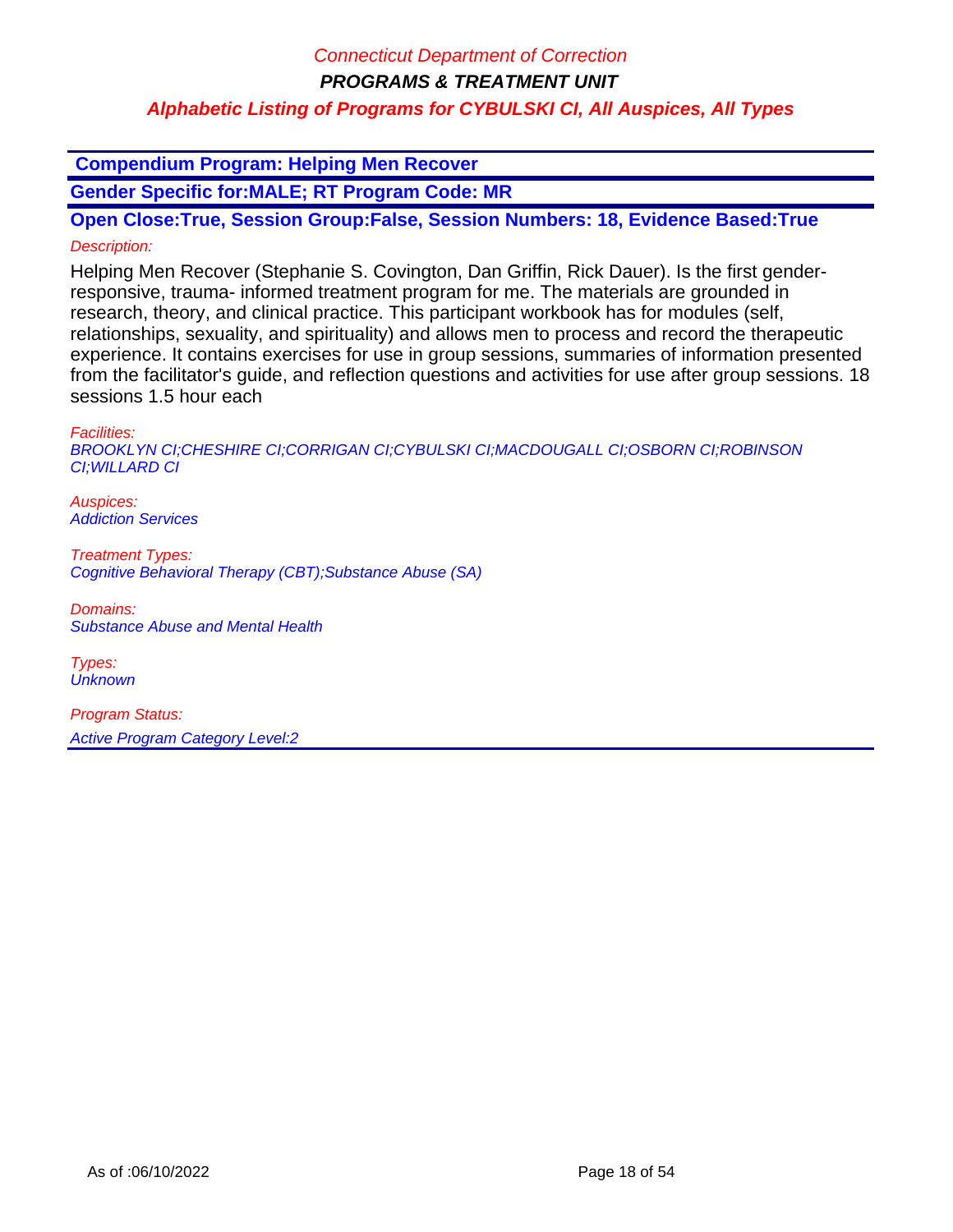Connecticut Department of Correction

**PROGRAMS & TREATMENT UNIT**

***Alphabetic Listing of Programs for CYBULSKI CI, All Auspices, All Types***

**Compendium Program: Helping Men Recover**

**Gender Specific for:MALE; RT Program Code: MR**

**Open Close:True, Session Group:False, Session Numbers: 18, Evidence Based:True**

*Description:*

Helping Men Recover (Stephanie S. Covington, Dan Griffin, Rick Dauer). Is the first gender-responsive, trauma- informed treatment program for me. The materials are grounded in research, theory, and clinical practice. This participant workbook has for modules (self, relationships, sexuality, and spirituality) and allows men to process and record the therapeutic experience. It contains exercises for use in group sessions, summaries of information presented from the facilitator's guide, and reflection questions and activities for use after group sessions. 18 sessions 1.5 hour each

*Facilities:*
*BROOKLYN CI;CHESHIRE CI;CORRIGAN CI;CYBULSKI CI;MACDOUGALL CI;OSBORN CI;ROBINSON CI;WILLARD CI*

*Auspices:*
*Addiction Services*

*Treatment Types:*
*Cognitive Behavioral Therapy (CBT);Substance Abuse (SA)*

*Domains:*
*Substance Abuse and Mental Health*

*Types:*
*Unknown*

*Program Status:*
*Active Program Category Level:2*

As of :06/10/2022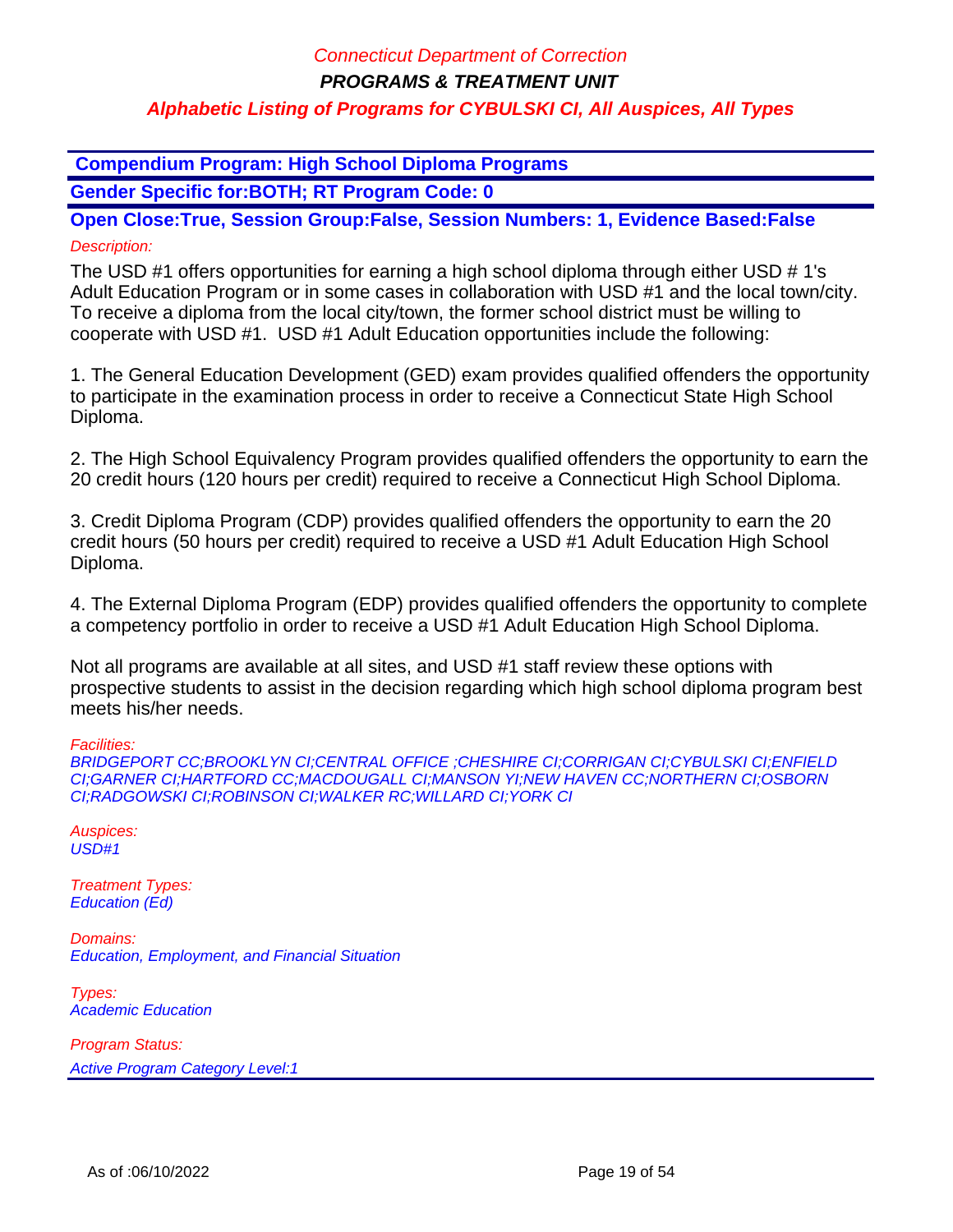**Compendium Program: High School Diploma Programs**

**Gender Specific for:BOTH; RT Program Code: 0**

**Open Close:True, Session Group:False, Session Numbers: 1, Evidence Based:False**

*Description:*

The USD #1 offers opportunities for earning a high school diploma through either USD # 1's Adult Education Program or in some cases in collaboration with USD #1 and the local town/city. To receive a diploma from the local city/town, the former school district must be willing to cooperate with USD #1. USD #1 Adult Education opportunities include the following:

1. The General Education Development (GED) exam provides qualified offenders the opportunity to participate in the examination process in order to receive a Connecticut State High School Diploma.

2. The High School Equivalency Program provides qualified offenders the opportunity to earn the 20 credit hours (120 hours per credit) required to receive a Connecticut High School Diploma.

3. Credit Diploma Program (CDP) provides qualified offenders the opportunity to earn the 20 credit hours (50 hours per credit) required to receive a USD #1 Adult Education High School Diploma.

4. The External Diploma Program (EDP) provides qualified offenders the opportunity to complete a competency portfolio in order to receive a USD #1 Adult Education High School Diploma.

Not all programs are available at all sites, and USD #1 staff review these options with prospective students to assist in the decision regarding which high school diploma program best meets his/her needs.

*Facilities:*
*BRIDGEPORT CC;BROOKLYN CI;CENTRAL OFFICE ;CHESHIRE CI;CORRIGAN CI;CYBULSKI CI;ENFIELD CI;GARNER CI;HARTFORD CC;MACDOUGALL CI;MANSON YI;NEW HAVEN CC;NORTHERN CI;OSBORN CI;RADGOWSKI CI;ROBINSON CI;WALKER RC;WILLARD CI;YORK CI*

*Auspices:*
*USD#1*

*Treatment Types:*
*Education (Ed)*

*Domains:*
*Education, Employment, and Financial Situation*

*Types:*
*Academic Education*

*Program Status:*
*Active Program Category Level:1*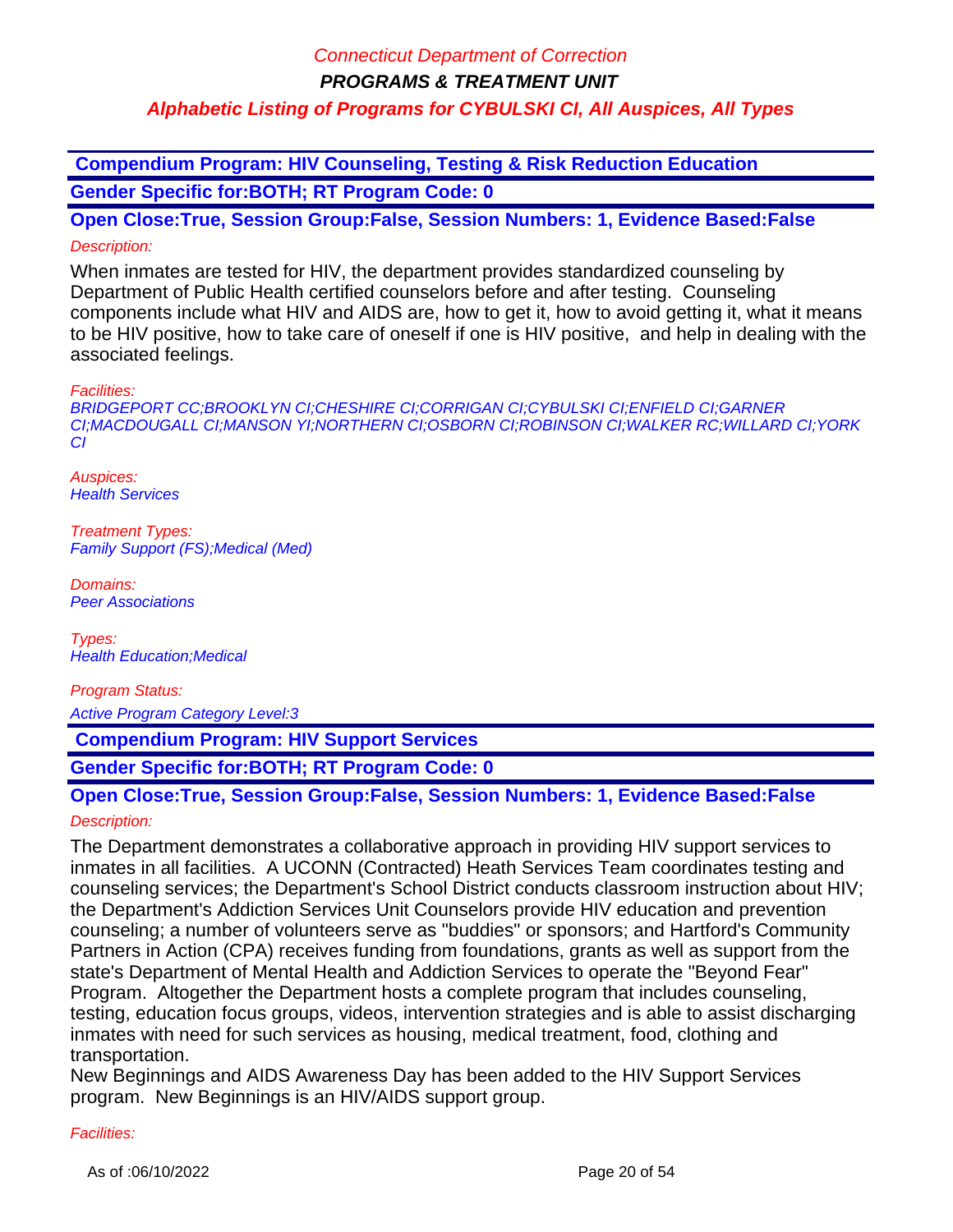**Compendium Program: HIV Counseling, Testing & Risk Reduction Education**

**Gender Specific for:BOTH; RT Program Code: 0**

**Open Close:True, Session Group:False, Session Numbers: 1, Evidence Based:False**

*Description:*

When inmates are tested for HIV, the department provides standardized counseling by Department of Public Health certified counselors before and after testing. Counseling components include what HIV and AIDS are, how to get it, how to avoid getting it, what it means to be HIV positive, how to take care of oneself if one is HIV positive, and help in dealing with the associated feelings.

*Facilities:*

*BRIDGEPORT CC;BROOKLYN CI;CHESHIRE CI;CORRIGAN CI;CYBULSKI CI;ENFIELD CI;GARNER CI;MACDOUGALL CI;MANSON YI;NORTHERN CI;OSBORN CI;ROBINSON CI;WALKER RC;WILLARD CI;YORK CI*

*Auspices:*

*Health Services*

*Treatment Types:*

*Family Support (FS);Medical (Med)*

*Domains:*

*Peer Associations*

*Types:*

*Health Education;Medical*

*Program Status:*

*Active Program Category Level:3*

**Compendium Program: HIV Support Services**

**Gender Specific for:BOTH; RT Program Code: 0**

**Open Close:True, Session Group:False, Session Numbers: 1, Evidence Based:False**

*Description:*

The Department demonstrates a collaborative approach in providing HIV support services to inmates in all facilities. A UCONN (Contracted) Heath Services Team coordinates testing and counseling services; the Department's School District conducts classroom instruction about HIV; the Department's Addiction Services Unit Counselors provide HIV education and prevention counseling; a number of volunteers serve as "buddies" or sponsors; and Hartford's Community Partners in Action (CPA) receives funding from foundations, grants as well as support from the state's Department of Mental Health and Addiction Services to operate the "Beyond Fear" Program. Altogether the Department hosts a complete program that includes counseling, testing, education focus groups, videos, intervention strategies and is able to assist discharging inmates with need for such services as housing, medical treatment, food, clothing and transportation.
New Beginnings and AIDS Awareness Day has been added to the HIV Support Services program. New Beginnings is an HIV/AIDS support group.

*Facilities:*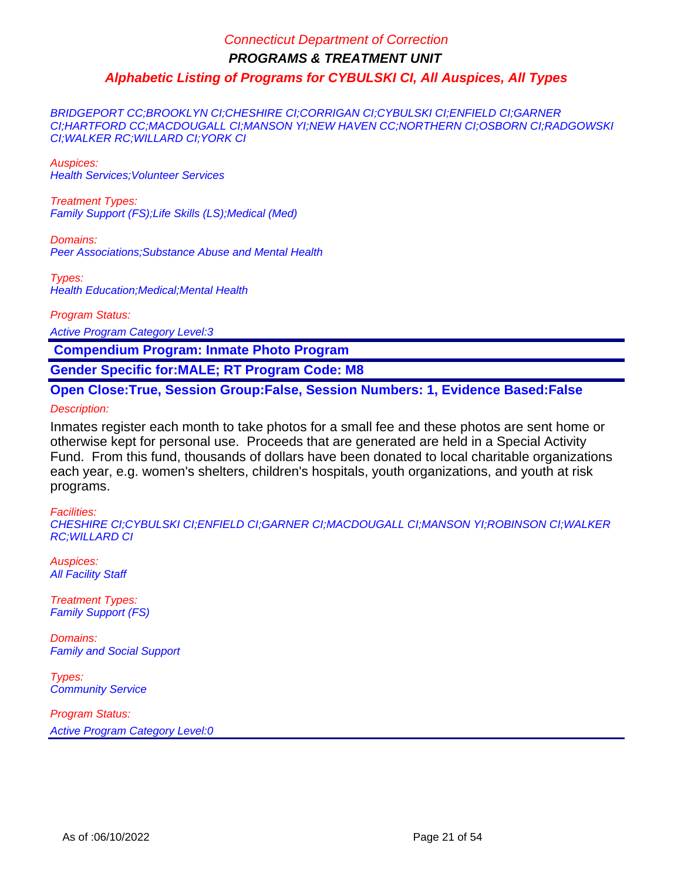BRIDGEPORT CC;BROOKLYN CI;CHESHIRE CI;CORRIGAN CI;CYBULSKI CI;ENFIELD CI;GARNER CI;HARTFORD CC;MACDOUGALL CI;MANSON YI;NEW HAVEN CC;NORTHERN CI;OSBORN CI;RADGOWSKI CI;WALKER RC;WILLARD CI;YORK CI

Auspices:
Health Services;Volunteer Services

Treatment Types:
Family Support (FS);Life Skills (LS);Medical (Med)

Domains:
Peer Associations;Substance Abuse and Mental Health

Types:
Health Education;Medical;Mental Health

Program Status:

Active Program Category Level:3

**Compendium Program: Inmate Photo Program**

**Gender Specific for:MALE; RT Program Code: M8**

**Open Close:True, Session Group:False, Session Numbers: 1, Evidence Based:False**

Description:

Inmates register each month to take photos for a small fee and these photos are sent home or otherwise kept for personal use. Proceeds that are generated are held in a Special Activity Fund. From this fund, thousands of dollars have been donated to local charitable organizations each year, e.g. women's shelters, children's hospitals, youth organizations, and youth at risk programs.

Facilities:
CHESHIRE CI;CYBULSKI CI;ENFIELD CI;GARNER CI;MACDOUGALL CI;MANSON YI;ROBINSON CI;WALKER RC;WILLARD CI

Auspices:
All Facility Staff

Treatment Types:
Family Support (FS)

Domains:
Family and Social Support

Types:
Community Service

Program Status:

Active Program Category Level:0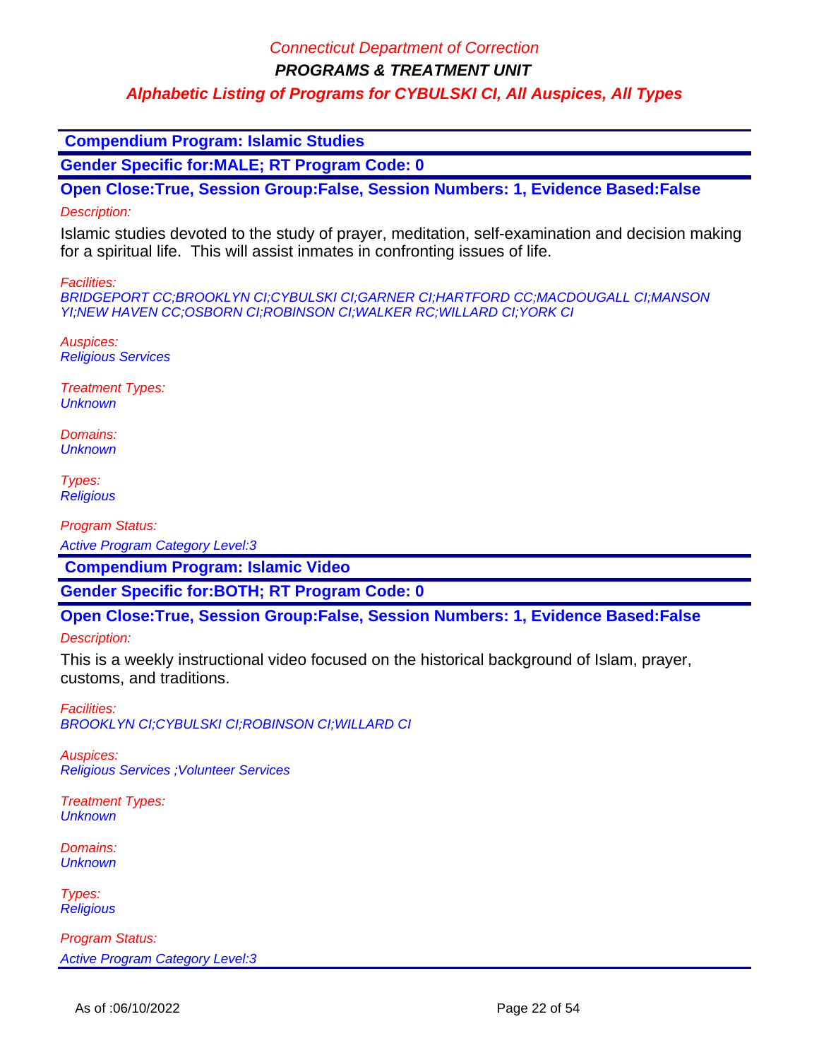**Compendium Program: Islamic Studies**

**Gender Specific for:MALE; RT Program Code: 0**

**Open Close:True, Session Group:False, Session Numbers: 1, Evidence Based:False**

*Description:*

Islamic studies devoted to the study of prayer, meditation, self-examination and decision making for a spiritual life. This will assist inmates in confronting issues of life.

*Facilities:*
*BRIDGEPORT CC;BROOKLYN CI;CYBULSKI CI;GARNER CI;HARTFORD CC;MACDOUGALL CI;MANSON YI;NEW HAVEN CC;OSBORN CI;ROBINSON CI;WALKER RC;WILLARD CI;YORK CI*

*Auspices:*
*Religious Services*

*Treatment Types:*
*Unknown*

*Domains:*
*Unknown*

*Types:*
*Religious*

*Program Status:*
*Active Program Category Level:3*

**Compendium Program: Islamic Video**

**Gender Specific for:BOTH; RT Program Code: 0**

**Open Close:True, Session Group:False, Session Numbers: 1, Evidence Based:False**

*Description:*

This is a weekly instructional video focused on the historical background of Islam, prayer, customs, and traditions.

*Facilities:*
*BROOKLYN CI;CYBULSKI CI;ROBINSON CI;WILLARD CI*

*Auspices:*
*Religious Services ;Volunteer Services*

*Treatment Types:*
*Unknown*

*Domains:*
*Unknown*

*Types:*
*Religious*

*Program Status:*
*Active Program Category Level:3*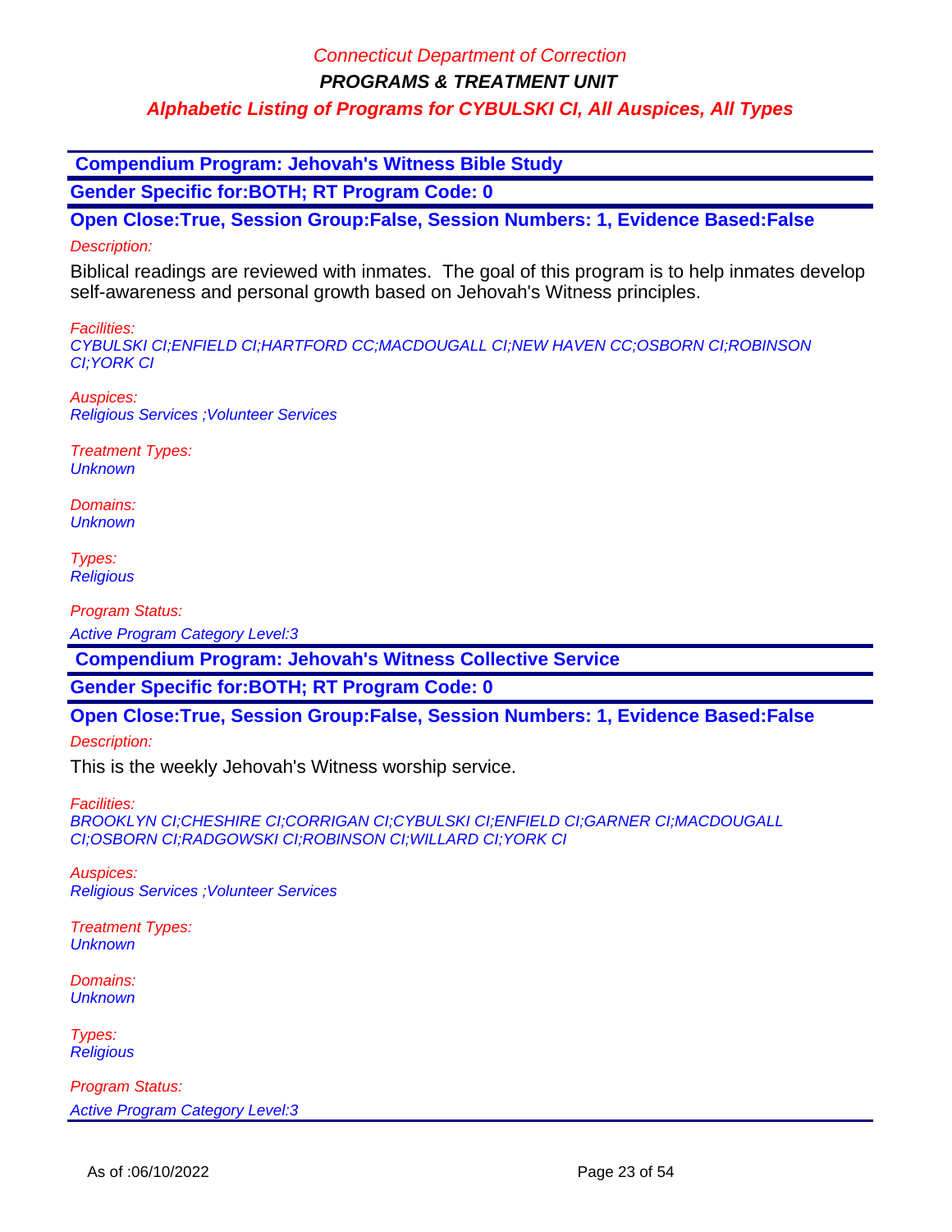**Compendium Program: Jehovah's Witness Bible Study**

**Gender Specific for:BOTH; RT Program Code: 0**

**Open Close:True, Session Group:False, Session Numbers: 1, Evidence Based:False**

*Description:*

Biblical readings are reviewed with inmates. The goal of this program is to help inmates develop self-awareness and personal growth based on Jehovah's Witness principles.

*Facilities:*
*CYBULSKI CI;ENFIELD CI;HARTFORD CC;MACDOUGALL CI;NEW HAVEN CC;OSBORN CI;ROBINSON CI;YORK CI*

*Auspices:*
*Religious Services ;Volunteer Services*

*Treatment Types:*
*Unknown*

*Domains:*
*Unknown*

*Types:*
*Religious*

*Program Status:*
*Active Program Category Level:3*

**Compendium Program: Jehovah's Witness Collective Service**

**Gender Specific for:BOTH; RT Program Code: 0**

**Open Close:True, Session Group:False, Session Numbers: 1, Evidence Based:False**

*Description:*

This is the weekly Jehovah's Witness worship service.

*Facilities:*
*BROOKLYN CI;CHESHIRE CI;CORRIGAN CI;CYBULSKI CI;ENFIELD CI;GARNER CI;MACDOUGALL CI;OSBORN CI;RADGOWSKI CI;ROBINSON CI;WILLARD CI;YORK CI*

*Auspices:*
*Religious Services ;Volunteer Services*

*Treatment Types:*
*Unknown*

*Domains:*
*Unknown*

*Types:*
*Religious*

*Program Status:*
*Active Program Category Level:3*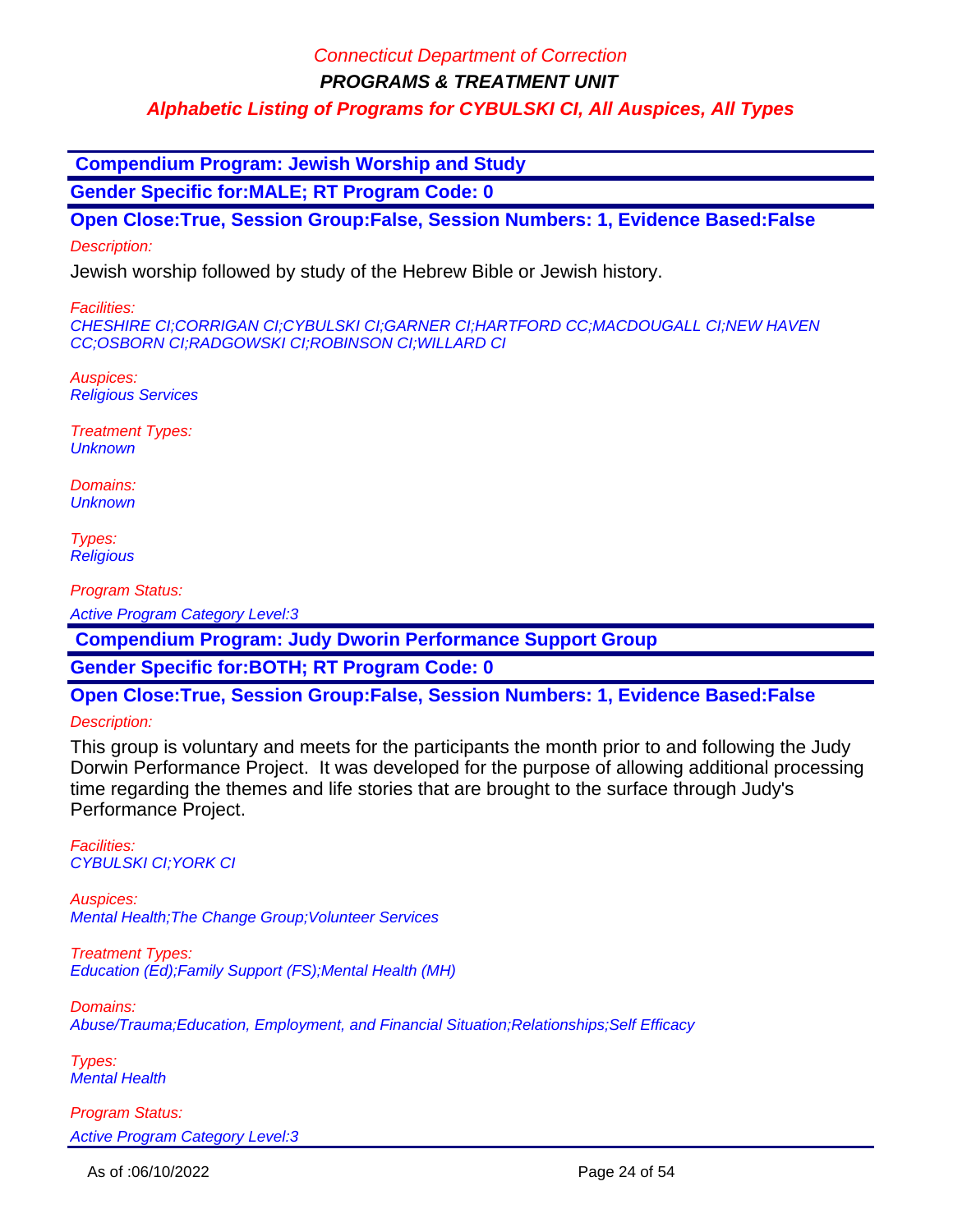Connecticut Department of Correction

**PROGRAMS & TREATMENT UNIT**

**Alphabetic Listing of Programs for CYBULSKI CI, All Auspices, All Types**

## Compendium Program: Jewish Worship and Study

**Gender Specific for:MALE; RT Program Code: 0**

**Open Close:True, Session Group:False, Session Numbers: 1, Evidence Based:False**

*Description:*

Jewish worship followed by study of the Hebrew Bible or Jewish history.

*Facilities:*
*CHESHIRE CI;CORRIGAN CI;CYBULSKI CI;GARNER CI;HARTFORD CC;MACDOUGALL CI;NEW HAVEN CC;OSBORN CI;RADGOWSKI CI;ROBINSON CI;WILLARD CI*

*Auspices:*
*Religious Services*

*Treatment Types:*
*Unknown*

*Domains:*
*Unknown*

*Types:*
*Religious*

*Program Status:*
*Active Program Category Level:3*

## Compendium Program: Judy Dworin Performance Support Group

**Gender Specific for:BOTH; RT Program Code: 0**

**Open Close:True, Session Group:False, Session Numbers: 1, Evidence Based:False**

*Description:*

This group is voluntary and meets for the participants the month prior to and following the Judy Dorwin Performance Project. It was developed for the purpose of allowing additional processing time regarding the themes and life stories that are brought to the surface through Judy's Performance Project.

*Facilities:*
*CYBULSKI CI;YORK CI*

*Auspices:*
*Mental Health;The Change Group;Volunteer Services*

*Treatment Types:*
*Education (Ed);Family Support (FS);Mental Health (MH)*

*Domains:*
*Abuse/Trauma;Education, Employment, and Financial Situation;Relationships;Self Efficacy*

*Types:*
*Mental Health*

*Program Status:*
*Active Program Category Level:3*

As of :06/10/2022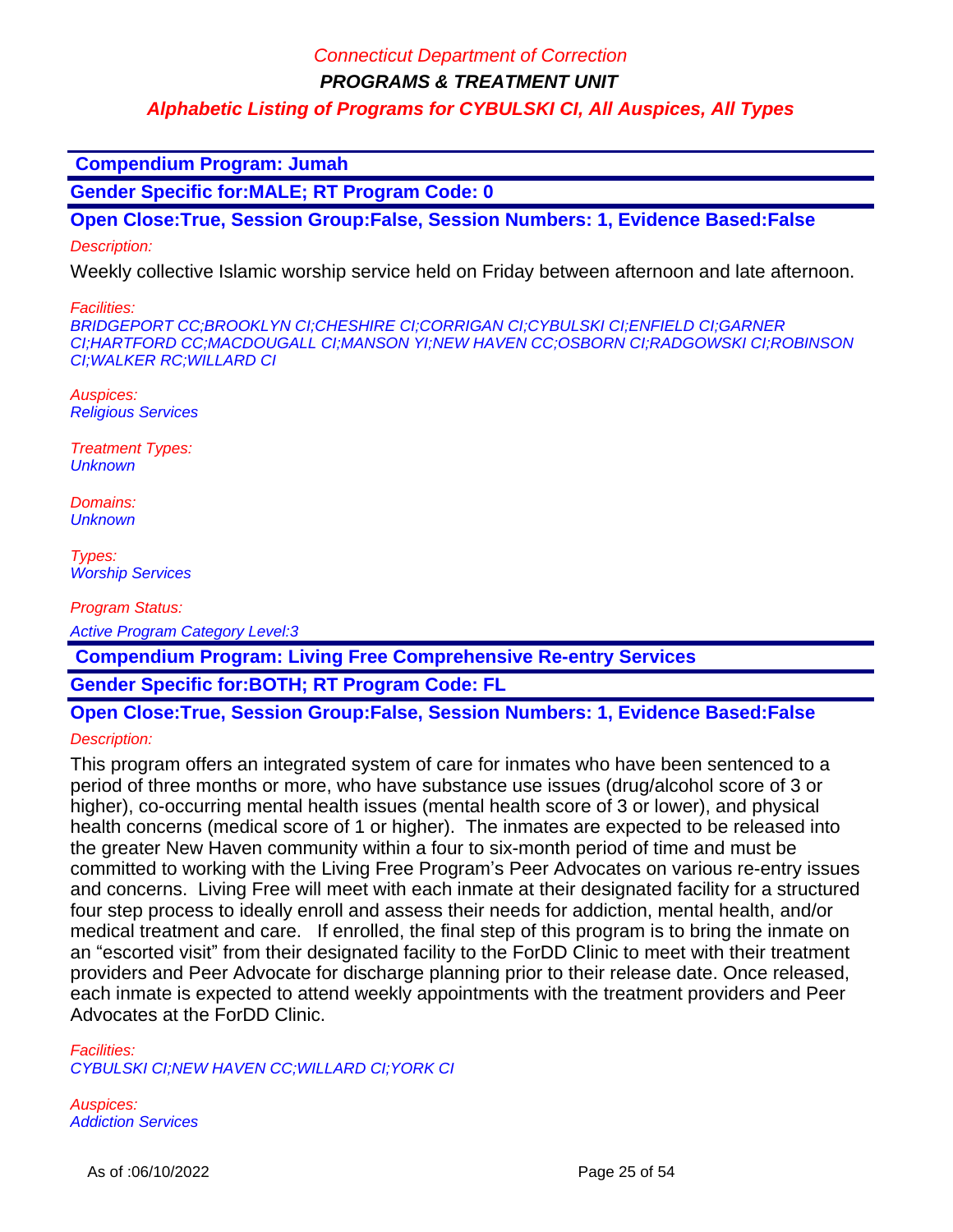## Compendium Program: Jumah

**Gender Specific for:MALE; RT Program Code: 0**

**Open Close:True, Session Group:False, Session Numbers: 1, Evidence Based:False**

*Description:*

Weekly collective Islamic worship service held on Friday between afternoon and late afternoon.

*Facilities:*
*BRIDGEPORT CC;BROOKLYN CI;CHESHIRE CI;CORRIGAN CI;CYBULSKI CI;ENFIELD CI;GARNER CI;HARTFORD CC;MACDOUGALL CI;MANSON YI;NEW HAVEN CC;OSBORN CI;RADGOWSKI CI;ROBINSON CI;WALKER RC;WILLARD CI*

*Auspices:*
*Religious Services*

*Treatment Types:*
*Unknown*

*Domains:*
*Unknown*

*Types:*
*Worship Services*

*Program Status:*

*Active Program Category Level:3*

## Compendium Program: Living Free Comprehensive Re-entry Services

**Gender Specific for:BOTH; RT Program Code: FL**

**Open Close:True, Session Group:False, Session Numbers: 1, Evidence Based:False**

*Description:*

This program offers an integrated system of care for inmates who have been sentenced to a period of three months or more, who have substance use issues (drug/alcohol score of 3 or higher), co-occurring mental health issues (mental health score of 3 or lower), and physical health concerns (medical score of 1 or higher). The inmates are expected to be released into the greater New Haven community within a four to six-month period of time and must be committed to working with the Living Free Program's Peer Advocates on various re-entry issues and concerns. Living Free will meet with each inmate at their designated facility for a structured four step process to ideally enroll and assess their needs for addiction, mental health, and/or medical treatment and care. If enrolled, the final step of this program is to bring the inmate on an "escorted visit" from their designated facility to the ForDD Clinic to meet with their treatment providers and Peer Advocate for discharge planning prior to their release date. Once released, each inmate is expected to attend weekly appointments with the treatment providers and Peer Advocates at the ForDD Clinic.

*Facilities:*
*CYBULSKI CI;NEW HAVEN CC;WILLARD CI;YORK CI*

*Auspices:*
*Addiction Services*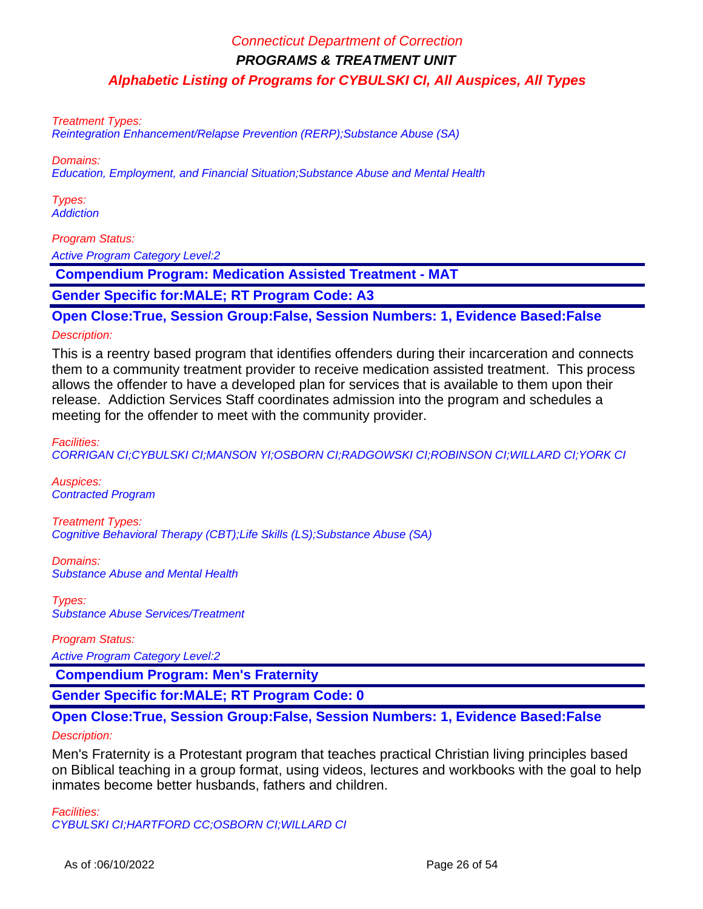Treatment Types:
Reintegration Enhancement/Relapse Prevention (RERP);Substance Abuse (SA)

Domains:
Education, Employment, and Financial Situation;Substance Abuse and Mental Health

Types:
Addiction

Program Status:
Active Program Category Level:2

**Compendium Program: Medication Assisted Treatment - MAT**

**Gender Specific for:MALE; RT Program Code: A3**

**Open Close:True, Session Group:False, Session Numbers: 1, Evidence Based:False**

Description:

This is a reentry based program that identifies offenders during their incarceration and connects them to a community treatment provider to receive medication assisted treatment. This process allows the offender to have a developed plan for services that is available to them upon their release. Addiction Services Staff coordinates admission into the program and schedules a meeting for the offender to meet with the community provider.

Facilities:
CORRIGAN CI;CYBULSKI CI;MANSON YI;OSBORN CI;RADGOWSKI CI;ROBINSON CI;WILLARD CI;YORK CI

Auspices:
Contracted Program

Treatment Types:
Cognitive Behavioral Therapy (CBT);Life Skills (LS);Substance Abuse (SA)

Domains:
Substance Abuse and Mental Health

Types:
Substance Abuse Services/Treatment

Program Status:
Active Program Category Level:2

**Compendium Program: Men's Fraternity**

**Gender Specific for:MALE; RT Program Code: 0**

**Open Close:True, Session Group:False, Session Numbers: 1, Evidence Based:False**

Description:

Men's Fraternity is a Protestant program that teaches practical Christian living principles based on Biblical teaching in a group format, using videos, lectures and workbooks with the goal to help inmates become better husbands, fathers and children.

Facilities:
CYBULSKI CI;HARTFORD CC;OSBORN CI;WILLARD CI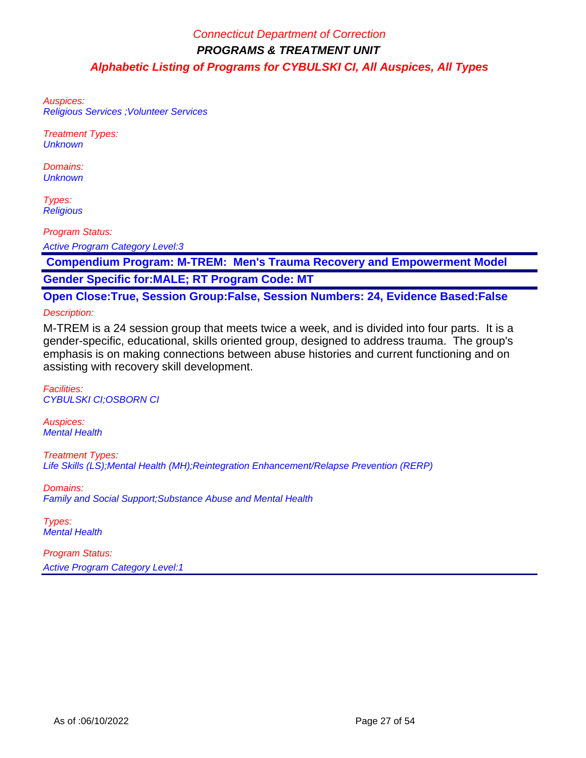Auspices:
Religious Services ;Volunteer Services

Treatment Types:
Unknown

Domains:
Unknown

Types:
Religious

Program Status:

Active Program Category Level:3

**Compendium Program: M-TREM: Men's Trauma Recovery and Empowerment Model**

**Gender Specific for:MALE; RT Program Code: MT**

**Open Close:True, Session Group:False, Session Numbers: 24, Evidence Based:False**

Description:

M-TREM is a 24 session group that meets twice a week, and is divided into four parts. It is a gender-specific, educational, skills oriented group, designed to address trauma. The group's emphasis is on making connections between abuse histories and current functioning and on assisting with recovery skill development.

Facilities:
CYBULSKI CI;OSBORN CI

Auspices:
Mental Health

Treatment Types:
Life Skills (LS);Mental Health (MH);Reintegration Enhancement/Relapse Prevention (RERP)

Domains:
Family and Social Support;Substance Abuse and Mental Health

Types:
Mental Health

Program Status:

Active Program Category Level:1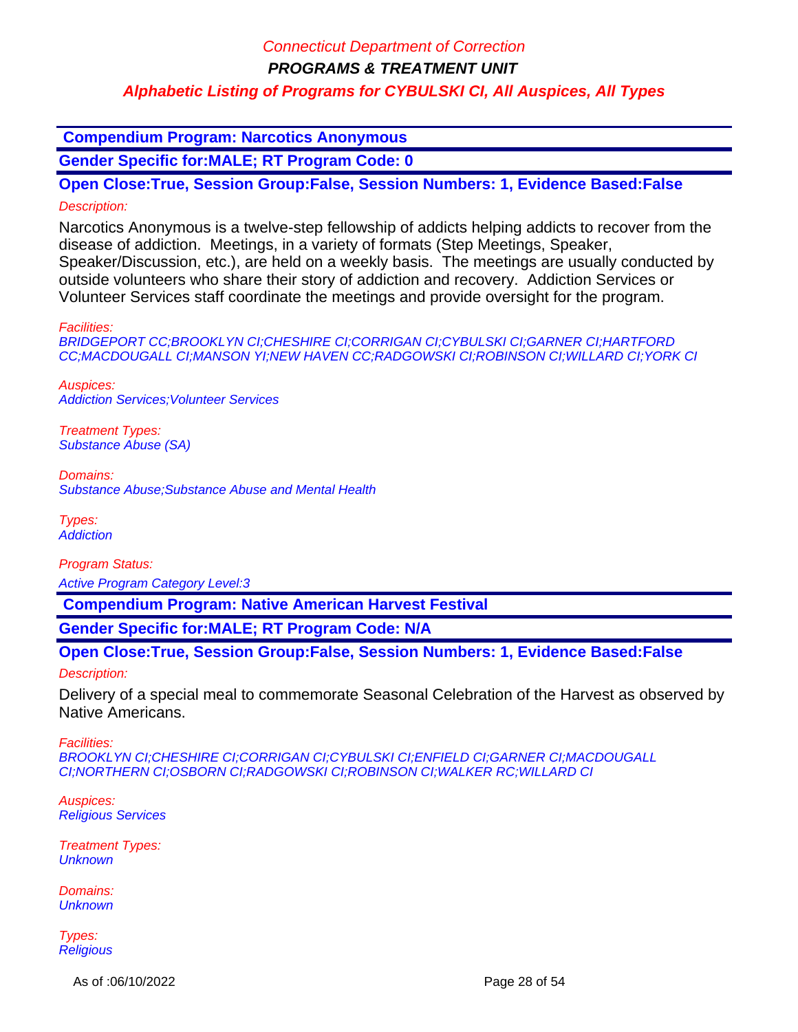**Compendium Program: Narcotics Anonymous**

**Gender Specific for:MALE; RT Program Code: 0**

**Open Close:True, Session Group:False, Session Numbers: 1, Evidence Based:False**

*Description:*

Narcotics Anonymous is a twelve-step fellowship of addicts helping addicts to recover from the disease of addiction. Meetings, in a variety of formats (Step Meetings, Speaker, Speaker/Discussion, etc.), are held on a weekly basis. The meetings are usually conducted by outside volunteers who share their story of addiction and recovery. Addiction Services or Volunteer Services staff coordinate the meetings and provide oversight for the program.

*Facilities:*
*BRIDGEPORT CC;BROOKLYN CI;CHESHIRE CI;CORRIGAN CI;CYBULSKI CI;GARNER CI;HARTFORD CC;MACDOUGALL CI;MANSON YI;NEW HAVEN CC;RADGOWSKI CI;ROBINSON CI;WILLARD CI;YORK CI*

*Auspices:*
*Addiction Services;Volunteer Services*

*Treatment Types:*
*Substance Abuse (SA)*

*Domains:*
*Substance Abuse;Substance Abuse and Mental Health*

*Types:*
*Addiction*

*Program Status:*
*Active Program Category Level:3*

**Compendium Program: Native American Harvest Festival**

**Gender Specific for:MALE; RT Program Code: N/A**

**Open Close:True, Session Group:False, Session Numbers: 1, Evidence Based:False**

*Description:*

Delivery of a special meal to commemorate Seasonal Celebration of the Harvest as observed by Native Americans.

*Facilities:*
*BROOKLYN CI;CHESHIRE CI;CORRIGAN CI;CYBULSKI CI;ENFIELD CI;GARNER CI;MACDOUGALL CI;NORTHERN CI;OSBORN CI;RADGOWSKI CI;ROBINSON CI;WALKER RC;WILLARD CI*

*Auspices:*
*Religious Services*

*Treatment Types:*
*Unknown*

*Domains:*
*Unknown*

*Types:*
*Religious*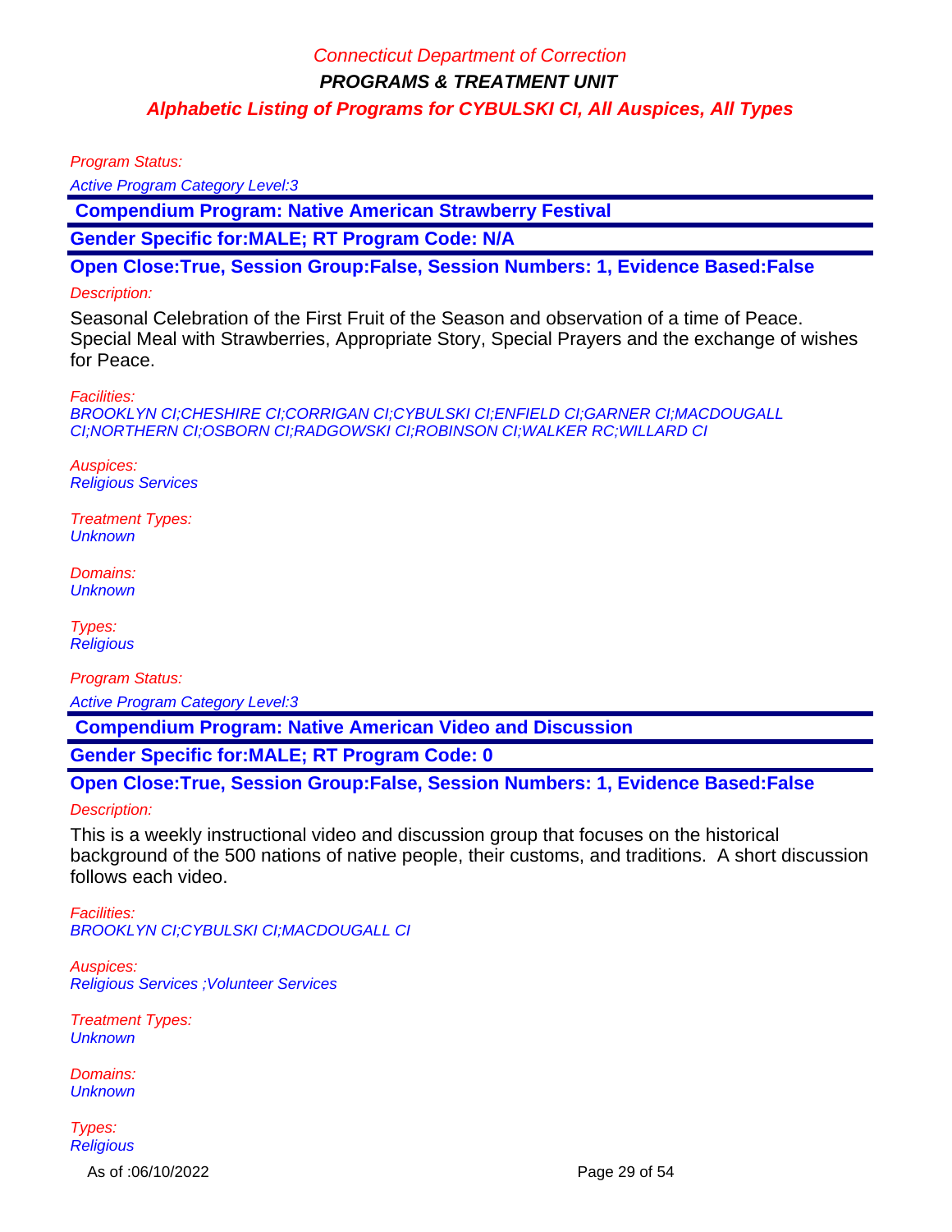Program Status:

Active Program Category Level:3

**Compendium Program: Native American Strawberry Festival**

**Gender Specific for:MALE; RT Program Code: N/A**

**Open Close:True, Session Group:False, Session Numbers: 1, Evidence Based:False**

Description:

Seasonal Celebration of the First Fruit of the Season and observation of a time of Peace. Special Meal with Strawberries, Appropriate Story, Special Prayers and the exchange of wishes for Peace.

Facilities:
BROOKLYN CI;CHESHIRE CI;CORRIGAN CI;CYBULSKI CI;ENFIELD CI;GARNER CI;MACDOUGALL CI;NORTHERN CI;OSBORN CI;RADGOWSKI CI;ROBINSON CI;WALKER RC;WILLARD CI

Auspices:
Religious Services

Treatment Types:
Unknown

Domains:
Unknown

Types:
Religious

Program Status:

Active Program Category Level:3

**Compendium Program: Native American Video and Discussion**

**Gender Specific for:MALE; RT Program Code: 0**

**Open Close:True, Session Group:False, Session Numbers: 1, Evidence Based:False**

Description:

This is a weekly instructional video and discussion group that focuses on the historical background of the 500 nations of native people, their customs, and traditions. A short discussion follows each video.

Facilities:
BROOKLYN CI;CYBULSKI CI;MACDOUGALL CI

Auspices:
Religious Services ;Volunteer Services

Treatment Types:
Unknown

Domains:
Unknown

Types:
Religious

As of :06/10/2022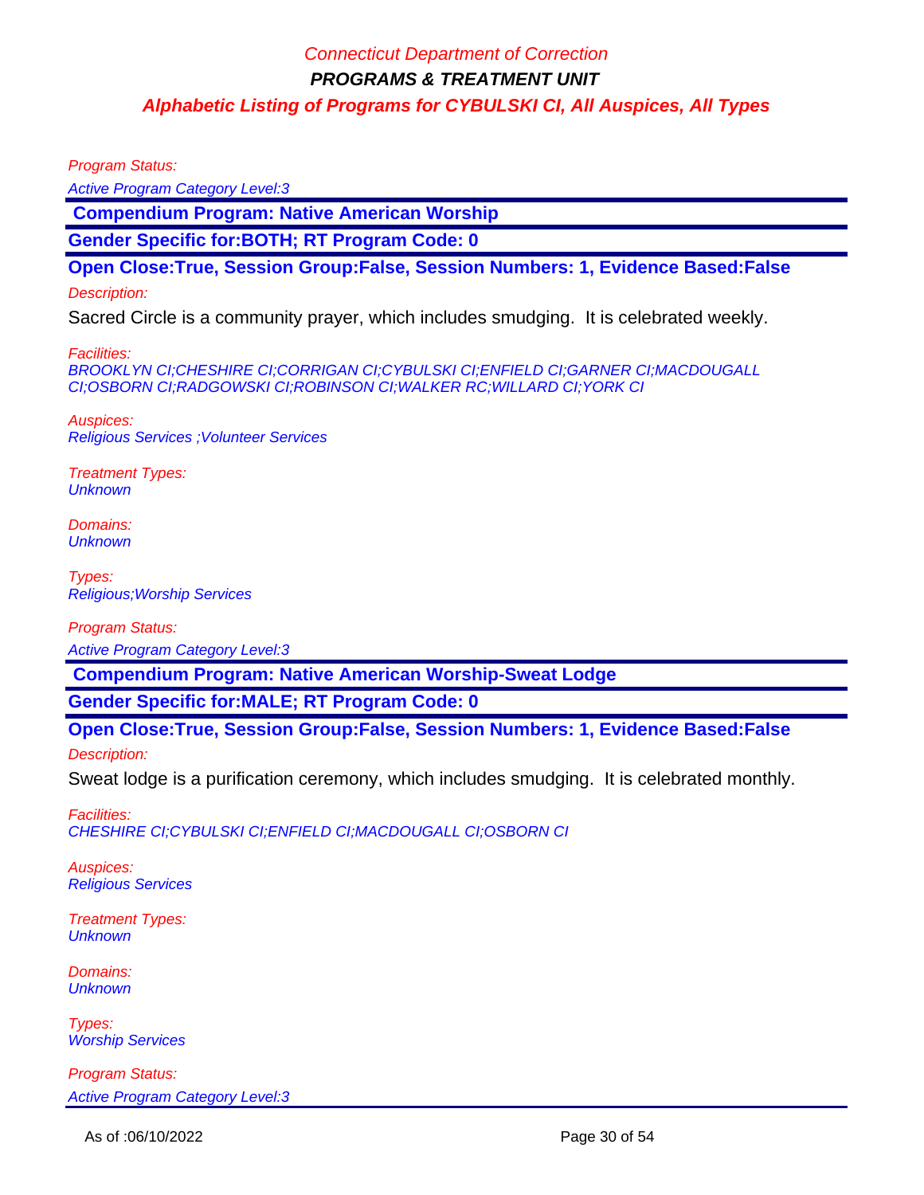Program Status:

Active Program Category Level:3

**Compendium Program: Native American Worship**

**Gender Specific for:BOTH; RT Program Code: 0**

**Open Close:True, Session Group:False, Session Numbers: 1, Evidence Based:False**

Description:

Sacred Circle is a community prayer, which includes smudging. It is celebrated weekly.

Facilities:
BROOKLYN CI;CHESHIRE CI;CORRIGAN CI;CYBULSKI CI;ENFIELD CI;GARNER CI;MACDOUGALL CI;OSBORN CI;RADGOWSKI CI;ROBINSON CI;WALKER RC;WILLARD CI;YORK CI

Auspices:
Religious Services ;Volunteer Services

Treatment Types:
Unknown

Domains:
Unknown

Types:
Religious;Worship Services

Program Status:

Active Program Category Level:3

**Compendium Program: Native American Worship-Sweat Lodge**

**Gender Specific for:MALE; RT Program Code: 0**

**Open Close:True, Session Group:False, Session Numbers: 1, Evidence Based:False**

Description:

Sweat lodge is a purification ceremony, which includes smudging. It is celebrated monthly.

Facilities:
CHESHIRE CI;CYBULSKI CI;ENFIELD CI;MACDOUGALL CI;OSBORN CI

Auspices:
Religious Services

Treatment Types:
Unknown

Domains:
Unknown

Types:
Worship Services

Program Status:

Active Program Category Level:3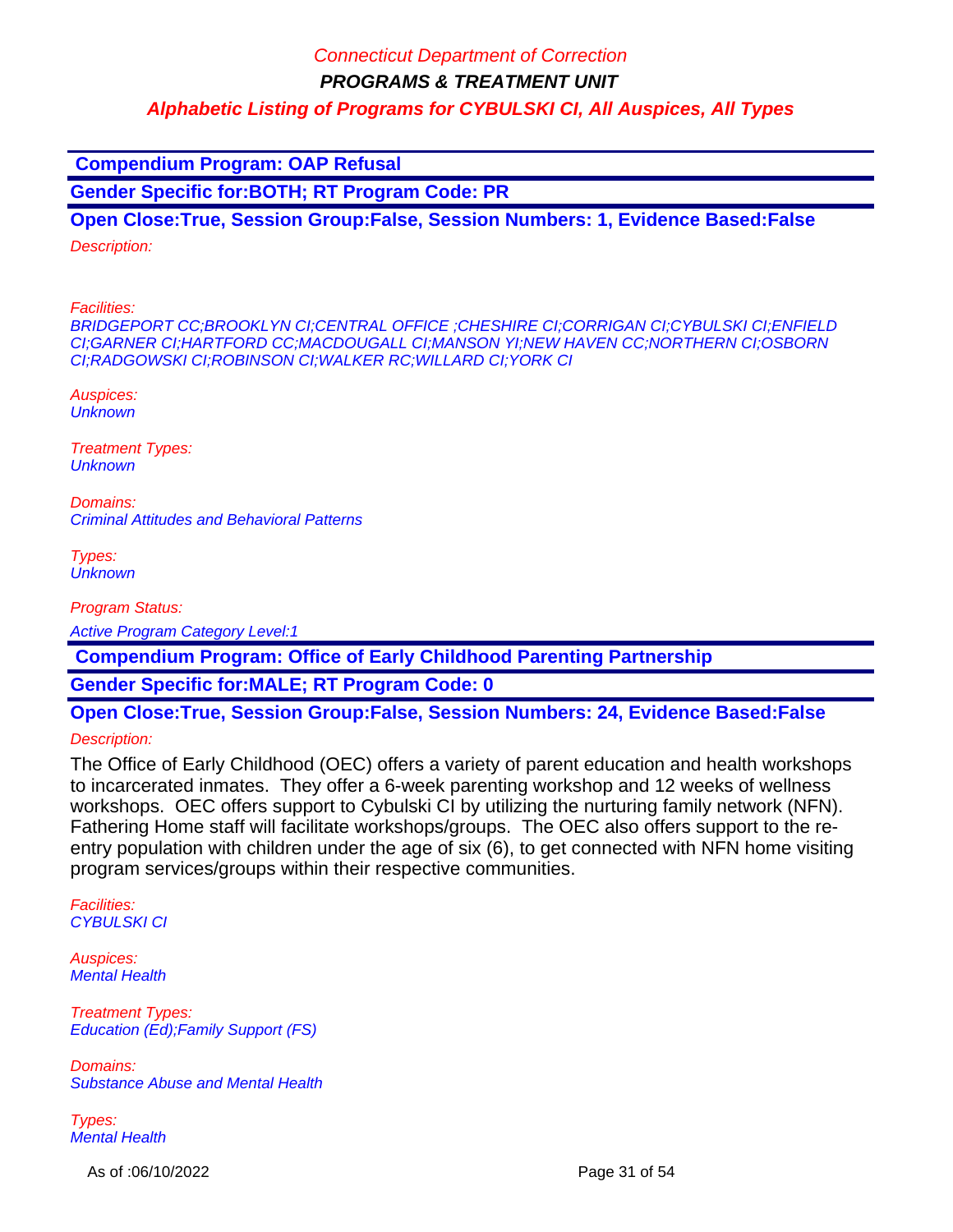**Compendium Program: OAP Refusal**

**Gender Specific for:BOTH; RT Program Code: PR**

**Open Close:True, Session Group:False, Session Numbers: 1, Evidence Based:False**

*Description:*

*Facilities:*
*BRIDGEPORT CC;BROOKLYN CI;CENTRAL OFFICE ;CHESHIRE CI;CORRIGAN CI;CYBULSKI CI;ENFIELD CI;GARNER CI;HARTFORD CC;MACDOUGALL CI;MANSON YI;NEW HAVEN CC;NORTHERN CI;OSBORN CI;RADGOWSKI CI;ROBINSON CI;WALKER RC;WILLARD CI;YORK CI*

*Auspices:*
*Unknown*

*Treatment Types:*
*Unknown*

*Domains:*
*Criminal Attitudes and Behavioral Patterns*

*Types:*
*Unknown*

*Program Status:*

*Active Program Category Level:1*

**Compendium Program: Office of Early Childhood Parenting Partnership**

**Gender Specific for:MALE; RT Program Code: 0**

**Open Close:True, Session Group:False, Session Numbers: 24, Evidence Based:False**

*Description:*

The Office of Early Childhood (OEC) offers a variety of parent education and health workshops to incarcerated inmates. They offer a 6-week parenting workshop and 12 weeks of wellness workshops. OEC offers support to Cybulski CI by utilizing the nurturing family network (NFN). Fathering Home staff will facilitate workshops/groups. The OEC also offers support to the re-entry population with children under the age of six (6), to get connected with NFN home visiting program services/groups within their respective communities.

*Facilities:*
*CYBULSKI CI*

*Auspices:*
*Mental Health*

*Treatment Types:*
*Education (Ed);Family Support (FS)*

*Domains:*
*Substance Abuse and Mental Health*

*Types:*
*Mental Health*

As of :06/10/2022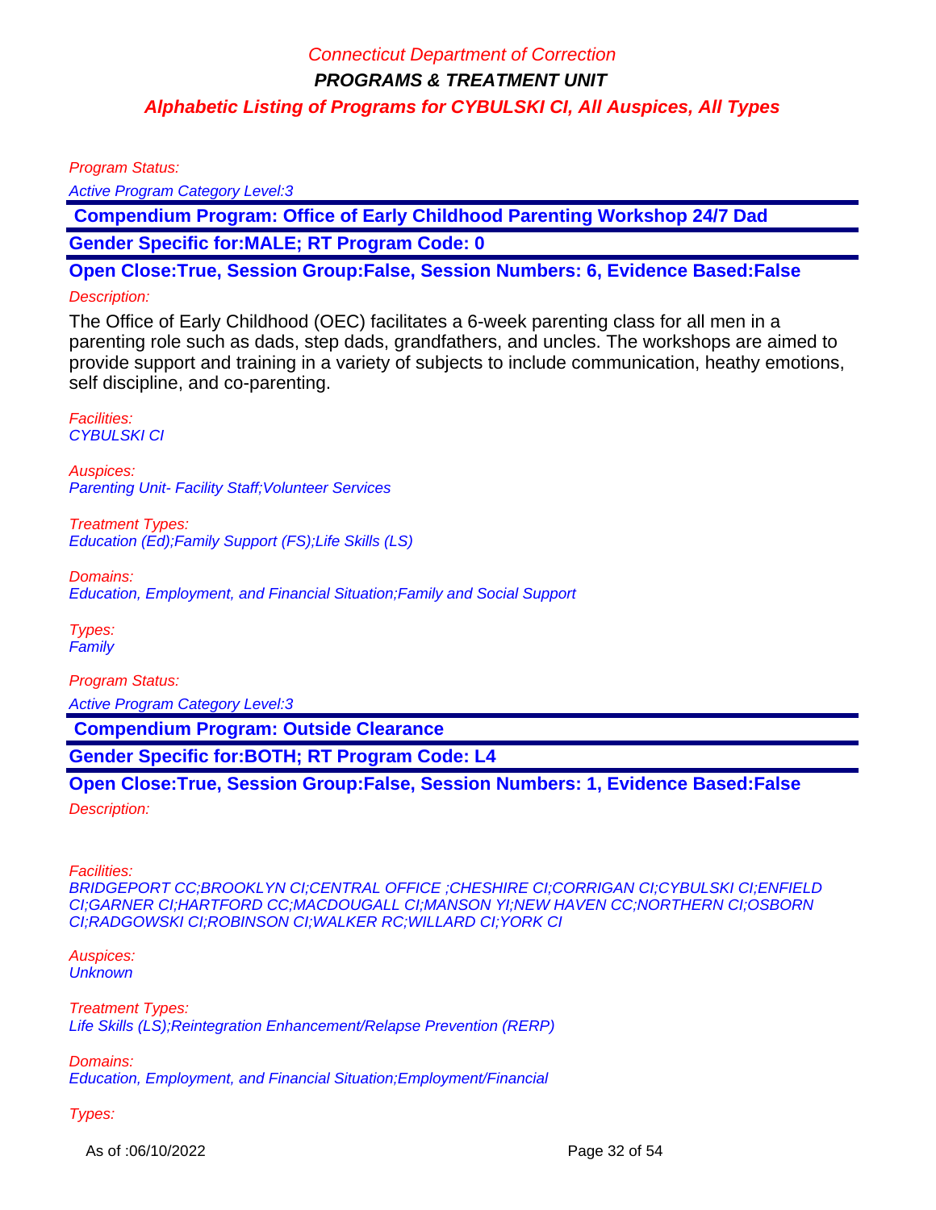Program Status:

*Active Program Category Level:3*

## Compendium Program: Office of Early Childhood Parenting Workshop 24/7 Dad

**Gender Specific for:MALE; RT Program Code: 0**

**Open Close:True, Session Group:False, Session Numbers: 6, Evidence Based:False**

Description:

The Office of Early Childhood (OEC) facilitates a 6-week parenting class for all men in a parenting role such as dads, step dads, grandfathers, and uncles. The workshops are aimed to provide support and training in a variety of subjects to include communication, heathy emotions, self discipline, and co-parenting.

Facilities:
*CYBULSKI CI*

Auspices:
*Parenting Unit- Facility Staff;Volunteer Services*

Treatment Types:
*Education (Ed);Family Support (FS);Life Skills (LS)*

Domains:
*Education, Employment, and Financial Situation;Family and Social Support*

Types:
*Family*

Program Status:

*Active Program Category Level:3*

## Compendium Program: Outside Clearance

**Gender Specific for:BOTH; RT Program Code: L4**

**Open Close:True, Session Group:False, Session Numbers: 1, Evidence Based:False**

Description:

Facilities:
*BRIDGEPORT CC;BROOKLYN CI;CENTRAL OFFICE ;CHESHIRE CI;CORRIGAN CI;CYBULSKI CI;ENFIELD CI;GARNER CI;HARTFORD CC;MACDOUGALL CI;MANSON YI;NEW HAVEN CC;NORTHERN CI;OSBORN CI;RADGOWSKI CI;ROBINSON CI;WALKER RC;WILLARD CI;YORK CI*

Auspices:
*Unknown*

Treatment Types:
*Life Skills (LS);Reintegration Enhancement/Relapse Prevention (RERP)*

Domains:
*Education, Employment, and Financial Situation;Employment/Financial*

Types:

As of :06/10/2022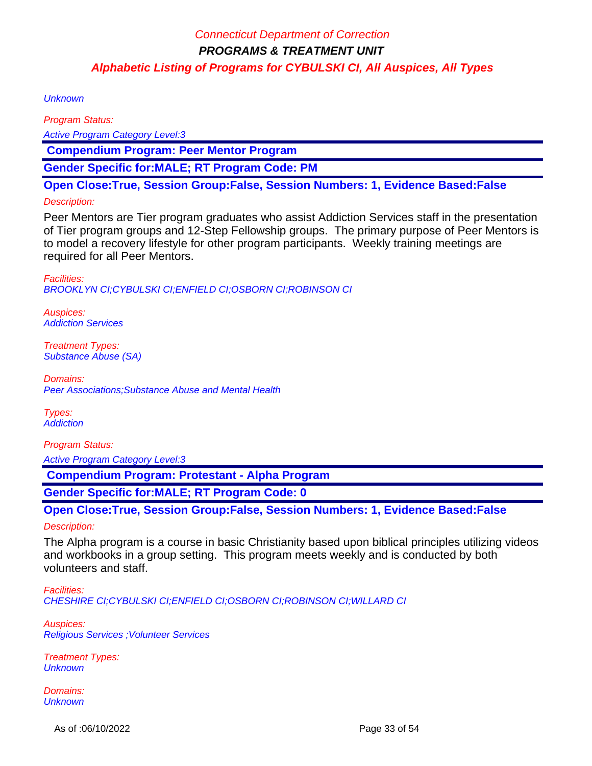Unknown

*Program Status:*

*Active Program Category Level:3*

**Compendium Program: Peer Mentor Program**

**Gender Specific for:MALE; RT Program Code: PM**

**Open Close:True, Session Group:False, Session Numbers: 1, Evidence Based:False**

*Description:*

Peer Mentors are Tier program graduates who assist Addiction Services staff in the presentation of Tier program groups and 12-Step Fellowship groups. The primary purpose of Peer Mentors is to model a recovery lifestyle for other program participants. Weekly training meetings are required for all Peer Mentors.

*Facilities:*
*BROOKLYN CI;CYBULSKI CI;ENFIELD CI;OSBORN CI;ROBINSON CI*

*Auspices:*
*Addiction Services*

*Treatment Types:*
*Substance Abuse (SA)*

*Domains:*
*Peer Associations;Substance Abuse and Mental Health*

*Types:*
*Addiction*

*Program Status:*

*Active Program Category Level:3*

**Compendium Program: Protestant - Alpha Program**

**Gender Specific for:MALE; RT Program Code: 0**

**Open Close:True, Session Group:False, Session Numbers: 1, Evidence Based:False**

*Description:*

The Alpha program is a course in basic Christianity based upon biblical principles utilizing videos and workbooks in a group setting. This program meets weekly and is conducted by both volunteers and staff.

*Facilities:*
*CHESHIRE CI;CYBULSKI CI;ENFIELD CI;OSBORN CI;ROBINSON CI;WILLARD CI*

*Auspices:*
*Religious Services ;Volunteer Services*

*Treatment Types:*
*Unknown*

*Domains:*
*Unknown*

As of :06/10/2022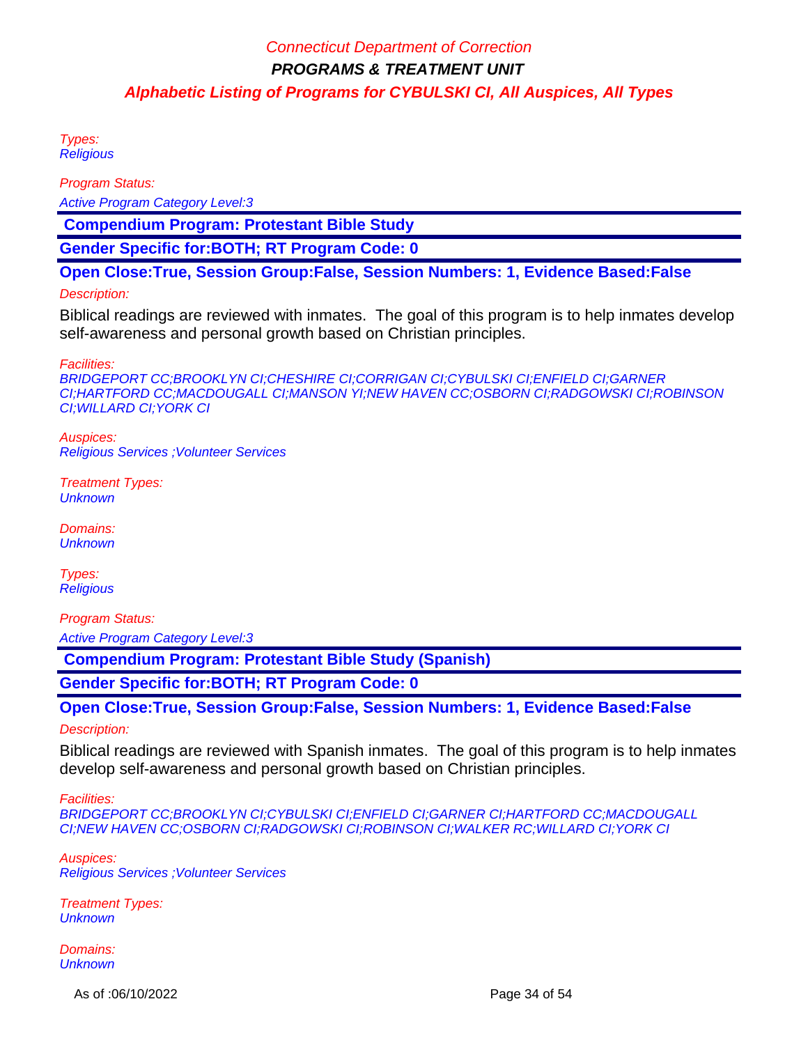Types:
Religious

Program Status:

Active Program Category Level:3

**Compendium Program: Protestant Bible Study**

**Gender Specific for:BOTH; RT Program Code: 0**

**Open Close:True, Session Group:False, Session Numbers: 1, Evidence Based:False**

Description:

Biblical readings are reviewed with inmates. The goal of this program is to help inmates develop self-awareness and personal growth based on Christian principles.

Facilities:
BRIDGEPORT CC;BROOKLYN CI;CHESHIRE CI;CORRIGAN CI;CYBULSKI CI;ENFIELD CI;GARNER CI;HARTFORD CC;MACDOUGALL CI;MANSON YI;NEW HAVEN CC;OSBORN CI;RADGOWSKI CI;ROBINSON CI;WILLARD CI;YORK CI

Auspices:
Religious Services ;Volunteer Services

Treatment Types:
Unknown

Domains:
Unknown

Types:
Religious

Program Status:

Active Program Category Level:3

**Compendium Program: Protestant Bible Study (Spanish)**

**Gender Specific for:BOTH; RT Program Code: 0**

**Open Close:True, Session Group:False, Session Numbers: 1, Evidence Based:False**

Description:

Biblical readings are reviewed with Spanish inmates. The goal of this program is to help inmates develop self-awareness and personal growth based on Christian principles.

Facilities:
BRIDGEPORT CC;BROOKLYN CI;CYBULSKI CI;ENFIELD CI;GARNER CI;HARTFORD CC;MACDOUGALL CI;NEW HAVEN CC;OSBORN CI;RADGOWSKI CI;ROBINSON CI;WALKER RC;WILLARD CI;YORK CI

Auspices:
Religious Services ;Volunteer Services

Treatment Types:
Unknown

Domains:
Unknown

As of :06/10/2022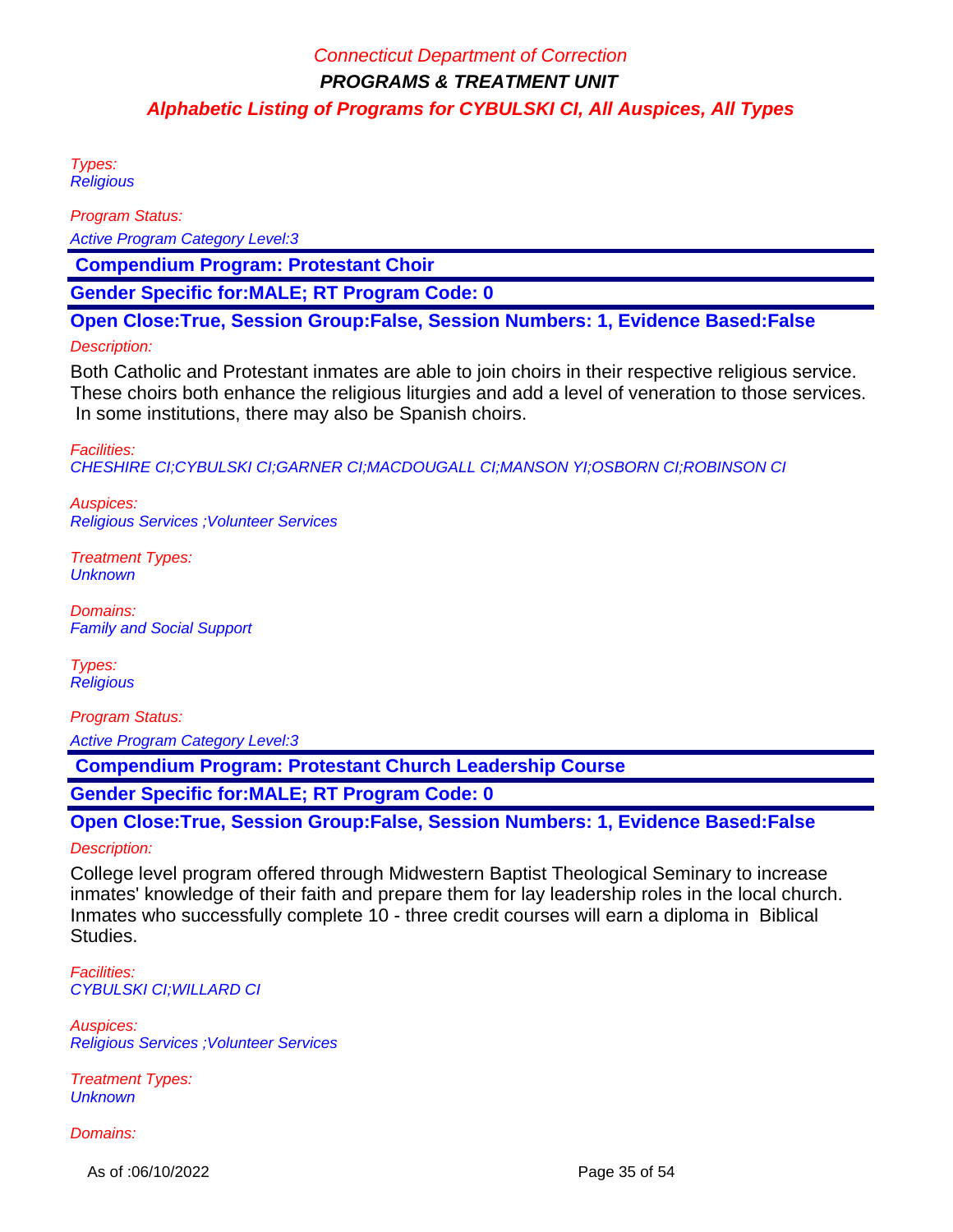Types:
*Religious*

Program Status:
*Active Program Category Level:3*

**Compendium Program: Protestant Choir**

**Gender Specific for:MALE; RT Program Code: 0**

**Open Close:True, Session Group:False, Session Numbers: 1, Evidence Based:False**

Description:

Both Catholic and Protestant inmates are able to join choirs in their respective religious service. These choirs both enhance the religious liturgies and add a level of veneration to those services. In some institutions, there may also be Spanish choirs.

Facilities:
*CHESHIRE CI;CYBULSKI CI;GARNER CI;MACDOUGALL CI;MANSON YI;OSBORN CI;ROBINSON CI*

Auspices:
*Religious Services ;Volunteer Services*

Treatment Types:
*Unknown*

Domains:
*Family and Social Support*

Types:
*Religious*

Program Status:
*Active Program Category Level:3*

**Compendium Program: Protestant Church Leadership Course**

**Gender Specific for:MALE; RT Program Code: 0**

**Open Close:True, Session Group:False, Session Numbers: 1, Evidence Based:False**

Description:

College level program offered through Midwestern Baptist Theological Seminary to increase inmates' knowledge of their faith and prepare them for lay leadership roles in the local church. Inmates who successfully complete 10 - three credit courses will earn a diploma in Biblical Studies.

Facilities:
*CYBULSKI CI;WILLARD CI*

Auspices:
*Religious Services ;Volunteer Services*

Treatment Types:
*Unknown*

Domains: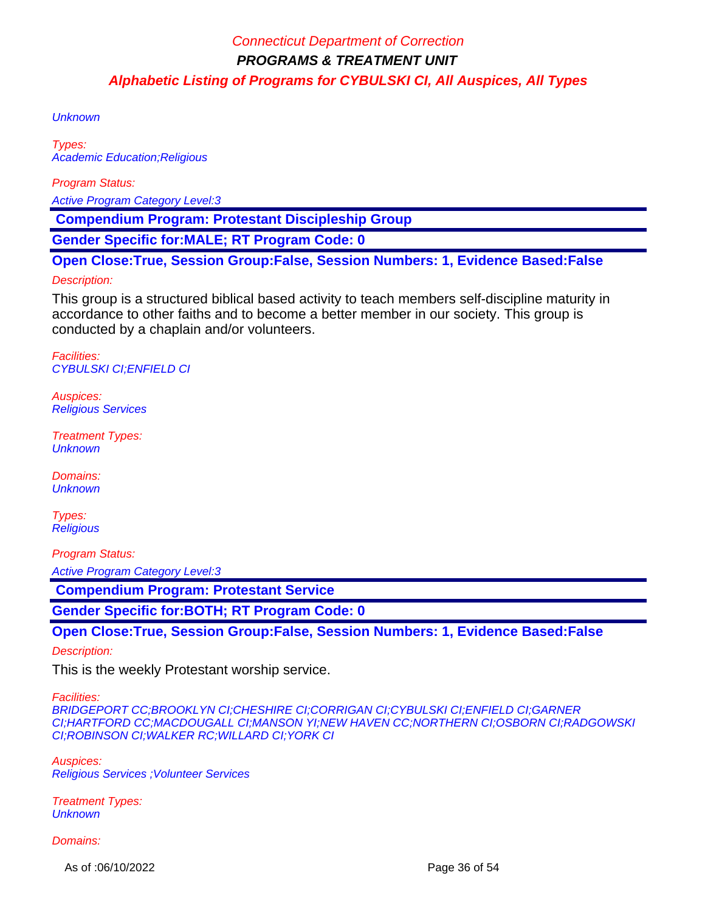Unknown

Types:
Academic Education;Religious

Program Status:

Active Program Category Level:3

**Compendium Program: Protestant Discipleship Group**

**Gender Specific for:MALE; RT Program Code: 0**

**Open Close:True, Session Group:False, Session Numbers: 1, Evidence Based:False**

Description:

This group is a structured biblical based activity to teach members self-discipline maturity in accordance to other faiths and to become a better member in our society. This group is conducted by a chaplain and/or volunteers.

Facilities:
CYBULSKI CI;ENFIELD CI

Auspices:
Religious Services

Treatment Types:
Unknown

Domains:
Unknown

Types:
Religious

Program Status:

Active Program Category Level:3

**Compendium Program: Protestant Service**

**Gender Specific for:BOTH; RT Program Code: 0**

**Open Close:True, Session Group:False, Session Numbers: 1, Evidence Based:False**

Description:

This is the weekly Protestant worship service.

Facilities:
BRIDGEPORT CC;BROOKLYN CI;CHESHIRE CI;CORRIGAN CI;CYBULSKI CI;ENFIELD CI;GARNER CI;HARTFORD CC;MACDOUGALL CI;MANSON YI;NEW HAVEN CC;NORTHERN CI;OSBORN CI;RADGOWSKI CI;ROBINSON CI;WALKER RC;WILLARD CI;YORK CI

Auspices:
Religious Services ;Volunteer Services

Treatment Types:
Unknown

Domains: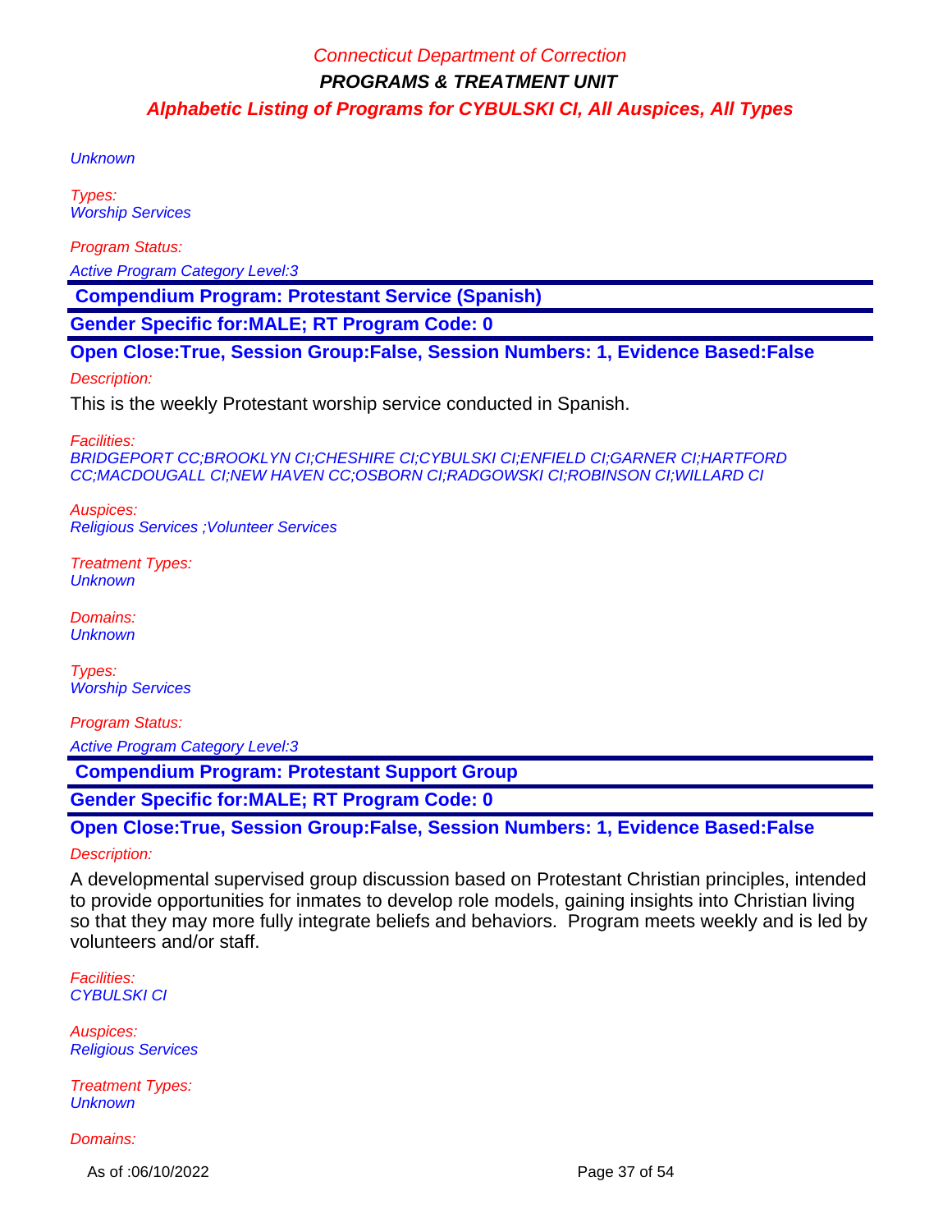Unknown

*Types:*
Worship Services

*Program Status:*

Active Program Category Level:3

**Compendium Program: Protestant Service (Spanish)**

**Gender Specific for:MALE; RT Program Code: 0**

**Open Close:True, Session Group:False, Session Numbers: 1, Evidence Based:False**

*Description:*

This is the weekly Protestant worship service conducted in Spanish.

*Facilities:*
BRIDGEPORT CC;BROOKLYN CI;CHESHIRE CI;CYBULSKI CI;ENFIELD CI;GARNER CI;HARTFORD CC;MACDOUGALL CI;NEW HAVEN CC;OSBORN CI;RADGOWSKI CI;ROBINSON CI;WILLARD CI

*Auspices:*
Religious Services ;Volunteer Services

*Treatment Types:*
Unknown

*Domains:*
Unknown

*Types:*
Worship Services

*Program Status:*

Active Program Category Level:3

**Compendium Program: Protestant Support Group**

**Gender Specific for:MALE; RT Program Code: 0**

**Open Close:True, Session Group:False, Session Numbers: 1, Evidence Based:False**

*Description:*

A developmental supervised group discussion based on Protestant Christian principles, intended to provide opportunities for inmates to develop role models, gaining insights into Christian living so that they may more fully integrate beliefs and behaviors. Program meets weekly and is led by volunteers and/or staff.

*Facilities:*
CYBULSKI CI

*Auspices:*
Religious Services

*Treatment Types:*
Unknown

*Domains:*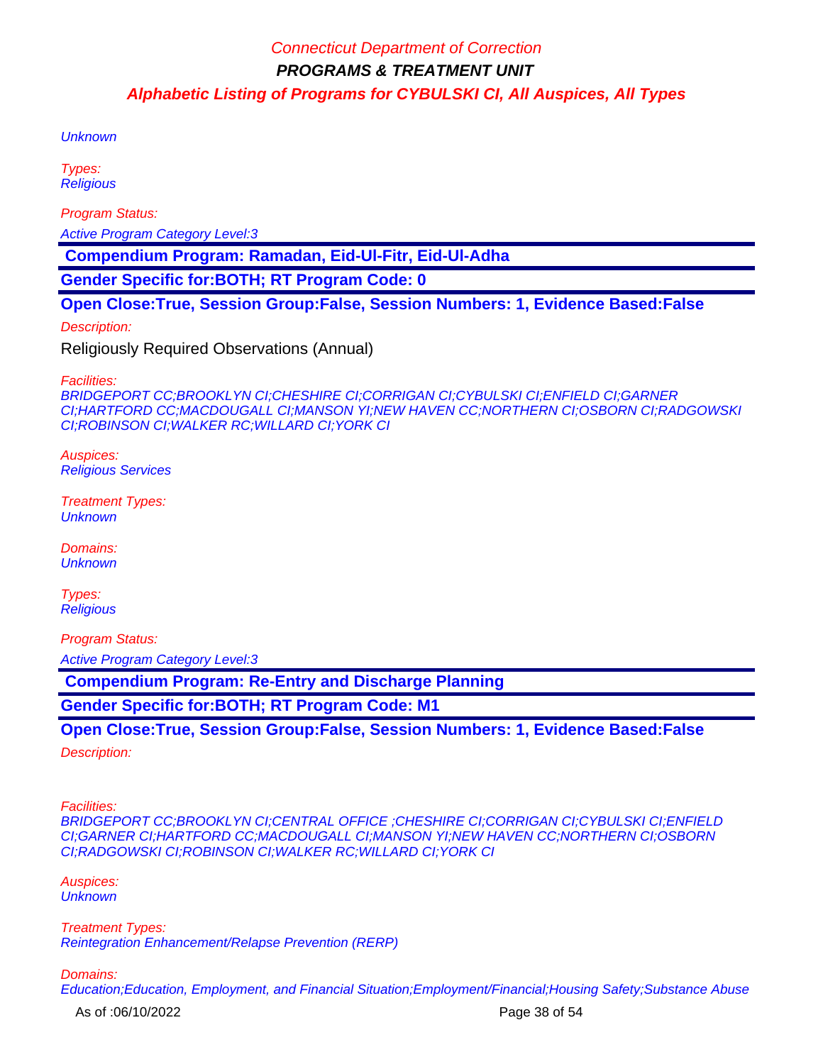Unknown

Types:
Religious

Program Status:

Active Program Category Level:3

## Compendium Program: Ramadan, Eid-Ul-Fitr, Eid-Ul-Adha

**Gender Specific for:BOTH; RT Program Code: 0**

**Open Close:True, Session Group:False, Session Numbers: 1, Evidence Based:False**

Description:

Religiously Required Observations (Annual)

Facilities:
BRIDGEPORT CC;BROOKLYN CI;CHESHIRE CI;CORRIGAN CI;CYBULSKI CI;ENFIELD CI;GARNER CI;HARTFORD CC;MACDOUGALL CI;MANSON YI;NEW HAVEN CC;NORTHERN CI;OSBORN CI;RADGOWSKI CI;ROBINSON CI;WALKER RC;WILLARD CI;YORK CI

Auspices:
Religious Services

Treatment Types:
Unknown

Domains:
Unknown

Types:
Religious

Program Status:

Active Program Category Level:3

## Compendium Program: Re-Entry and Discharge Planning

**Gender Specific for:BOTH; RT Program Code: M1**

**Open Close:True, Session Group:False, Session Numbers: 1, Evidence Based:False**

Description:

Facilities:
BRIDGEPORT CC;BROOKLYN CI;CENTRAL OFFICE ;CHESHIRE CI;CORRIGAN CI;CYBULSKI CI;ENFIELD CI;GARNER CI;HARTFORD CC;MACDOUGALL CI;MANSON YI;NEW HAVEN CC;NORTHERN CI;OSBORN CI;RADGOWSKI CI;ROBINSON CI;WALKER RC;WILLARD CI;YORK CI

Auspices:
Unknown

Treatment Types:
Reintegration Enhancement/Relapse Prevention (RERP)

Domains:
Education;Education, Employment, and Financial Situation;Employment/Financial;Housing Safety;Substance Abuse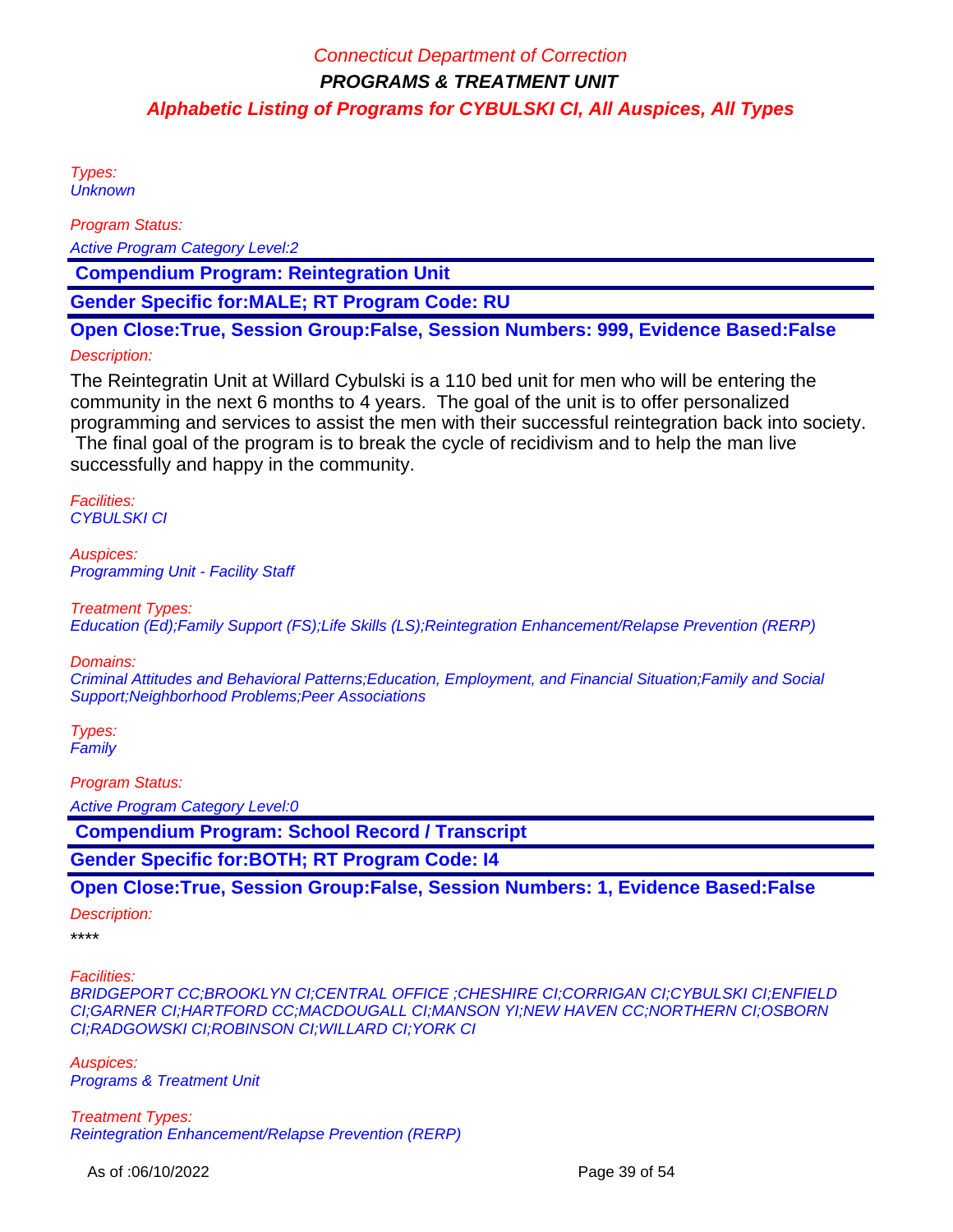Types:
Unknown

Program Status:

Active Program Category Level:2

**Compendium Program: Reintegration Unit**

**Gender Specific for:MALE; RT Program Code: RU**

**Open Close:True, Session Group:False, Session Numbers: 999, Evidence Based:False**

Description:

The Reintegratin Unit at Willard Cybulski is a 110 bed unit for men who will be entering the community in the next 6 months to 4 years. The goal of the unit is to offer personalized programming and services to assist the men with their successful reintegration back into society. The final goal of the program is to break the cycle of recidivism and to help the man live successfully and happy in the community.

Facilities:
CYBULSKI CI

Auspices:
Programming Unit - Facility Staff

Treatment Types:
Education (Ed);Family Support (FS);Life Skills (LS);Reintegration Enhancement/Relapse Prevention (RERP)

Domains:
Criminal Attitudes and Behavioral Patterns;Education, Employment, and Financial Situation;Family and Social Support;Neighborhood Problems;Peer Associations

Types:
Family

Program Status:

Active Program Category Level:0

**Compendium Program: School Record / Transcript**

**Gender Specific for:BOTH; RT Program Code: I4**

**Open Close:True, Session Group:False, Session Numbers: 1, Evidence Based:False**

Description:

****

Facilities:
BRIDGEPORT CC;BROOKLYN CI;CENTRAL OFFICE ;CHESHIRE CI;CORRIGAN CI;CYBULSKI CI;ENFIELD CI;GARNER CI;HARTFORD CC;MACDOUGALL CI;MANSON YI;NEW HAVEN CC;NORTHERN CI;OSBORN CI;RADGOWSKI CI;ROBINSON CI;WILLARD CI;YORK CI

Auspices:
Programs & Treatment Unit

Treatment Types:
Reintegration Enhancement/Relapse Prevention (RERP)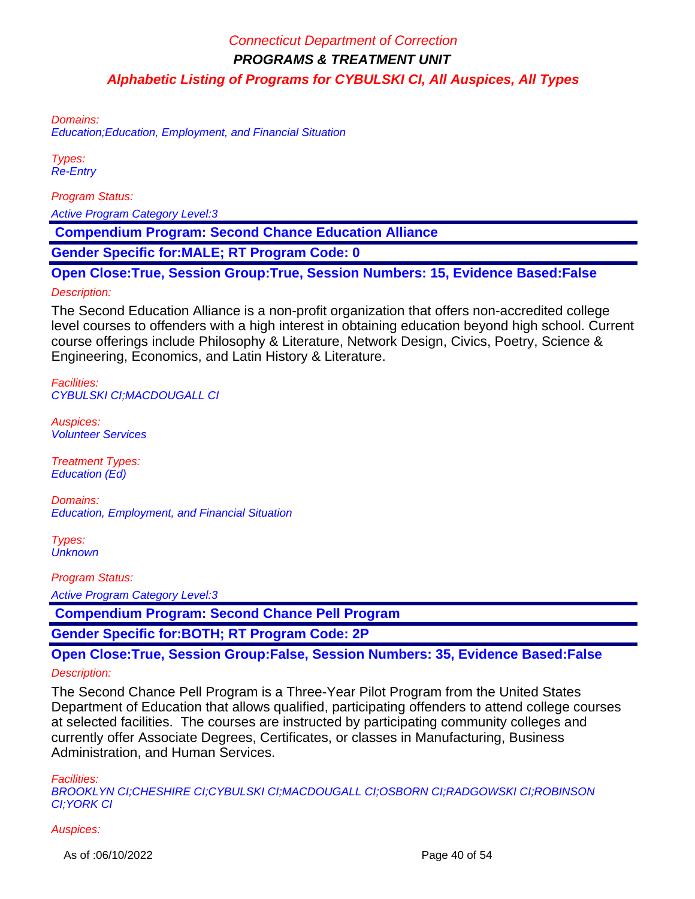Domains:
Education;Education, Employment, and Financial Situation

Types:
Re-Entry

Program Status:

Active Program Category Level:3

**Compendium Program: Second Chance Education Alliance**

**Gender Specific for:MALE; RT Program Code: 0**

**Open Close:True, Session Group:True, Session Numbers: 15, Evidence Based:False**

Description:

The Second Education Alliance is a non-profit organization that offers non-accredited college level courses to offenders with a high interest in obtaining education beyond high school. Current course offerings include Philosophy & Literature, Network Design, Civics, Poetry, Science & Engineering, Economics, and Latin History & Literature.

Facilities:
CYBULSKI CI;MACDOUGALL CI

Auspices:
Volunteer Services

Treatment Types:
Education (Ed)

Domains:
Education, Employment, and Financial Situation

Types:
Unknown

Program Status:

Active Program Category Level:3

**Compendium Program: Second Chance Pell Program**

**Gender Specific for:BOTH; RT Program Code: 2P**

**Open Close:True, Session Group:False, Session Numbers: 35, Evidence Based:False**

Description:

The Second Chance Pell Program is a Three-Year Pilot Program from the United States Department of Education that allows qualified, participating offenders to attend college courses at selected facilities. The courses are instructed by participating community colleges and currently offer Associate Degrees, Certificates, or classes in Manufacturing, Business Administration, and Human Services.

Facilities:
BROOKLYN CI;CHESHIRE CI;CYBULSKI CI;MACDOUGALL CI;OSBORN CI;RADGOWSKI CI;ROBINSON CI;YORK CI

Auspices: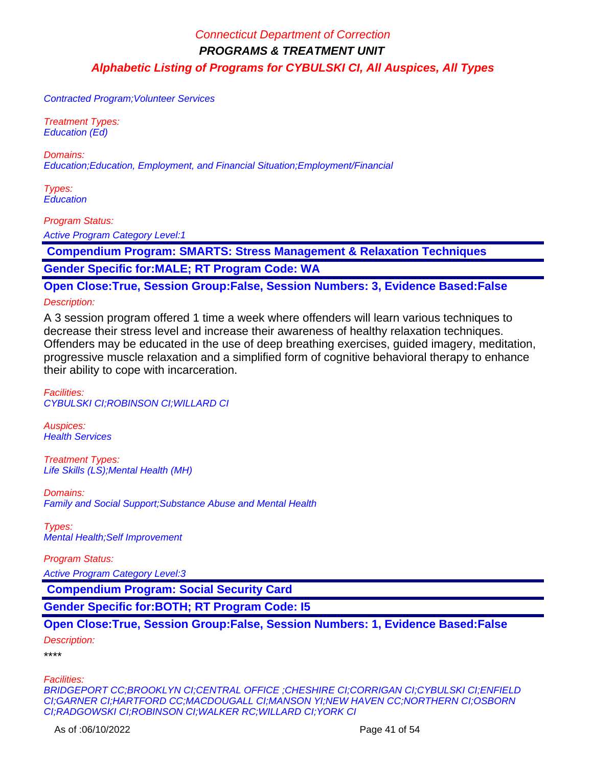Contracted Program;Volunteer Services

*Treatment Types:*
*Education (Ed)*

*Domains:*
*Education;Education, Employment, and Financial Situation;Employment/Financial*

*Types:*
*Education*

*Program Status:*
*Active Program Category Level:1*

**Compendium Program: SMARTS: Stress Management & Relaxation Techniques**

**Gender Specific for:MALE; RT Program Code: WA**

**Open Close:True, Session Group:False, Session Numbers: 3, Evidence Based:False**

*Description:*

A 3 session program offered 1 time a week where offenders will learn various techniques to decrease their stress level and increase their awareness of healthy relaxation techniques. Offenders may be educated in the use of deep breathing exercises, guided imagery, meditation, progressive muscle relaxation and a simplified form of cognitive behavioral therapy to enhance their ability to cope with incarceration.

*Facilities:*
*CYBULSKI CI;ROBINSON CI;WILLARD CI*

*Auspices:*
*Health Services*

*Treatment Types:*
*Life Skills (LS);Mental Health (MH)*

*Domains:*
*Family and Social Support;Substance Abuse and Mental Health*

*Types:*
*Mental Health;Self Improvement*

*Program Status:*
*Active Program Category Level:3*

**Compendium Program: Social Security Card**

**Gender Specific for:BOTH; RT Program Code: I5**

**Open Close:True, Session Group:False, Session Numbers: 1, Evidence Based:False**

*Description:*

****

*Facilities:*
*BRIDGEPORT CC;BROOKLYN CI;CENTRAL OFFICE ;CHESHIRE CI;CORRIGAN CI;CYBULSKI CI;ENFIELD CI;GARNER CI;HARTFORD CC;MACDOUGALL CI;MANSON YI;NEW HAVEN CC;NORTHERN CI;OSBORN CI;RADGOWSKI CI;ROBINSON CI;WALKER RC;WILLARD CI;YORK CI*

As of :06/10/2022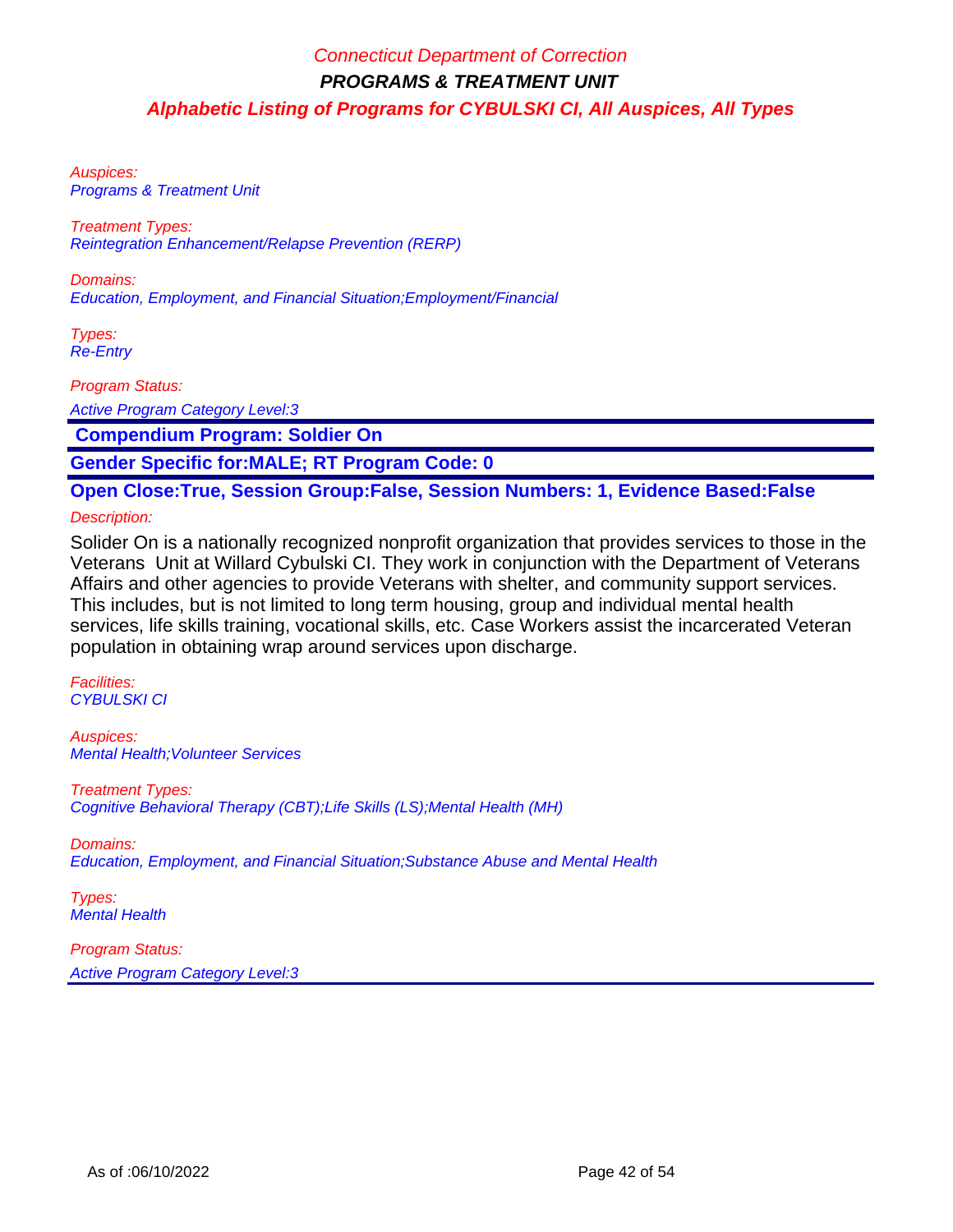Auspices:
Programs & Treatment Unit

Treatment Types:
Reintegration Enhancement/Relapse Prevention (RERP)

Domains:
Education, Employment, and Financial Situation;Employment/Financial

Types:
Re-Entry

Program Status:

Active Program Category Level:3

**Compendium Program: Soldier On**

**Gender Specific for:MALE; RT Program Code: 0**

**Open Close:True, Session Group:False, Session Numbers: 1, Evidence Based:False**

Description:

Solider On is a nationally recognized nonprofit organization that provides services to those in the Veterans Unit at Willard Cybulski CI. They work in conjunction with the Department of Veterans Affairs and other agencies to provide Veterans with shelter, and community support services. This includes, but is not limited to long term housing, group and individual mental health services, life skills training, vocational skills, etc. Case Workers assist the incarcerated Veteran population in obtaining wrap around services upon discharge.

Facilities:
CYBULSKI CI

Auspices:
Mental Health;Volunteer Services

Treatment Types:
Cognitive Behavioral Therapy (CBT);Life Skills (LS);Mental Health (MH)

Domains:
Education, Employment, and Financial Situation;Substance Abuse and Mental Health

Types:
Mental Health

Program Status:
Active Program Category Level:3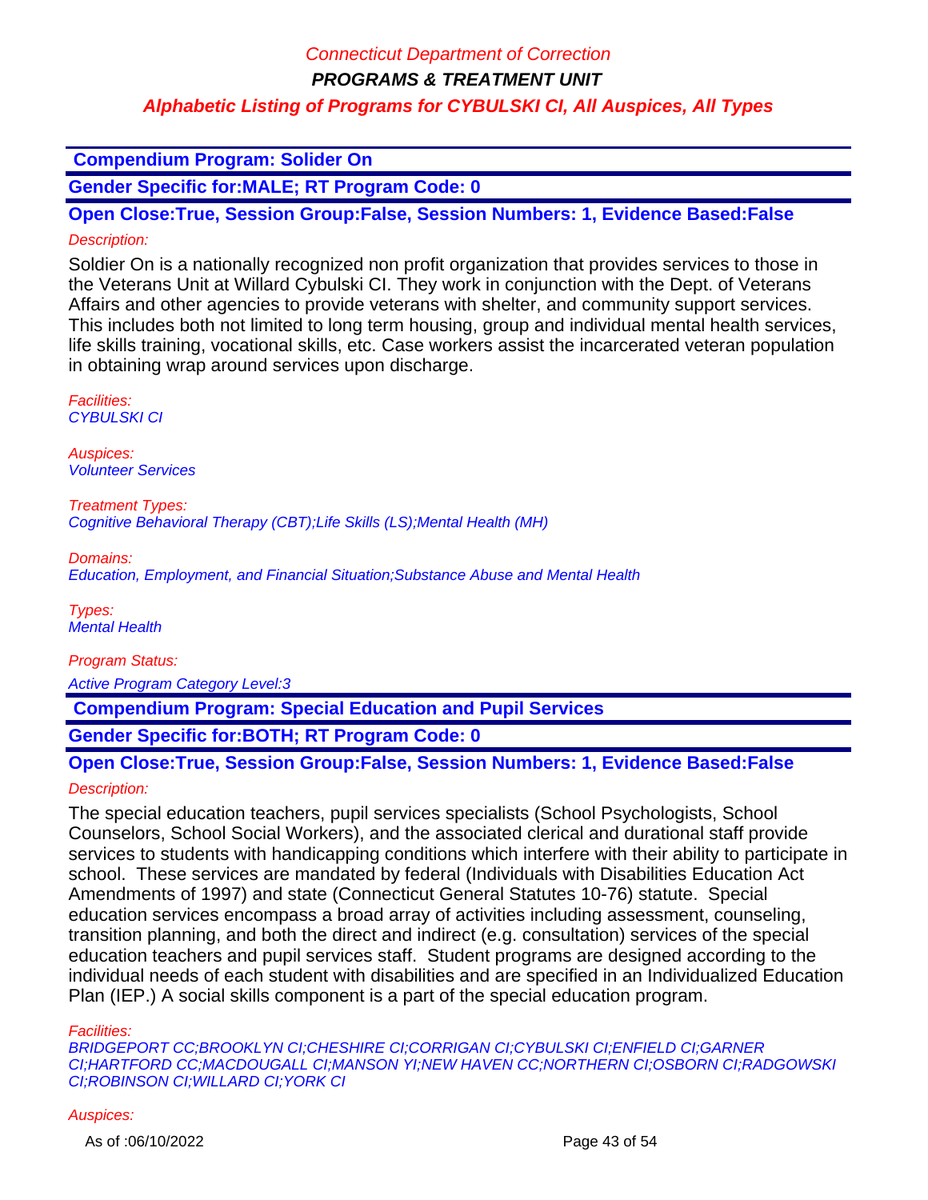**Compendium Program: Solider On**

**Gender Specific for:MALE; RT Program Code: 0**

**Open Close:True, Session Group:False, Session Numbers: 1, Evidence Based:False**

*Description:*

Soldier On is a nationally recognized non profit organization that provides services to those in the Veterans Unit at Willard Cybulski CI. They work in conjunction with the Dept. of Veterans Affairs and other agencies to provide veterans with shelter, and community support services. This includes both not limited to long term housing, group and individual mental health services, life skills training, vocational skills, etc. Case workers assist the incarcerated veteran population in obtaining wrap around services upon discharge.

*Facilities:*
*CYBULSKI CI*

*Auspices:*
*Volunteer Services*

*Treatment Types:*
*Cognitive Behavioral Therapy (CBT);Life Skills (LS);Mental Health (MH)*

*Domains:*
*Education, Employment, and Financial Situation;Substance Abuse and Mental Health*

*Types:*
*Mental Health*

*Program Status:*

*Active Program Category Level:3*

**Compendium Program: Special Education and Pupil Services**

**Gender Specific for:BOTH; RT Program Code: 0**

**Open Close:True, Session Group:False, Session Numbers: 1, Evidence Based:False**

*Description:*

The special education teachers, pupil services specialists (School Psychologists, School Counselors, School Social Workers), and the associated clerical and durational staff provide services to students with handicapping conditions which interfere with their ability to participate in school. These services are mandated by federal (Individuals with Disabilities Education Act Amendments of 1997) and state (Connecticut General Statutes 10-76) statute. Special education services encompass a broad array of activities including assessment, counseling, transition planning, and both the direct and indirect (e.g. consultation) services of the special education teachers and pupil services staff. Student programs are designed according to the individual needs of each student with disabilities and are specified in an Individualized Education Plan (IEP.) A social skills component is a part of the special education program.

*Facilities:*
*BRIDGEPORT CC;BROOKLYN CI;CHESHIRE CI;CORRIGAN CI;CYBULSKI CI;ENFIELD CI;GARNER CI;HARTFORD CC;MACDOUGALL CI;MANSON YI;NEW HAVEN CC;NORTHERN CI;OSBORN CI;RADGOWSKI CI;ROBINSON CI;WILLARD CI;YORK CI*

*Auspices:*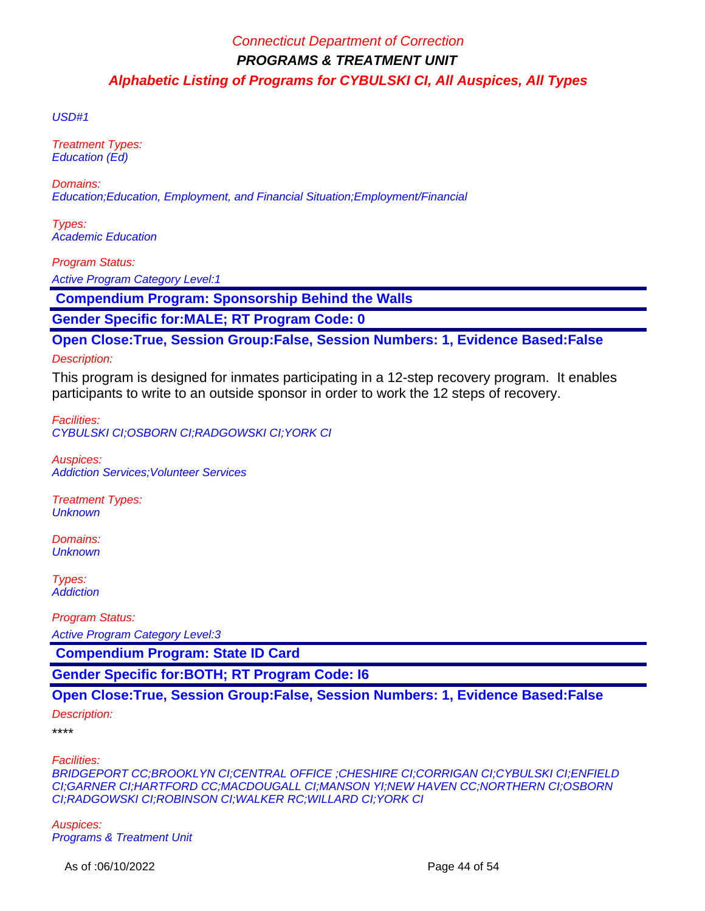USD#1

Treatment Types:
Education (Ed)

Domains:
Education;Education, Employment, and Financial Situation;Employment/Financial

Types:
Academic Education

Program Status:
Active Program Category Level:1

## Compendium Program: Sponsorship Behind the Walls

**Gender Specific for:MALE; RT Program Code: 0**

**Open Close:True, Session Group:False, Session Numbers: 1, Evidence Based:False**

Description:

This program is designed for inmates participating in a 12-step recovery program. It enables participants to write to an outside sponsor in order to work the 12 steps of recovery.

Facilities:
CYBULSKI CI;OSBORN CI;RADGOWSKI CI;YORK CI

Auspices:
Addiction Services;Volunteer Services

Treatment Types:
Unknown

Domains:
Unknown

Types:
Addiction

Program Status:
Active Program Category Level:3

## Compendium Program: State ID Card

**Gender Specific for:BOTH; RT Program Code: I6**

**Open Close:True, Session Group:False, Session Numbers: 1, Evidence Based:False**

Description:

****

Facilities:
BRIDGEPORT CC;BROOKLYN CI;CENTRAL OFFICE ;CHESHIRE CI;CORRIGAN CI;CYBULSKI CI;ENFIELD CI;GARNER CI;HARTFORD CC;MACDOUGALL CI;MANSON YI;NEW HAVEN CC;NORTHERN CI;OSBORN CI;RADGOWSKI CI;ROBINSON CI;WALKER RC;WILLARD CI;YORK CI

Auspices:
Programs & Treatment Unit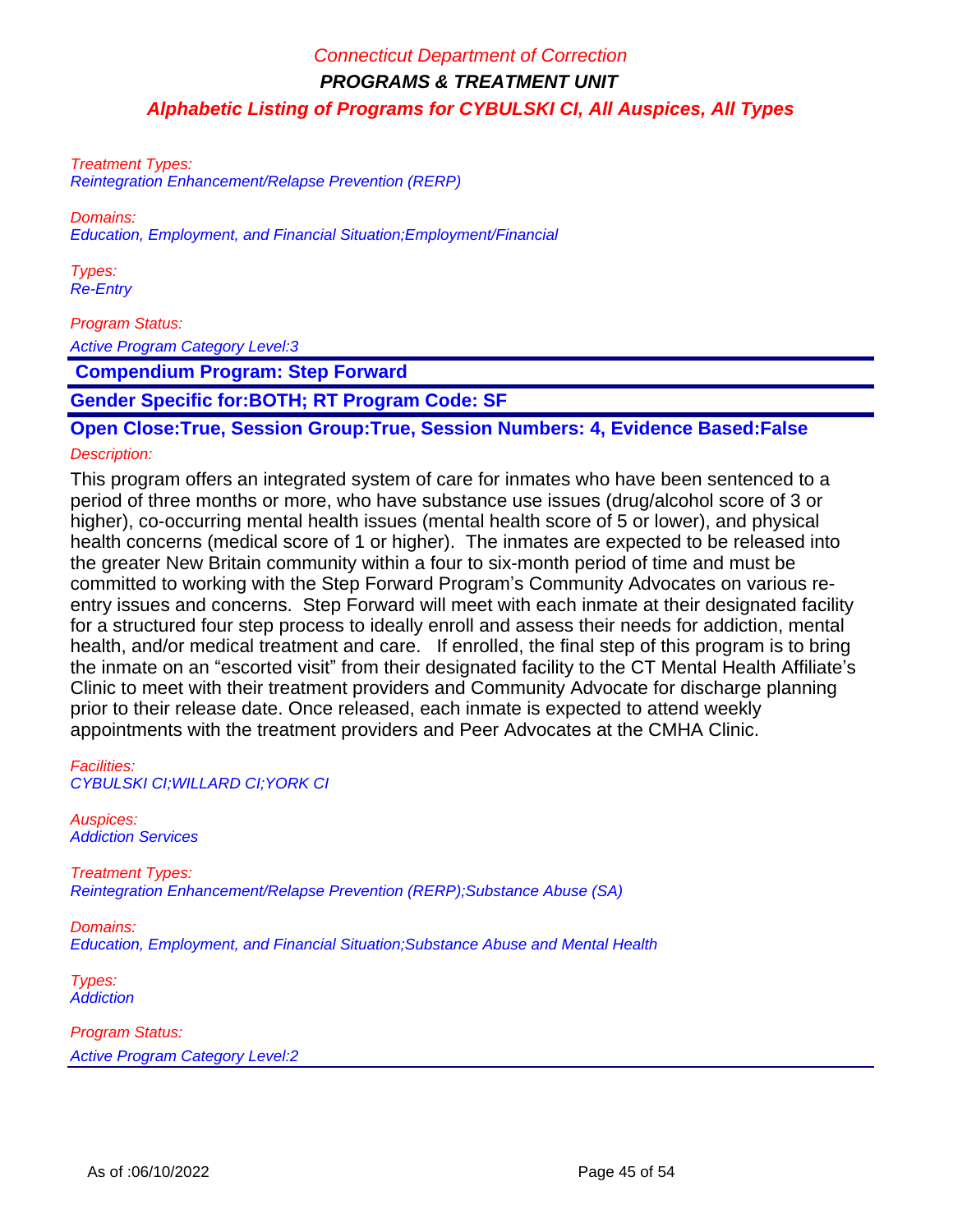Treatment Types:
Reintegration Enhancement/Relapse Prevention (RERP)

Domains:
Education, Employment, and Financial Situation;Employment/Financial

Types:
Re-Entry

Program Status:
Active Program Category Level:3

## Compendium Program: Step Forward

**Gender Specific for:BOTH; RT Program Code: SF**

**Open Close:True, Session Group:True, Session Numbers: 4, Evidence Based:False**

Description:

This program offers an integrated system of care for inmates who have been sentenced to a period of three months or more, who have substance use issues (drug/alcohol score of 3 or higher), co-occurring mental health issues (mental health score of 5 or lower), and physical health concerns (medical score of 1 or higher). The inmates are expected to be released into the greater New Britain community within a four to six-month period of time and must be committed to working with the Step Forward Program's Community Advocates on various re-entry issues and concerns. Step Forward will meet with each inmate at their designated facility for a structured four step process to ideally enroll and assess their needs for addiction, mental health, and/or medical treatment and care. If enrolled, the final step of this program is to bring the inmate on an "escorted visit" from their designated facility to the CT Mental Health Affiliate's Clinic to meet with their treatment providers and Community Advocate for discharge planning prior to their release date. Once released, each inmate is expected to attend weekly appointments with the treatment providers and Peer Advocates at the CMHA Clinic.

Facilities:
CYBULSKI CI;WILLARD CI;YORK CI

Auspices:
Addiction Services

Treatment Types:
Reintegration Enhancement/Relapse Prevention (RERP);Substance Abuse (SA)

Domains:
Education, Employment, and Financial Situation;Substance Abuse and Mental Health

Types:
Addiction

Program Status:
Active Program Category Level:2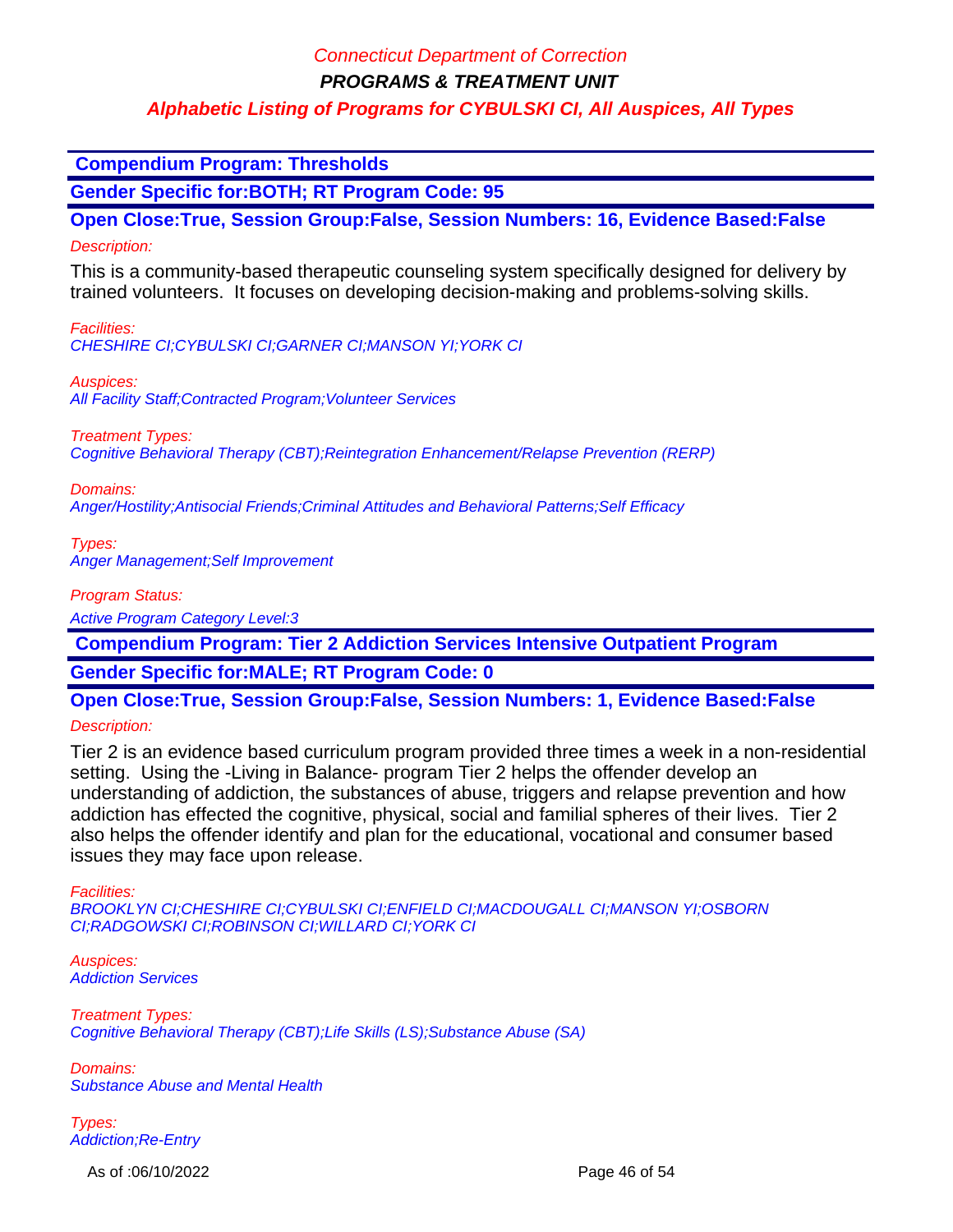**Compendium Program: Thresholds**

**Gender Specific for:BOTH; RT Program Code: 95**

**Open Close:True, Session Group:False, Session Numbers: 16, Evidence Based:False**

*Description:*

This is a community-based therapeutic counseling system specifically designed for delivery by trained volunteers. It focuses on developing decision-making and problems-solving skills.

*Facilities:*
*CHESHIRE CI;CYBULSKI CI;GARNER CI;MANSON YI;YORK CI*

*Auspices:*
*All Facility Staff;Contracted Program;Volunteer Services*

*Treatment Types:*
*Cognitive Behavioral Therapy (CBT);Reintegration Enhancement/Relapse Prevention (RERP)*

*Domains:*
*Anger/Hostility;Antisocial Friends;Criminal Attitudes and Behavioral Patterns;Self Efficacy*

*Types:*
*Anger Management;Self Improvement*

*Program Status:*
*Active Program Category Level:3*

**Compendium Program: Tier 2 Addiction Services Intensive Outpatient Program**

**Gender Specific for:MALE; RT Program Code: 0**

**Open Close:True, Session Group:False, Session Numbers: 1, Evidence Based:False**

*Description:*

Tier 2 is an evidence based curriculum program provided three times a week in a non-residential setting. Using the -Living in Balance- program Tier 2 helps the offender develop an understanding of addiction, the substances of abuse, triggers and relapse prevention and how addiction has effected the cognitive, physical, social and familial spheres of their lives. Tier 2 also helps the offender identify and plan for the educational, vocational and consumer based issues they may face upon release.

*Facilities:*
*BROOKLYN CI;CHESHIRE CI;CYBULSKI CI;ENFIELD CI;MACDOUGALL CI;MANSON YI;OSBORN CI;RADGOWSKI CI;ROBINSON CI;WILLARD CI;YORK CI*

*Auspices:*
*Addiction Services*

*Treatment Types:*
*Cognitive Behavioral Therapy (CBT);Life Skills (LS);Substance Abuse (SA)*

*Domains:*
*Substance Abuse and Mental Health*

*Types:*
*Addiction;Re-Entry*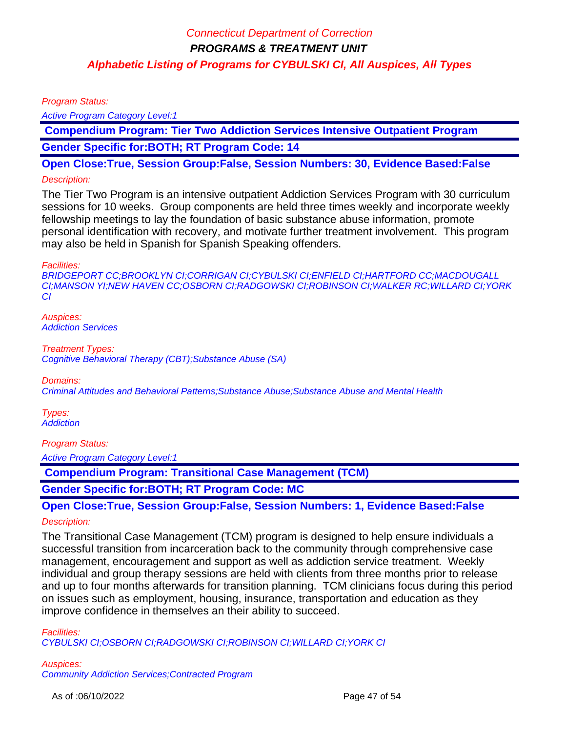Program Status:

Active Program Category Level:1

**Compendium Program: Tier Two Addiction Services Intensive Outpatient Program**

**Gender Specific for:BOTH; RT Program Code: 14**

**Open Close:True, Session Group:False, Session Numbers: 30, Evidence Based:False**

Description:

The Tier Two Program is an intensive outpatient Addiction Services Program with 30 curriculum sessions for 10 weeks. Group components are held three times weekly and incorporate weekly fellowship meetings to lay the foundation of basic substance abuse information, promote personal identification with recovery, and motivate further treatment involvement. This program may also be held in Spanish for Spanish Speaking offenders.

Facilities:

BRIDGEPORT CC;BROOKLYN CI;CORRIGAN CI;CYBULSKI CI;ENFIELD CI;HARTFORD CC;MACDOUGALL CI;MANSON YI;NEW HAVEN CC;OSBORN CI;RADGOWSKI CI;ROBINSON CI;WALKER RC;WILLARD CI;YORK CI

Auspices:

Addiction Services

Treatment Types:

Cognitive Behavioral Therapy (CBT);Substance Abuse (SA)

Domains:

Criminal Attitudes and Behavioral Patterns;Substance Abuse;Substance Abuse and Mental Health

Types:

Addiction

Program Status:

Active Program Category Level:1

**Compendium Program: Transitional Case Management (TCM)**

**Gender Specific for:BOTH; RT Program Code: MC**

**Open Close:True, Session Group:False, Session Numbers: 1, Evidence Based:False**

Description:

The Transitional Case Management (TCM) program is designed to help ensure individuals a successful transition from incarceration back to the community through comprehensive case management, encouragement and support as well as addiction service treatment. Weekly individual and group therapy sessions are held with clients from three months prior to release and up to four months afterwards for transition planning. TCM clinicians focus during this period on issues such as employment, housing, insurance, transportation and education as they improve confidence in themselves an their ability to succeed.

Facilities:

CYBULSKI CI;OSBORN CI;RADGOWSKI CI;ROBINSON CI;WILLARD CI;YORK CI

Auspices:

Community Addiction Services;Contracted Program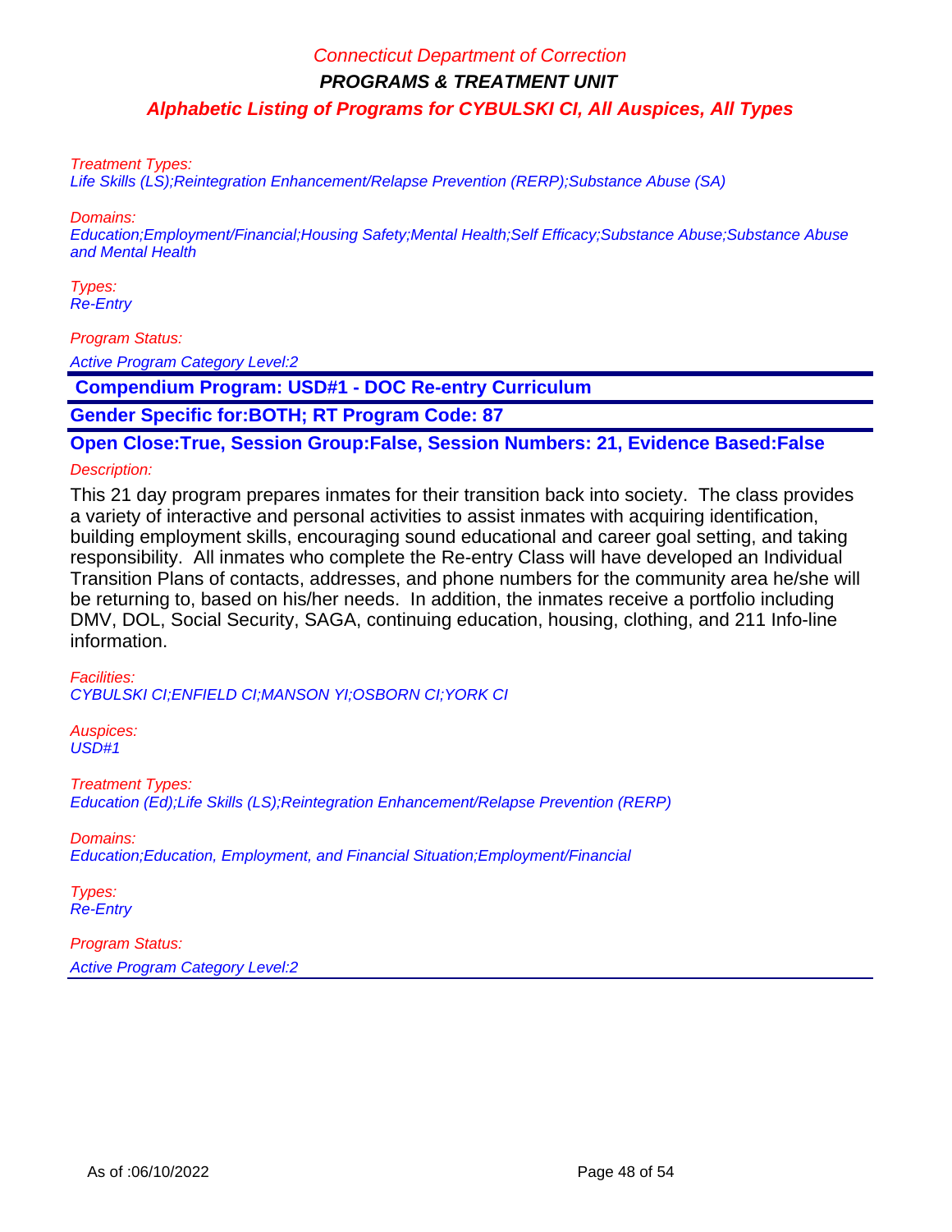Treatment Types:
Life Skills (LS);Reintegration Enhancement/Relapse Prevention (RERP);Substance Abuse (SA)

Domains:
Education;Employment/Financial;Housing Safety;Mental Health;Self Efficacy;Substance Abuse;Substance Abuse and Mental Health

Types:
Re-Entry

Program Status:
Active Program Category Level:2

**Compendium Program: USD#1 - DOC Re-entry Curriculum**

**Gender Specific for:BOTH; RT Program Code: 87**

**Open Close:True, Session Group:False, Session Numbers: 21, Evidence Based:False**

Description:

This 21 day program prepares inmates for their transition back into society. The class provides a variety of interactive and personal activities to assist inmates with acquiring identification, building employment skills, encouraging sound educational and career goal setting, and taking responsibility. All inmates who complete the Re-entry Class will have developed an Individual Transition Plans of contacts, addresses, and phone numbers for the community area he/she will be returning to, based on his/her needs. In addition, the inmates receive a portfolio including DMV, DOL, Social Security, SAGA, continuing education, housing, clothing, and 211 Info-line information.

Facilities:
CYBULSKI CI;ENFIELD CI;MANSON YI;OSBORN CI;YORK CI

Auspices:
USD#1

Treatment Types:
Education (Ed);Life Skills (LS);Reintegration Enhancement/Relapse Prevention (RERP)

Domains:
Education;Education, Employment, and Financial Situation;Employment/Financial

Types:
Re-Entry

Program Status:
Active Program Category Level:2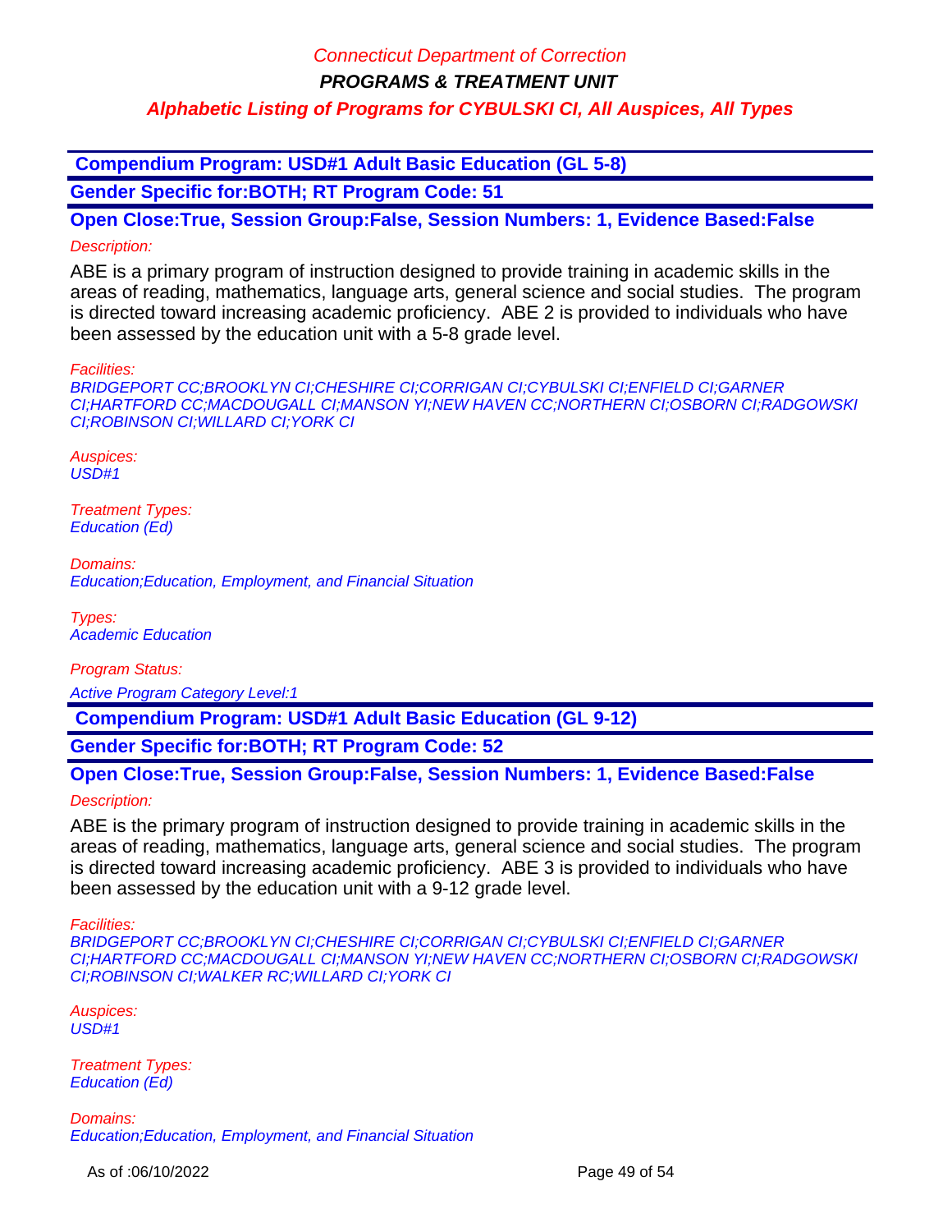**Compendium Program: USD#1 Adult Basic Education (GL 5-8)**

**Gender Specific for:BOTH; RT Program Code: 51**

**Open Close:True, Session Group:False, Session Numbers: 1, Evidence Based:False**

*Description:*

ABE is a primary program of instruction designed to provide training in academic skills in the areas of reading, mathematics, language arts, general science and social studies. The program is directed toward increasing academic proficiency. ABE 2 is provided to individuals who have been assessed by the education unit with a 5-8 grade level.

*Facilities:*

*BRIDGEPORT CC;BROOKLYN CI;CHESHIRE CI;CORRIGAN CI;CYBULSKI CI;ENFIELD CI;GARNER CI;HARTFORD CC;MACDOUGALL CI;MANSON YI;NEW HAVEN CC;NORTHERN CI;OSBORN CI;RADGOWSKI CI;ROBINSON CI;WILLARD CI;YORK CI*

*Auspices:*

*USD#1*

*Treatment Types:*

*Education (Ed)*

*Domains:*

*Education;Education, Employment, and Financial Situation*

*Types:*

*Academic Education*

*Program Status:*

*Active Program Category Level:1*

**Compendium Program: USD#1 Adult Basic Education (GL 9-12)**

**Gender Specific for:BOTH; RT Program Code: 52**

**Open Close:True, Session Group:False, Session Numbers: 1, Evidence Based:False**

*Description:*

ABE is the primary program of instruction designed to provide training in academic skills in the areas of reading, mathematics, language arts, general science and social studies. The program is directed toward increasing academic proficiency. ABE 3 is provided to individuals who have been assessed by the education unit with a 9-12 grade level.

*Facilities:*

*BRIDGEPORT CC;BROOKLYN CI;CHESHIRE CI;CORRIGAN CI;CYBULSKI CI;ENFIELD CI;GARNER CI;HARTFORD CC;MACDOUGALL CI;MANSON YI;NEW HAVEN CC;NORTHERN CI;OSBORN CI;RADGOWSKI CI;ROBINSON CI;WALKER RC;WILLARD CI;YORK CI*

*Auspices:*

*USD#1*

*Treatment Types:*

*Education (Ed)*

*Domains:*

*Education;Education, Employment, and Financial Situation*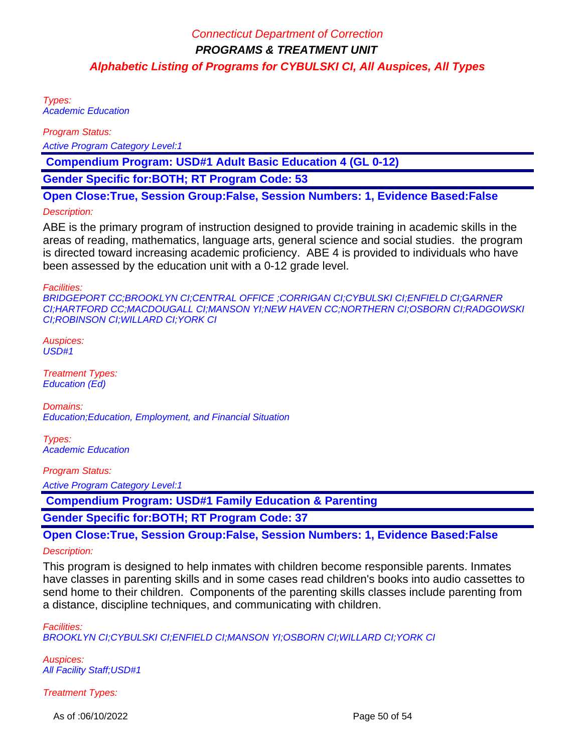Types:
Academic Education

Program Status:
Active Program Category Level:1

**Compendium Program: USD#1 Adult Basic Education 4 (GL 0-12)**

**Gender Specific for:BOTH; RT Program Code: 53**

**Open Close:True, Session Group:False, Session Numbers: 1, Evidence Based:False**

Description:

ABE is the primary program of instruction designed to provide training in academic skills in the areas of reading, mathematics, language arts, general science and social studies.  the program is directed toward increasing academic proficiency.  ABE 4 is provided to individuals who have been assessed by the education unit with a 0-12 grade level.

Facilities:
BRIDGEPORT CC;BROOKLYN CI;CENTRAL OFFICE ;CORRIGAN CI;CYBULSKI CI;ENFIELD CI;GARNER CI;HARTFORD CC;MACDOUGALL CI;MANSON YI;NEW HAVEN CC;NORTHERN CI;OSBORN CI;RADGOWSKI CI;ROBINSON CI;WILLARD CI;YORK CI

Auspices:
USD#1

Treatment Types:
Education (Ed)

Domains:
Education;Education, Employment, and Financial Situation

Types:
Academic Education

Program Status:
Active Program Category Level:1

**Compendium Program: USD#1 Family Education & Parenting**

**Gender Specific for:BOTH; RT Program Code: 37**

**Open Close:True, Session Group:False, Session Numbers: 1, Evidence Based:False**

Description:

This program is designed to help inmates with children become responsible parents. Inmates have classes in parenting skills and in some cases read children's books into audio cassettes to send home to their children.  Components of the parenting skills classes include parenting from a distance, discipline techniques, and communicating with children.

Facilities:
BROOKLYN CI;CYBULSKI CI;ENFIELD CI;MANSON YI;OSBORN CI;WILLARD CI;YORK CI

Auspices:
All Facility Staff;USD#1

Treatment Types:

As of :06/10/2022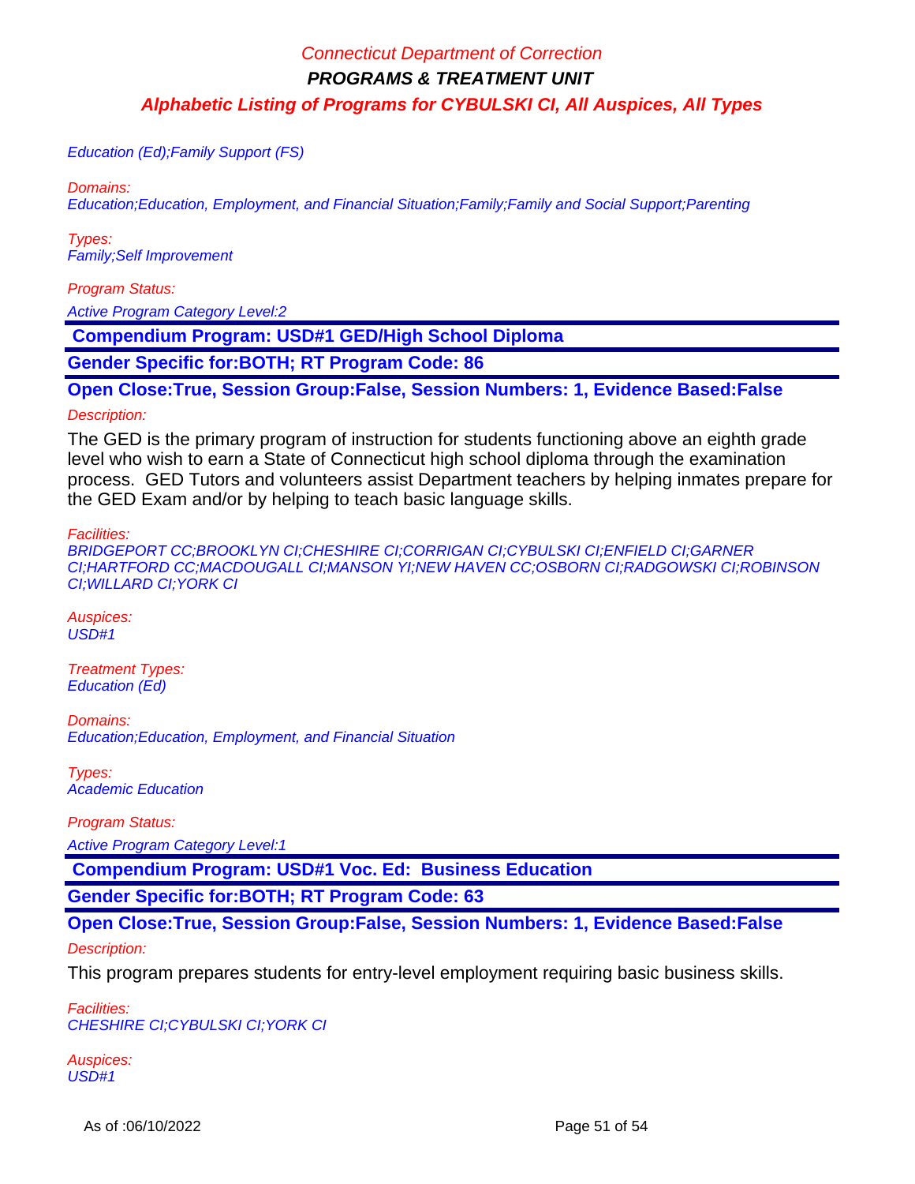Education (Ed);Family Support (FS)

Domains:
Education;Education, Employment, and Financial Situation;Family;Family and Social Support;Parenting

Types:
Family;Self Improvement

Program Status:
Active Program Category Level:2

**Compendium Program: USD#1 GED/High School Diploma**

**Gender Specific for:BOTH; RT Program Code: 86**

**Open Close:True, Session Group:False, Session Numbers: 1, Evidence Based:False**

Description:

The GED is the primary program of instruction for students functioning above an eighth grade level who wish to earn a State of Connecticut high school diploma through the examination process. GED Tutors and volunteers assist Department teachers by helping inmates prepare for the GED Exam and/or by helping to teach basic language skills.

Facilities:
BRIDGEPORT CC;BROOKLYN CI;CHESHIRE CI;CORRIGAN CI;CYBULSKI CI;ENFIELD CI;GARNER CI;HARTFORD CC;MACDOUGALL CI;MANSON YI;NEW HAVEN CC;OSBORN CI;RADGOWSKI CI;ROBINSON CI;WILLARD CI;YORK CI

Auspices:
USD#1

Treatment Types:
Education (Ed)

Domains:
Education;Education, Employment, and Financial Situation

Types:
Academic Education

Program Status:
Active Program Category Level:1

**Compendium Program: USD#1 Voc. Ed: Business Education**

**Gender Specific for:BOTH; RT Program Code: 63**

**Open Close:True, Session Group:False, Session Numbers: 1, Evidence Based:False**

Description:

This program prepares students for entry-level employment requiring basic business skills.

Facilities:
CHESHIRE CI;CYBULSKI CI;YORK CI

Auspices:
USD#1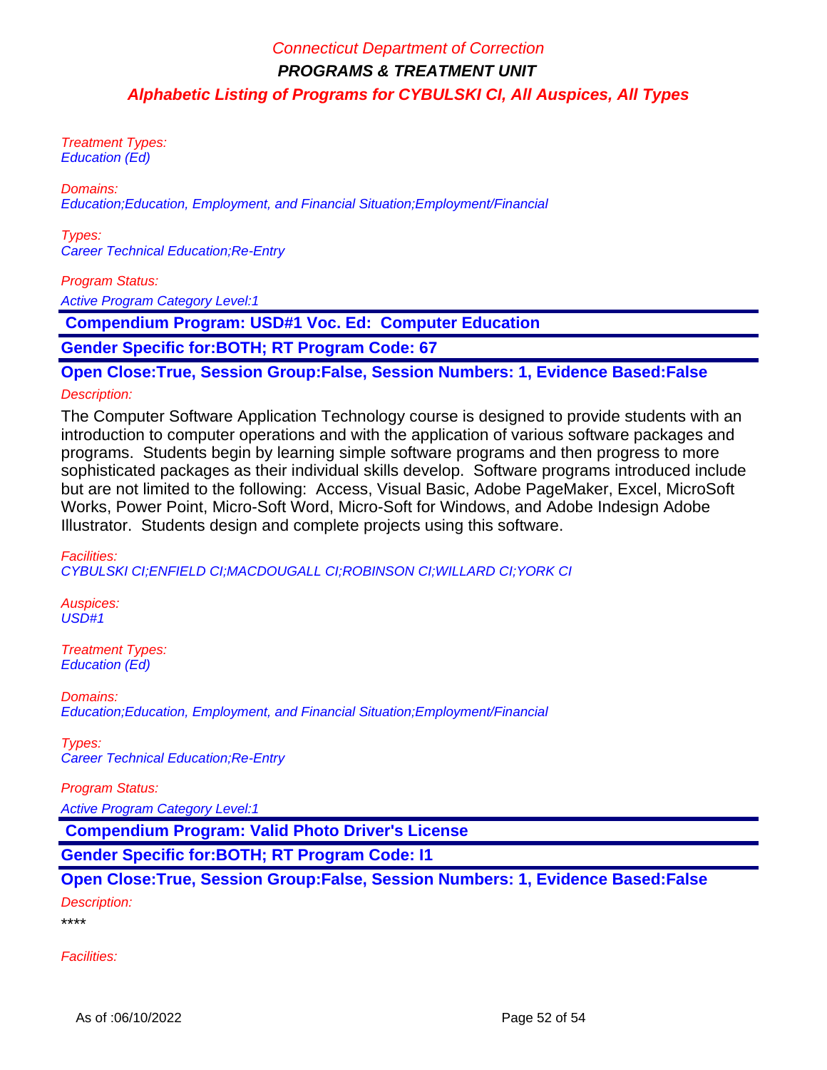Treatment Types:
Education (Ed)

Domains:
Education;Education, Employment, and Financial Situation;Employment/Financial

Types:
Career Technical Education;Re-Entry

Program Status:

Active Program Category Level:1

**Compendium Program: USD#1 Voc. Ed: Computer Education**

**Gender Specific for:BOTH; RT Program Code: 67**

**Open Close:True, Session Group:False, Session Numbers: 1, Evidence Based:False**

Description:

The Computer Software Application Technology course is designed to provide students with an introduction to computer operations and with the application of various software packages and programs. Students begin by learning simple software programs and then progress to more sophisticated packages as their individual skills develop. Software programs introduced include but are not limited to the following: Access, Visual Basic, Adobe PageMaker, Excel, MicroSoft Works, Power Point, Micro-Soft Word, Micro-Soft for Windows, and Adobe Indesign Adobe Illustrator. Students design and complete projects using this software.

Facilities:
CYBULSKI CI;ENFIELD CI;MACDOUGALL CI;ROBINSON CI;WILLARD CI;YORK CI

Auspices:
USD#1

Treatment Types:
Education (Ed)

Domains:
Education;Education, Employment, and Financial Situation;Employment/Financial

Types:
Career Technical Education;Re-Entry

Program Status:

Active Program Category Level:1

**Compendium Program: Valid Photo Driver's License**

**Gender Specific for:BOTH; RT Program Code: I1**

**Open Close:True, Session Group:False, Session Numbers: 1, Evidence Based:False**

Description:

****

Facilities: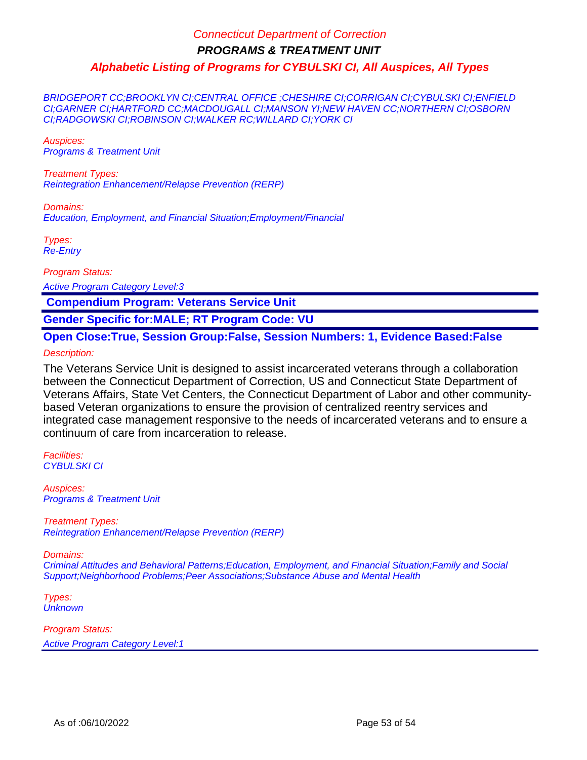BRIDGEPORT CC;BROOKLYN CI;CENTRAL OFFICE ;CHESHIRE CI;CORRIGAN CI;CYBULSKI CI;ENFIELD CI;GARNER CI;HARTFORD CC;MACDOUGALL CI;MANSON YI;NEW HAVEN CC;NORTHERN CI;OSBORN CI;RADGOWSKI CI;ROBINSON CI;WALKER RC;WILLARD CI;YORK CI

Auspices:
Programs & Treatment Unit

Treatment Types:
Reintegration Enhancement/Relapse Prevention (RERP)

Domains:
Education, Employment, and Financial Situation;Employment/Financial

Types:
Re-Entry

Program Status:

Active Program Category Level:3

**Compendium Program: Veterans Service Unit**

**Gender Specific for:MALE; RT Program Code: VU**

**Open Close:True, Session Group:False, Session Numbers: 1, Evidence Based:False**

Description:

The Veterans Service Unit is designed to assist incarcerated veterans through a collaboration between the Connecticut Department of Correction, US and Connecticut State Department of Veterans Affairs, State Vet Centers, the Connecticut Department of Labor and other community-based Veteran organizations to ensure the provision of centralized reentry services and integrated case management responsive to the needs of incarcerated veterans and to ensure a continuum of care from incarceration to release.

Facilities:
CYBULSKI CI

Auspices:
Programs & Treatment Unit

Treatment Types:
Reintegration Enhancement/Relapse Prevention (RERP)

Domains:
Criminal Attitudes and Behavioral Patterns;Education, Employment, and Financial Situation;Family and Social Support;Neighborhood Problems;Peer Associations;Substance Abuse and Mental Health

Types:
Unknown

Program Status:
Active Program Category Level:1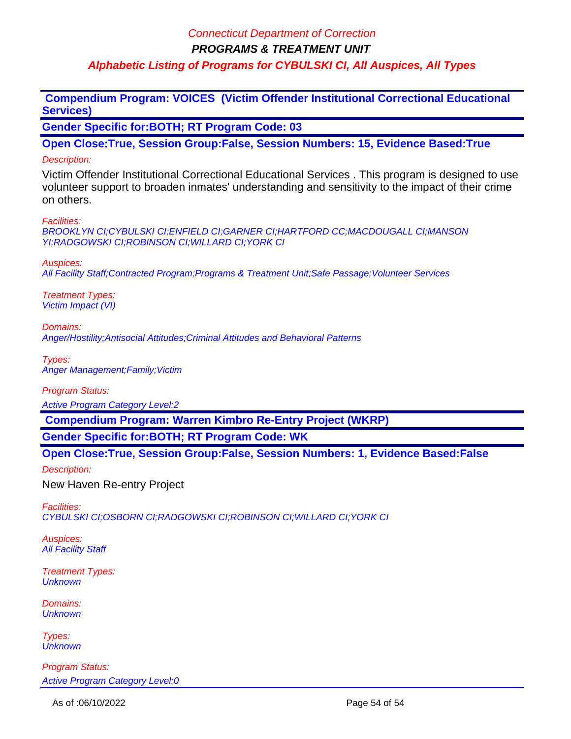Connecticut Department of Correction

**PROGRAMS & TREATMENT UNIT**

***Alphabetic Listing of Programs for CYBULSKI CI, All Auspices, All Types***

## Compendium Program: VOICES (Victim Offender Institutional Correctional Educational Services)

**Gender Specific for:BOTH; RT Program Code: 03**

**Open Close:True, Session Group:False, Session Numbers: 15, Evidence Based:True**

*Description:*

Victim Offender Institutional Correctional Educational Services . This program is designed to use volunteer support to broaden inmates' understanding and sensitivity to the impact of their crime on others.

*Facilities:*
*BROOKLYN CI;CYBULSKI CI;ENFIELD CI;GARNER CI;HARTFORD CC;MACDOUGALL CI;MANSON YI;RADGOWSKI CI;ROBINSON CI;WILLARD CI;YORK CI*

*Auspices:*
*All Facility Staff;Contracted Program;Programs & Treatment Unit;Safe Passage;Volunteer Services*

*Treatment Types:*
*Victim Impact (VI)*

*Domains:*
*Anger/Hostility;Antisocial Attitudes;Criminal Attitudes and Behavioral Patterns*

*Types:*
*Anger Management;Family;Victim*

*Program Status:*
*Active Program Category Level:2*

## Compendium Program: Warren Kimbro Re-Entry Project (WKRP)

**Gender Specific for:BOTH; RT Program Code: WK**

**Open Close:True, Session Group:False, Session Numbers: 1, Evidence Based:False**

*Description:*

New Haven Re-entry Project

*Facilities:*
*CYBULSKI CI;OSBORN CI;RADGOWSKI CI;ROBINSON CI;WILLARD CI;YORK CI*

*Auspices:*
*All Facility Staff*

*Treatment Types:*
*Unknown*

*Domains:*
*Unknown*

*Types:*
*Unknown*

*Program Status:*
*Active Program Category Level:0*

As of :06/10/2022